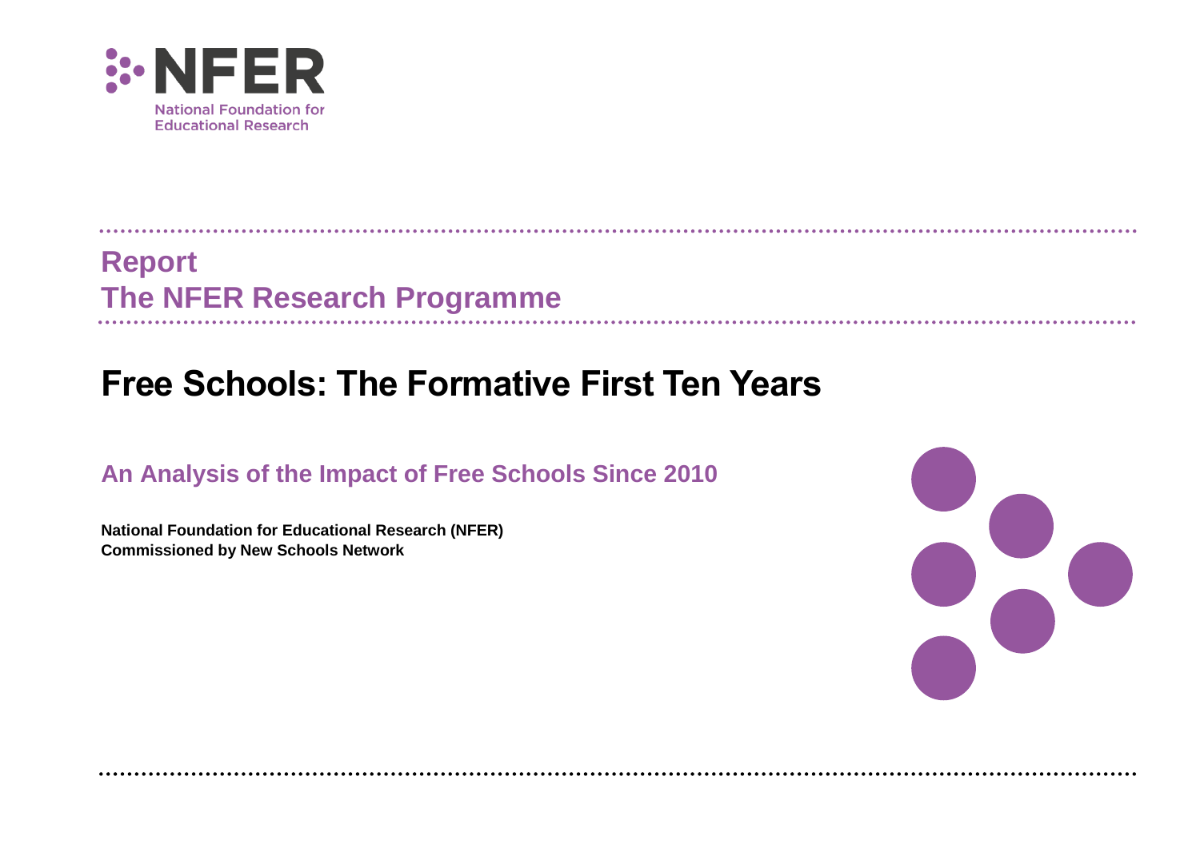NFER

National Foundation for Educational Research

**Report**
**The NFER Research Programme**

# Free Schools: The Formative First Ten Years

## An Analysis of the Impact of Free Schools Since 2010

**National Foundation for Educational Research (NFER)**
**Commissioned by New Schools Network**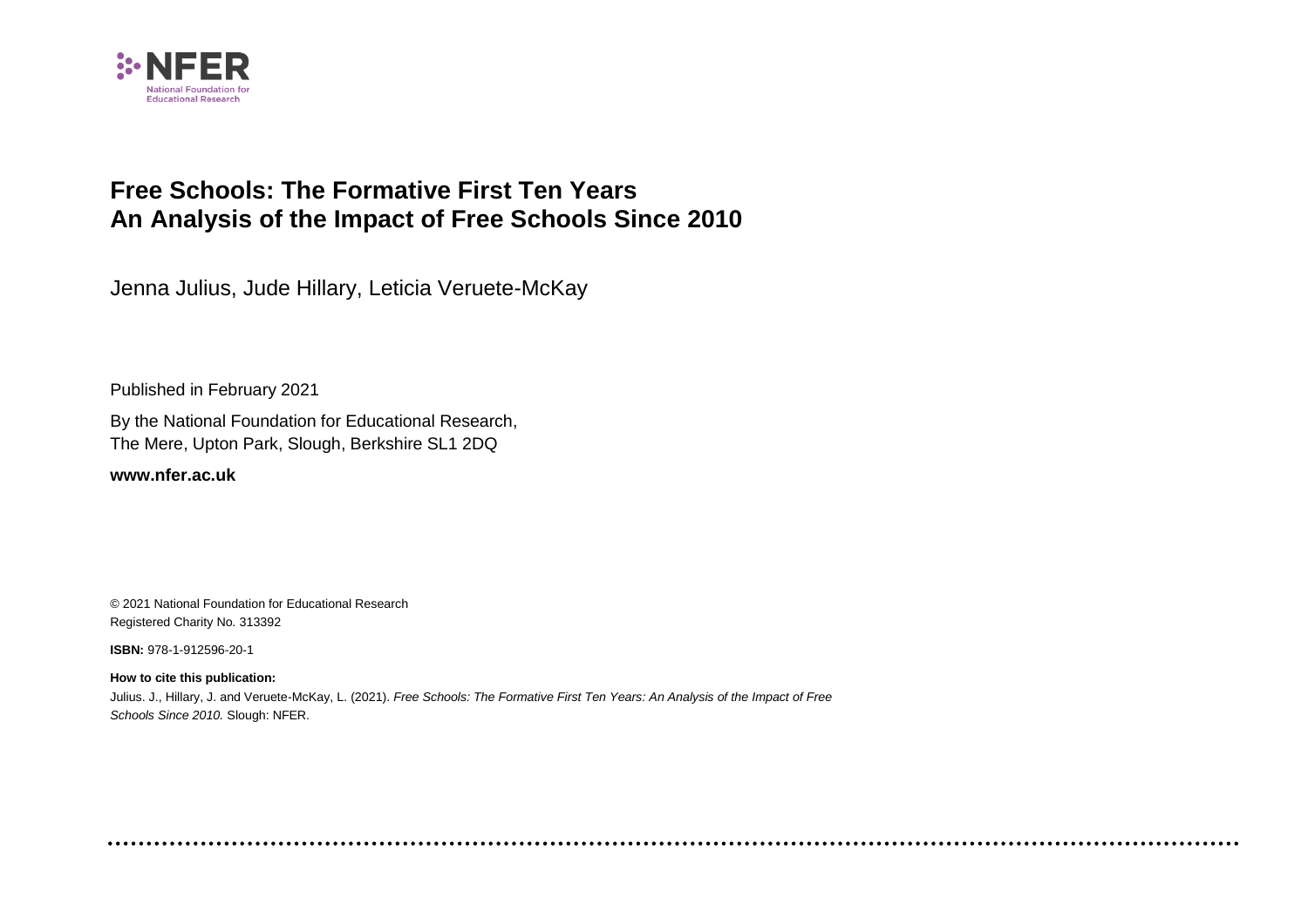# Free Schools: The Formative First Ten Years
# An Analysis of the Impact of Free Schools Since 2010

Jenna Julius, Jude Hillary, Leticia Veruete-McKay

Published in February 2021

By the National Foundation for Educational Research,
The Mere, Upton Park, Slough, Berkshire SL1 2DQ

**www.nfer.ac.uk**

© 2021 National Foundation for Educational Research
Registered Charity No. 313392

**ISBN:** 978-1-912596-20-1

**How to cite this publication:**

Julius. J., Hillary, J. and Veruete-McKay, L. (2021). *Free Schools: The Formative First Ten Years: An Analysis of the Impact of Free Schools Since 2010.* Slough: NFER.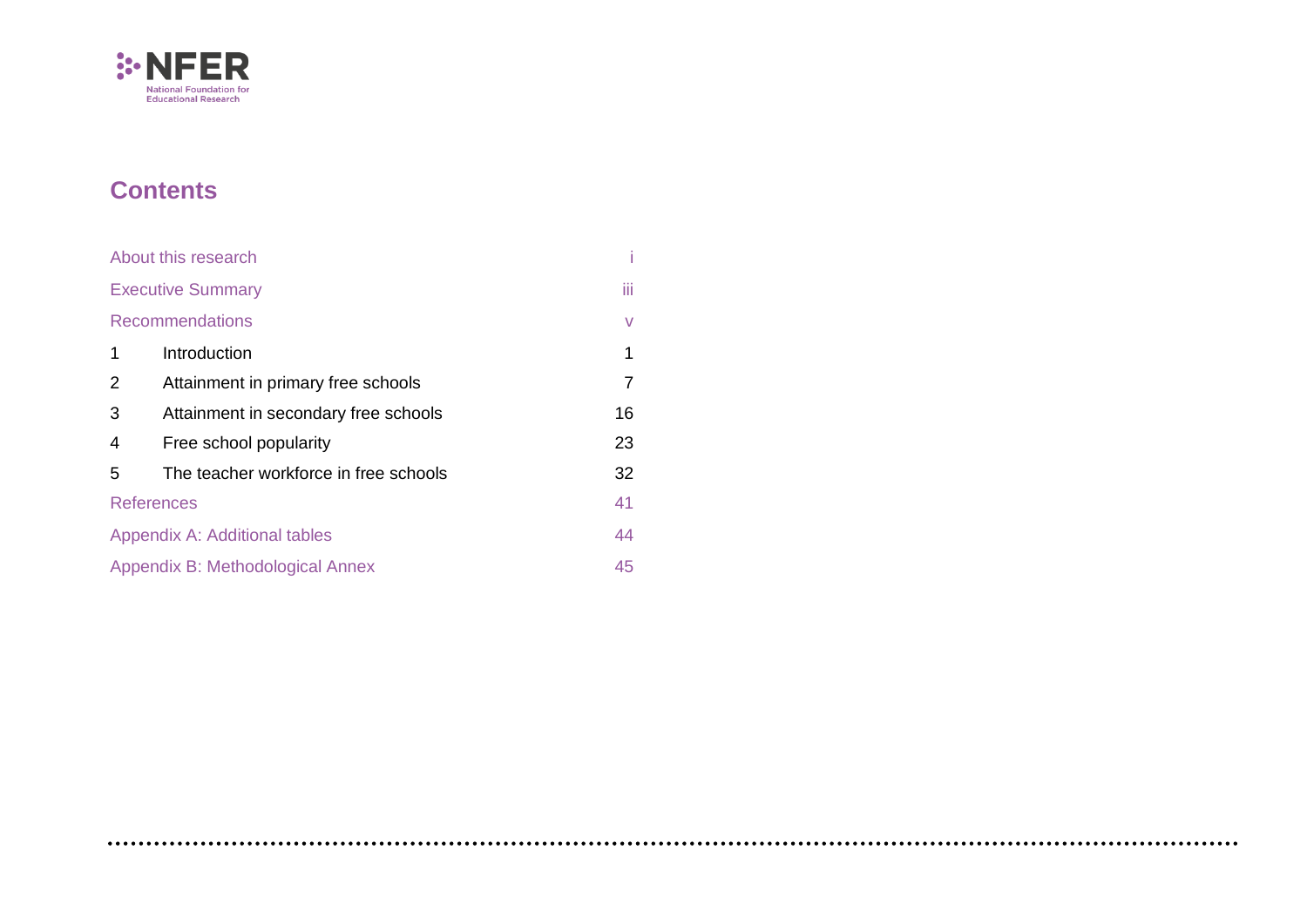## Contents

| | | |
|---|---|---|
| About this research | | i |
| Executive Summary | | iii |
| Recommendations | | v |
| 1 | Introduction | 1 |
| 2 | Attainment in primary free schools | 7 |
| 3 | Attainment in secondary free schools | 16 |
| 4 | Free school popularity | 23 |
| 5 | The teacher workforce in free schools | 32 |
| References | | 41 |
| Appendix A: Additional tables | | 44 |
| Appendix B: Methodological Annex | | 45 |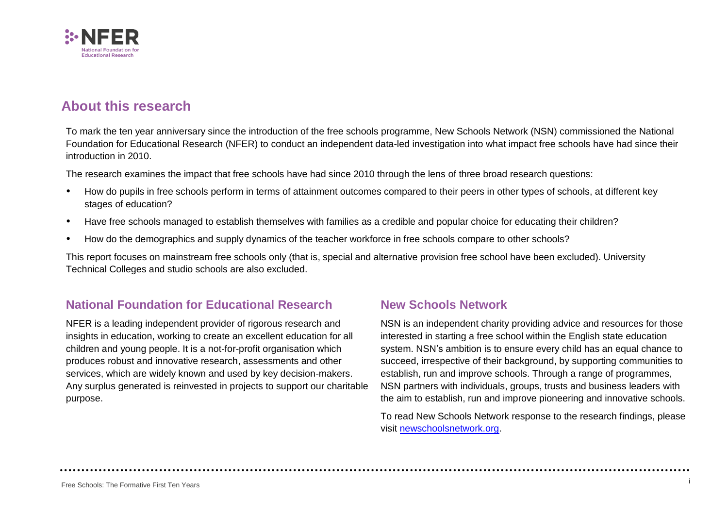## About this research

To mark the ten year anniversary since the introduction of the free schools programme, New Schools Network (NSN) commissioned the National Foundation for Educational Research (NFER) to conduct an independent data-led investigation into what impact free schools have had since their introduction in 2010.

The research examines the impact that free schools have had since 2010 through the lens of three broad research questions:

- How do pupils in free schools perform in terms of attainment outcomes compared to their peers in other types of schools, at different key stages of education?
- Have free schools managed to establish themselves with families as a credible and popular choice for educating their children?
- How do the demographics and supply dynamics of the teacher workforce in free schools compare to other schools?

This report focuses on mainstream free schools only (that is, special and alternative provision free school have been excluded). University Technical Colleges and studio schools are also excluded.

### National Foundation for Educational Research

NFER is a leading independent provider of rigorous research and insights in education, working to create an excellent education for all children and young people. It is a not-for-profit organisation which produces robust and innovative research, assessments and other services, which are widely known and used by key decision-makers. Any surplus generated is reinvested in projects to support our charitable purpose.

### New Schools Network

NSN is an independent charity providing advice and resources for those interested in starting a free school within the English state education system. NSN's ambition is to ensure every child has an equal chance to succeed, irrespective of their background, by supporting communities to establish, run and improve schools. Through a range of programmes, NSN partners with individuals, groups, trusts and business leaders with the aim to establish, run and improve pioneering and innovative schools.

To read New Schools Network response to the research findings, please visit [newschoolsnetwork.org](newschoolsnetwork.org).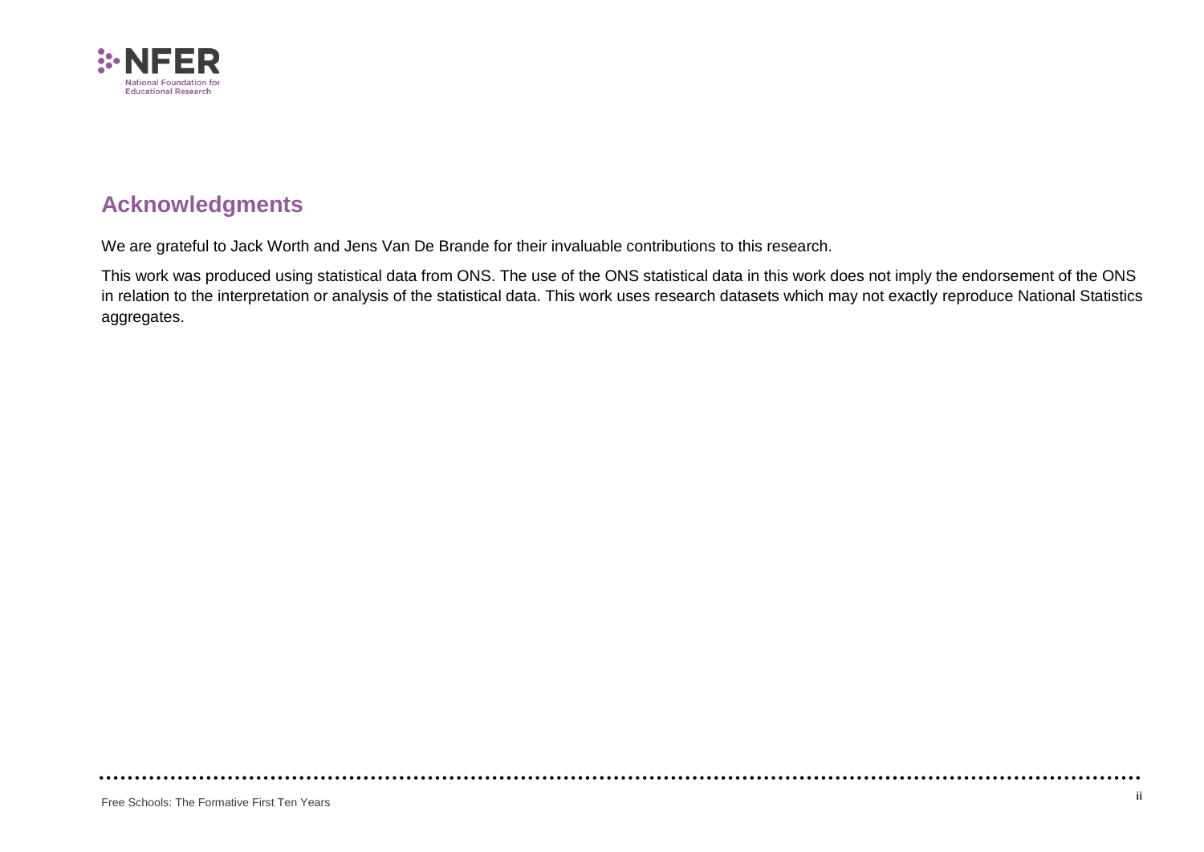## Acknowledgments

We are grateful to Jack Worth and Jens Van De Brande for their invaluable contributions to this research.

This work was produced using statistical data from ONS. The use of the ONS statistical data in this work does not imply the endorsement of the ONS in relation to the interpretation or analysis of the statistical data. This work uses research datasets which may not exactly reproduce National Statistics aggregates.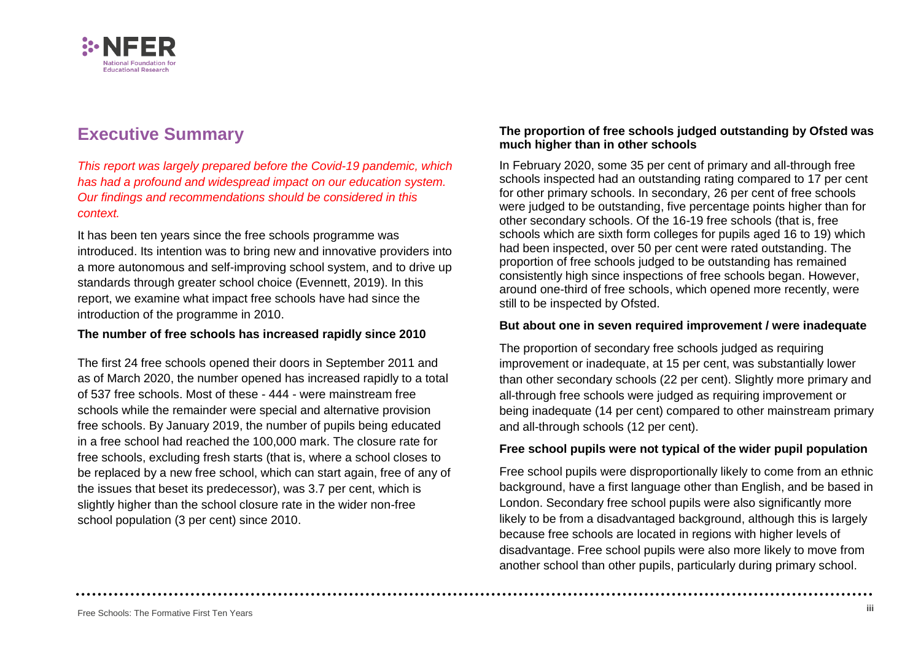## Executive Summary

*This report was largely prepared before the Covid-19 pandemic, which has had a profound and widespread impact on our education system. Our findings and recommendations should be considered in this context.*

It has been ten years since the free schools programme was introduced. Its intention was to bring new and innovative providers into a more autonomous and self-improving school system, and to drive up standards through greater school choice (Evennett, 2019). In this report, we examine what impact free schools have had since the introduction of the programme in 2010.

**The number of free schools has increased rapidly since 2010**

The first 24 free schools opened their doors in September 2011 and as of March 2020, the number opened has increased rapidly to a total of 537 free schools. Most of these - 444 - were mainstream free schools while the remainder were special and alternative provision free schools. By January 2019, the number of pupils being educated in a free school had reached the 100,000 mark. The closure rate for free schools, excluding fresh starts (that is, where a school closes to be replaced by a new free school, which can start again, free of any of the issues that beset its predecessor), was 3.7 per cent, which is slightly higher than the school closure rate in the wider non-free school population (3 per cent) since 2010.

**The proportion of free schools judged outstanding by Ofsted was much higher than in other schools**

In February 2020, some 35 per cent of primary and all-through free schools inspected had an outstanding rating compared to 17 per cent for other primary schools. In secondary, 26 per cent of free schools were judged to be outstanding, five percentage points higher than for other secondary schools. Of the 16-19 free schools (that is, free schools which are sixth form colleges for pupils aged 16 to 19) which had been inspected, over 50 per cent were rated outstanding. The proportion of free schools judged to be outstanding has remained consistently high since inspections of free schools began. However, around one-third of free schools, which opened more recently, were still to be inspected by Ofsted.

**But about one in seven required improvement / were inadequate**

The proportion of secondary free schools judged as requiring improvement or inadequate, at 15 per cent, was substantially lower than other secondary schools (22 per cent). Slightly more primary and all-through free schools were judged as requiring improvement or being inadequate (14 per cent) compared to other mainstream primary and all-through schools (12 per cent).

**Free school pupils were not typical of the wider pupil population**

Free school pupils were disproportionally likely to come from an ethnic background, have a first language other than English, and be based in London. Secondary free school pupils were also significantly more likely to be from a disadvantaged background, although this is largely because free schools are located in regions with higher levels of disadvantage. Free school pupils were also more likely to move from another school than other pupils, particularly during primary school.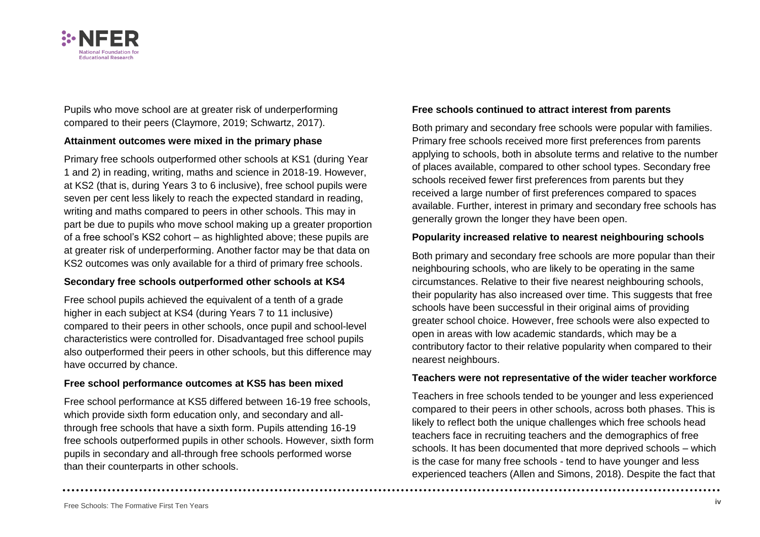Pupils who move school are at greater risk of underperforming compared to their peers (Claymore, 2019; Schwartz, 2017).

**Attainment outcomes were mixed in the primary phase**

Primary free schools outperformed other schools at KS1 (during Year 1 and 2) in reading, writing, maths and science in 2018-19. However, at KS2 (that is, during Years 3 to 6 inclusive), free school pupils were seven per cent less likely to reach the expected standard in reading, writing and maths compared to peers in other schools. This may in part be due to pupils who move school making up a greater proportion of a free school's KS2 cohort – as highlighted above; these pupils are at greater risk of underperforming. Another factor may be that data on KS2 outcomes was only available for a third of primary free schools.

**Secondary free schools outperformed other schools at KS4**

Free school pupils achieved the equivalent of a tenth of a grade higher in each subject at KS4 (during Years 7 to 11 inclusive) compared to their peers in other schools, once pupil and school-level characteristics were controlled for. Disadvantaged free school pupils also outperformed their peers in other schools, but this difference may have occurred by chance.

**Free school performance outcomes at KS5 has been mixed**

Free school performance at KS5 differed between 16-19 free schools, which provide sixth form education only, and secondary and all-through free schools that have a sixth form. Pupils attending 16-19 free schools outperformed pupils in other schools. However, sixth form pupils in secondary and all-through free schools performed worse than their counterparts in other schools.

**Free schools continued to attract interest from parents**

Both primary and secondary free schools were popular with families. Primary free schools received more first preferences from parents applying to schools, both in absolute terms and relative to the number of places available, compared to other school types. Secondary free schools received fewer first preferences from parents but they received a large number of first preferences compared to spaces available. Further, interest in primary and secondary free schools has generally grown the longer they have been open.

**Popularity increased relative to nearest neighbouring schools**

Both primary and secondary free schools are more popular than their neighbouring schools, who are likely to be operating in the same circumstances. Relative to their five nearest neighbouring schools, their popularity has also increased over time. This suggests that free schools have been successful in their original aims of providing greater school choice. However, free schools were also expected to open in areas with low academic standards, which may be a contributory factor to their relative popularity when compared to their nearest neighbours.

**Teachers were not representative of the wider teacher workforce**

Teachers in free schools tended to be younger and less experienced compared to their peers in other schools, across both phases. This is likely to reflect both the unique challenges which free schools head teachers face in recruiting teachers and the demographics of free schools. It has been documented that more deprived schools – which is the case for many free schools - tend to have younger and less experienced teachers (Allen and Simons, 2018). Despite the fact that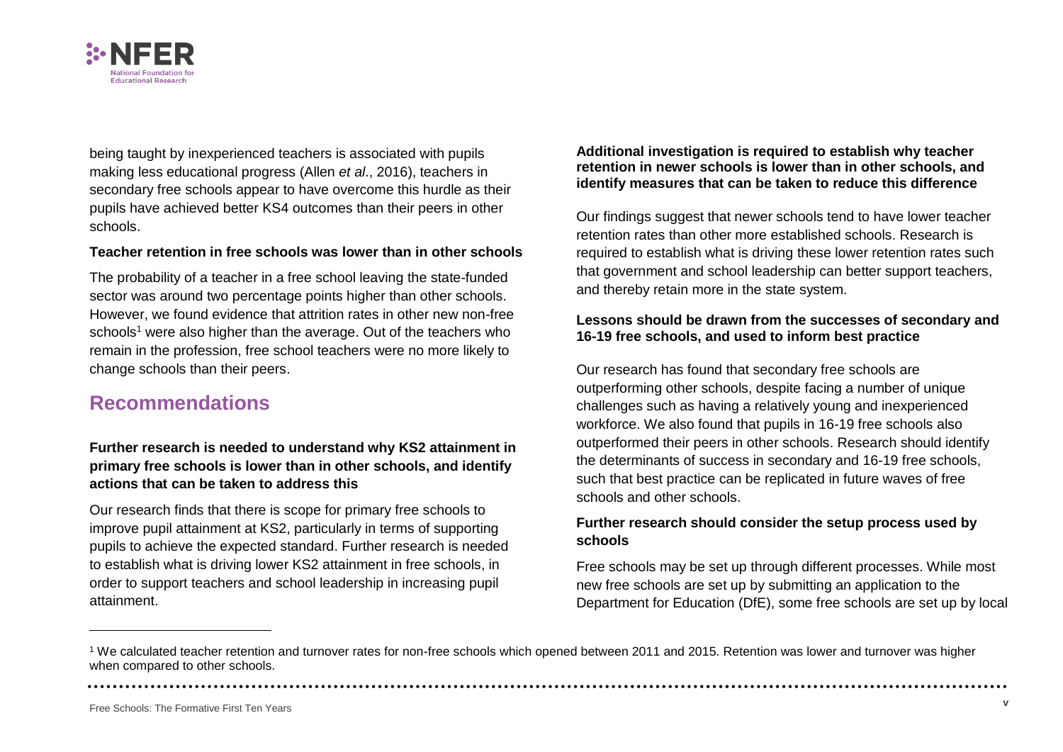being taught by inexperienced teachers is associated with pupils making less educational progress (Allen *et al*., 2016), teachers in secondary free schools appear to have overcome this hurdle as their pupils have achieved better KS4 outcomes than their peers in other schools.

**Teacher retention in free schools was lower than in other schools**

The probability of a teacher in a free school leaving the state-funded sector was around two percentage points higher than other schools. However, we found evidence that attrition rates in other new non-free schools[1] were also higher than the average. Out of the teachers who remain in the profession, free school teachers were no more likely to change schools than their peers.

## Recommendations

**Further research is needed to understand why KS2 attainment in primary free schools is lower than in other schools, and identify actions that can be taken to address this**

Our research finds that there is scope for primary free schools to improve pupil attainment at KS2, particularly in terms of supporting pupils to achieve the expected standard. Further research is needed to establish what is driving lower KS2 attainment in free schools, in order to support teachers and school leadership in increasing pupil attainment.

**Additional investigation is required to establish why teacher retention in newer schools is lower than in other schools, and identify measures that can be taken to reduce this difference**

Our findings suggest that newer schools tend to have lower teacher retention rates than other more established schools. Research is required to establish what is driving these lower retention rates such that government and school leadership can better support teachers, and thereby retain more in the state system.

**Lessons should be drawn from the successes of secondary and 16-19 free schools, and used to inform best practice**

Our research has found that secondary free schools are outperforming other schools, despite facing a number of unique challenges such as having a relatively young and inexperienced workforce. We also found that pupils in 16-19 free schools also outperformed their peers in other schools. Research should identify the determinants of success in secondary and 16-19 free schools, such that best practice can be replicated in future waves of free schools and other schools.

**Further research should consider the setup process used by schools**

Free schools may be set up through different processes. While most new free schools are set up by submitting an application to the Department for Education (DfE), some free schools are set up by local

[1] We calculated teacher retention and turnover rates for non-free schools which opened between 2011 and 2015. Retention was lower and turnover was higher when compared to other schools.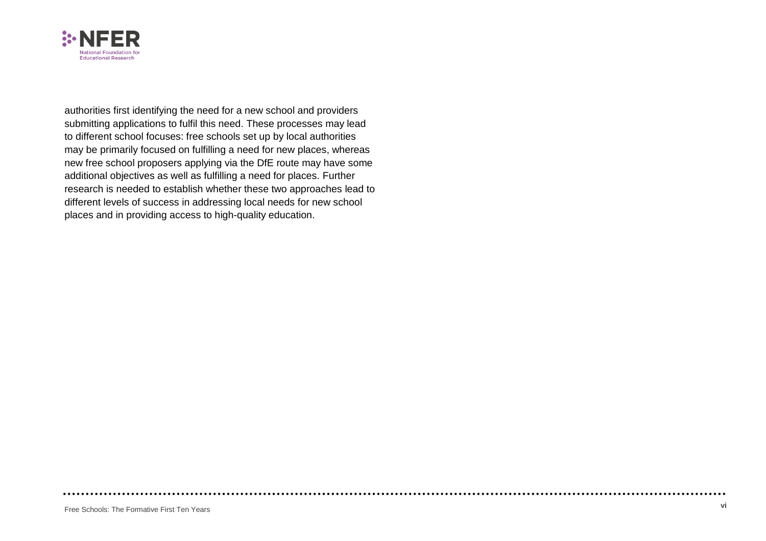authorities first identifying the need for a new school and providers submitting applications to fulfil this need. These processes may lead to different school focuses: free schools set up by local authorities may be primarily focused on fulfilling a need for new places, whereas new free school proposers applying via the DfE route may have some additional objectives as well as fulfilling a need for places. Further research is needed to establish whether these two approaches lead to different levels of success in addressing local needs for new school places and in providing access to high-quality education.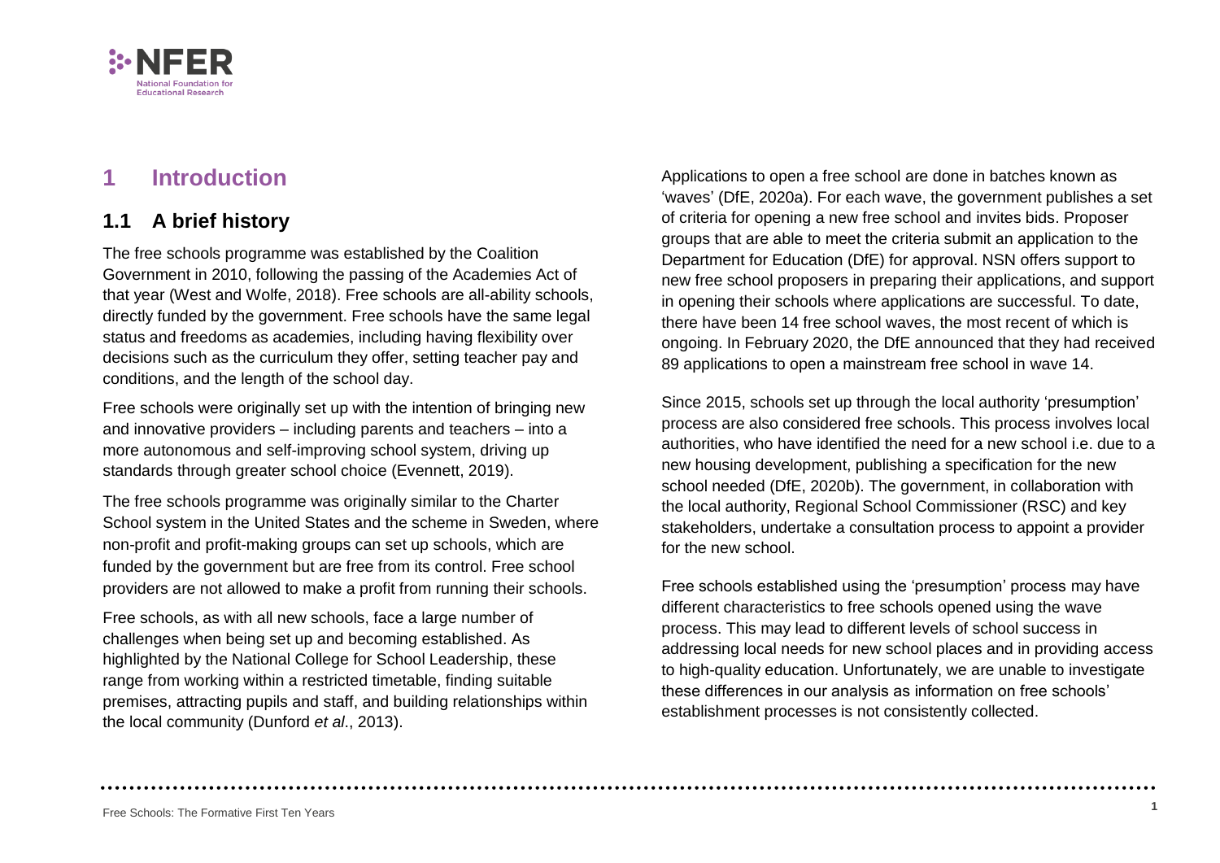# 1 Introduction

## 1.1 A brief history

The free schools programme was established by the Coalition Government in 2010, following the passing of the Academies Act of that year (West and Wolfe, 2018). Free schools are all-ability schools, directly funded by the government. Free schools have the same legal status and freedoms as academies, including having flexibility over decisions such as the curriculum they offer, setting teacher pay and conditions, and the length of the school day.

Free schools were originally set up with the intention of bringing new and innovative providers – including parents and teachers – into a more autonomous and self-improving school system, driving up standards through greater school choice (Evennett, 2019).

The free schools programme was originally similar to the Charter School system in the United States and the scheme in Sweden, where non-profit and profit-making groups can set up schools, which are funded by the government but are free from its control. Free school providers are not allowed to make a profit from running their schools.

Free schools, as with all new schools, face a large number of challenges when being set up and becoming established. As highlighted by the National College for School Leadership, these range from working within a restricted timetable, finding suitable premises, attracting pupils and staff, and building relationships within the local community (Dunford *et al*., 2013).

Applications to open a free school are done in batches known as 'waves' (DfE, 2020a). For each wave, the government publishes a set of criteria for opening a new free school and invites bids. Proposer groups that are able to meet the criteria submit an application to the Department for Education (DfE) for approval. NSN offers support to new free school proposers in preparing their applications, and support in opening their schools where applications are successful. To date, there have been 14 free school waves, the most recent of which is ongoing. In February 2020, the DfE announced that they had received 89 applications to open a mainstream free school in wave 14.

Since 2015, schools set up through the local authority 'presumption' process are also considered free schools. This process involves local authorities, who have identified the need for a new school i.e. due to a new housing development, publishing a specification for the new school needed (DfE, 2020b). The government, in collaboration with the local authority, Regional School Commissioner (RSC) and key stakeholders, undertake a consultation process to appoint a provider for the new school.

Free schools established using the 'presumption' process may have different characteristics to free schools opened using the wave process. This may lead to different levels of school success in addressing local needs for new school places and in providing access to high-quality education. Unfortunately, we are unable to investigate these differences in our analysis as information on free schools' establishment processes is not consistently collected.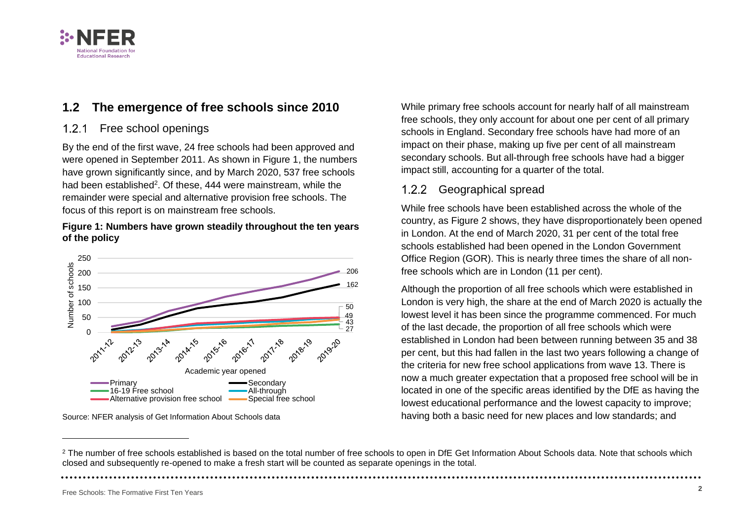## 1.2 The emergence of free schools since 2010

### 1.2.1 Free school openings

By the end of the first wave, 24 free schools had been approved and were opened in September 2011. As shown in Figure 1, the numbers have grown significantly since, and by March 2020, 537 free schools had been established[2]. Of these, 444 were mainstream, while the remainder were special and alternative provision free schools. The focus of this report is on mainstream free schools.

**Figure 1: Numbers have grown steadily throughout the ten years of the policy**

Source: NFER analysis of Get Information About Schools data

While primary free schools account for nearly half of all mainstream free schools, they only account for about one per cent of all primary schools in England. Secondary free schools have had more of an impact on their phase, making up five per cent of all mainstream secondary schools. But all-through free schools have had a bigger impact still, accounting for a quarter of the total.

### 1.2.2 Geographical spread

While free schools have been established across the whole of the country, as Figure 2 shows, they have disproportionately been opened in London. At the end of March 2020, 31 per cent of the total free schools established had been opened in the London Government Office Region (GOR). This is nearly three times the share of all non-free schools which are in London (11 per cent).

Although the proportion of all free schools which were established in London is very high, the share at the end of March 2020 is actually the lowest level it has been since the programme commenced. For much of the last decade, the proportion of all free schools which were established in London had been between running between 35 and 38 per cent, but this had fallen in the last two years following a change of the criteria for new free school applications from wave 13. There is now a much greater expectation that a proposed free school will be in located in one of the specific areas identified by the DfE as having the lowest educational performance and the lowest capacity to improve; having both a basic need for new places and low standards; and

[2] The number of free schools established is based on the total number of free schools to open in DfE Get Information About Schools data. Note that schools which closed and subsequently re-opened to make a fresh start will be counted as separate openings in the total.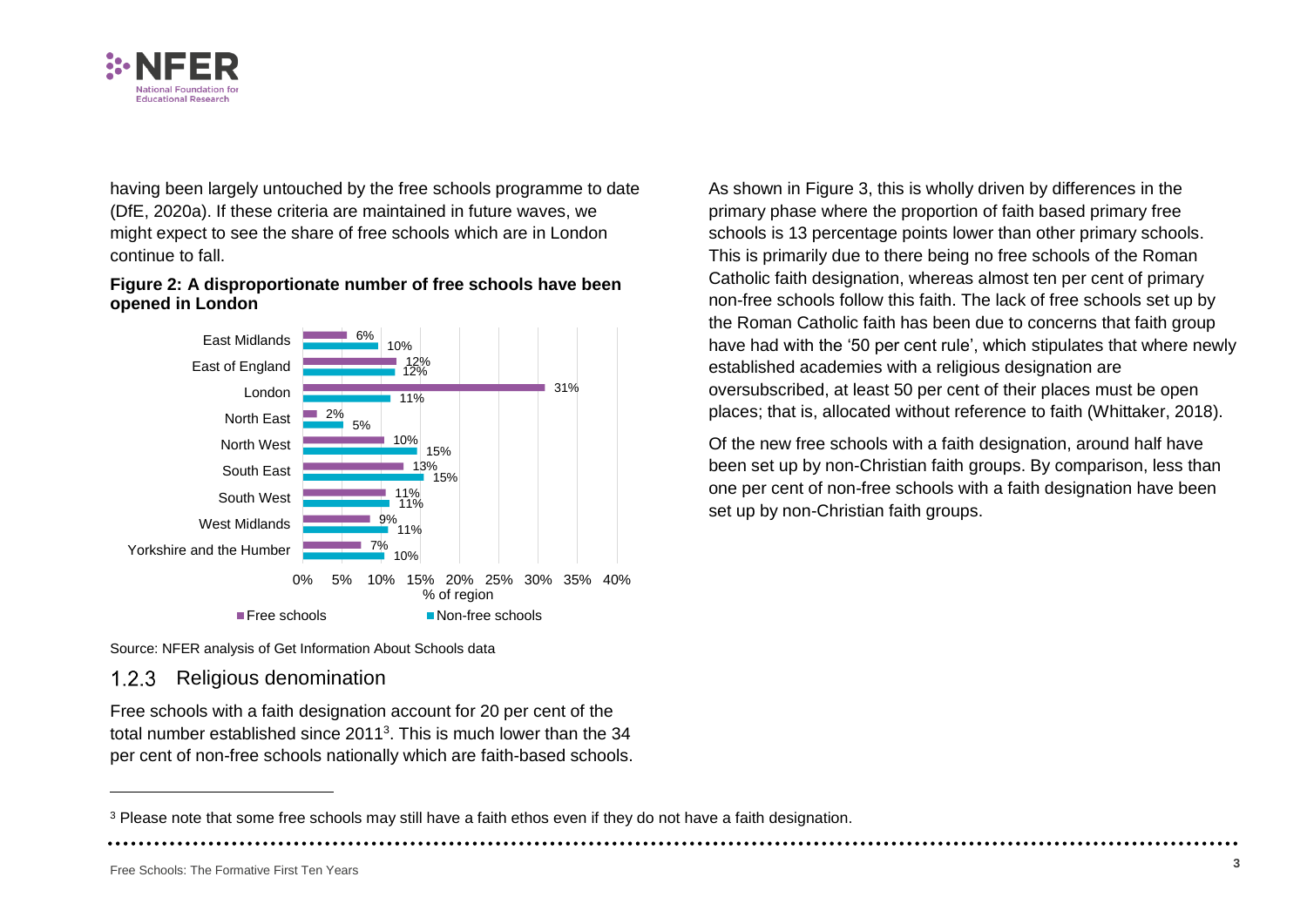having been largely untouched by the free schools programme to date (DfE, 2020a). If these criteria are maintained in future waves, we might expect to see the share of free schools which are in London continue to fall.

**Figure 2: A disproportionate number of free schools have been opened in London**

| Region | Free schools | Non-free schools |
|---|---|---|
| East Midlands | 6% | 10% |
| East of England | 12% | 12% |
| London | 31% | 11% |
| North East | 2% | 5% |
| North West | 10% | 15% |
| South East | 13% | 15% |
| South West | 11% | 11% |
| West Midlands | 9% | 11% |
| Yorkshire and the Humber | 7% | 10% |

Source: NFER analysis of Get Information About Schools data

### 1.2.3 Religious denomination

Free schools with a faith designation account for 20 per cent of the total number established since 2011[3]. This is much lower than the 34 per cent of non-free schools nationally which are faith-based schools.

As shown in Figure 3, this is wholly driven by differences in the primary phase where the proportion of faith based primary free schools is 13 percentage points lower than other primary schools. This is primarily due to there being no free schools of the Roman Catholic faith designation, whereas almost ten per cent of primary non-free schools follow this faith. The lack of free schools set up by the Roman Catholic faith has been due to concerns that faith group have had with the '50 per cent rule', which stipulates that where newly established academies with a religious designation are oversubscribed, at least 50 per cent of their places must be open places; that is, allocated without reference to faith (Whittaker, 2018).

Of the new free schools with a faith designation, around half have been set up by non-Christian faith groups. By comparison, less than one per cent of non-free schools with a faith designation have been set up by non-Christian faith groups.

[3] Please note that some free schools may still have a faith ethos even if they do not have a faith designation.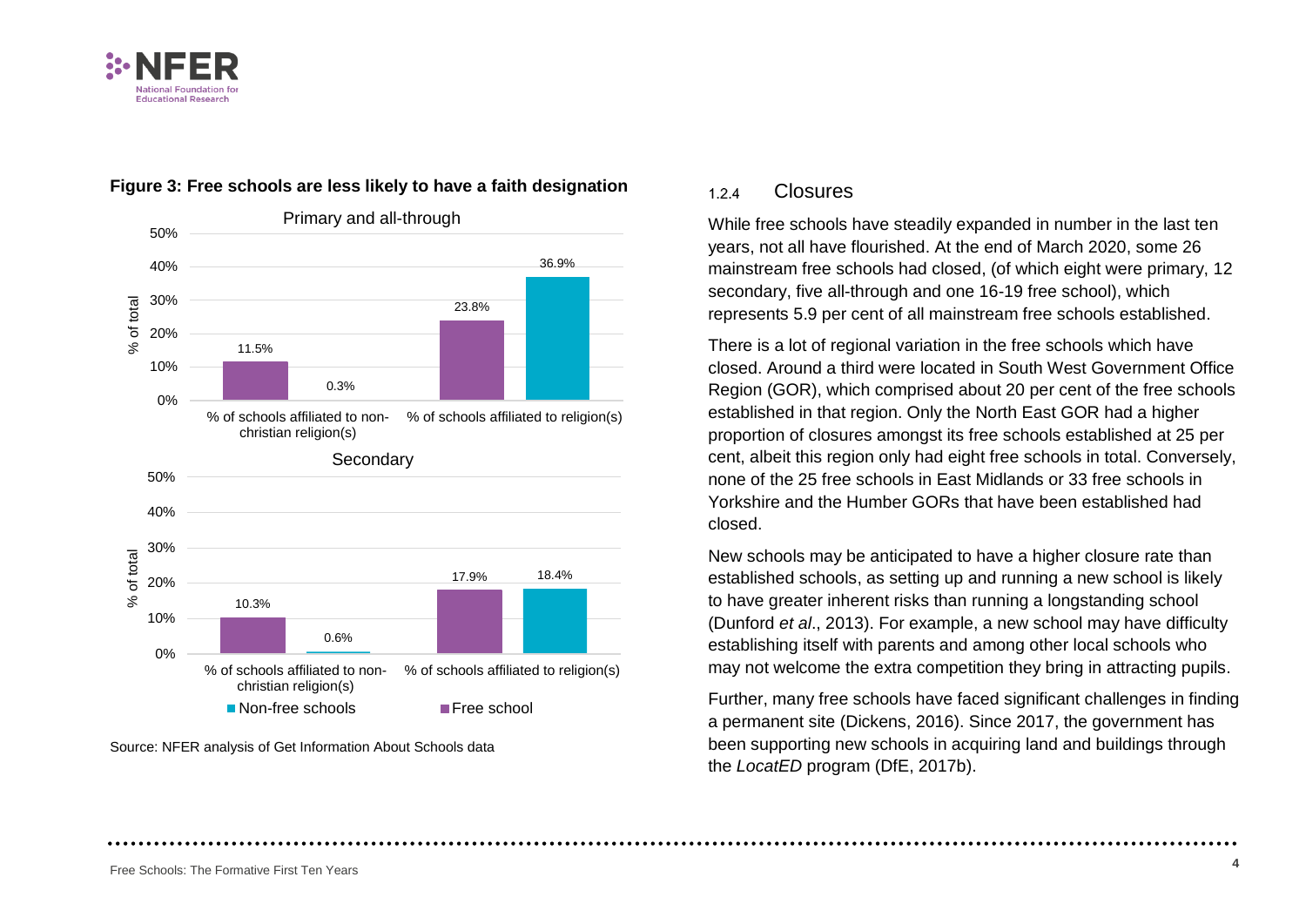**Figure 3: Free schools are less likely to have a faith designation**

Primary and all-through

| | Free school | Non-free schools |
|---|---|---|
| % of schools affiliated to non-christian religion(s) | 11.5% | 0.3% |
| % of schools affiliated to religion(s) | 23.8% | 36.9% |

Secondary

| | Free school | Non-free schools |
|---|---|---|
| % of schools affiliated to non-christian religion(s) | 10.3% | 0.6% |
| % of schools affiliated to religion(s) | 17.9% | 18.4% |

Source: NFER analysis of Get Information About Schools data

### 1.2.4 Closures

While free schools have steadily expanded in number in the last ten years, not all have flourished. At the end of March 2020, some 26 mainstream free schools had closed, (of which eight were primary, 12 secondary, five all-through and one 16-19 free school), which represents 5.9 per cent of all mainstream free schools established.

There is a lot of regional variation in the free schools which have closed. Around a third were located in South West Government Office Region (GOR), which comprised about 20 per cent of the free schools established in that region. Only the North East GOR had a higher proportion of closures amongst its free schools established at 25 per cent, albeit this region only had eight free schools in total. Conversely, none of the 25 free schools in East Midlands or 33 free schools in Yorkshire and the Humber GORs that have been established had closed.

New schools may be anticipated to have a higher closure rate than established schools, as setting up and running a new school is likely to have greater inherent risks than running a longstanding school (Dunford *et al*., 2013). For example, a new school may have difficulty establishing itself with parents and among other local schools who may not welcome the extra competition they bring in attracting pupils.

Further, many free schools have faced significant challenges in finding a permanent site (Dickens, 2016). Since 2017, the government has been supporting new schools in acquiring land and buildings through the *LocatED* program (DfE, 2017b).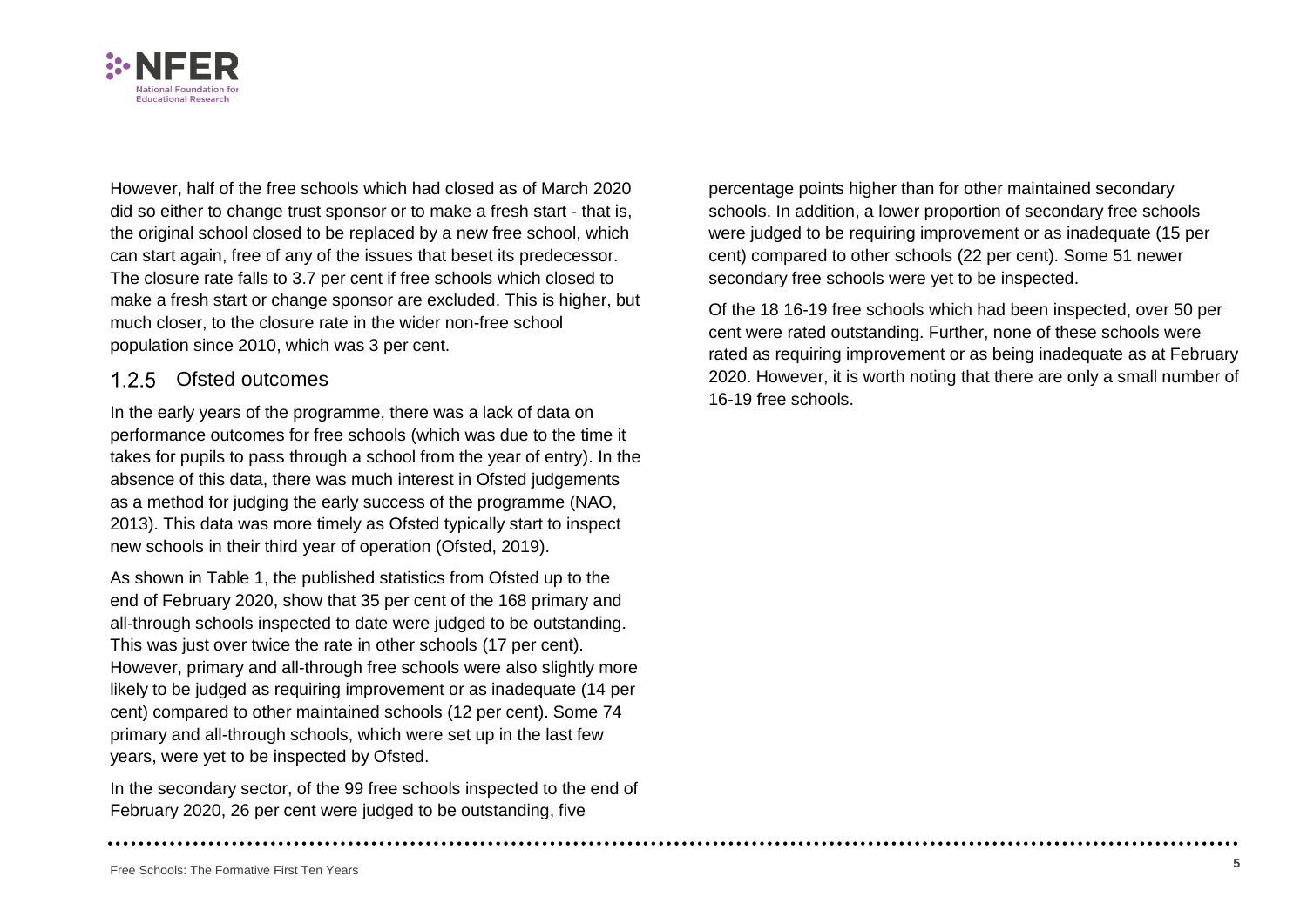However, half of the free schools which had closed as of March 2020 did so either to change trust sponsor or to make a fresh start - that is, the original school closed to be replaced by a new free school, which can start again, free of any of the issues that beset its predecessor. The closure rate falls to 3.7 per cent if free schools which closed to make a fresh start or change sponsor are excluded. This is higher, but much closer, to the closure rate in the wider non-free school population since 2010, which was 3 per cent.

### 1.2.5 Ofsted outcomes

In the early years of the programme, there was a lack of data on performance outcomes for free schools (which was due to the time it takes for pupils to pass through a school from the year of entry). In the absence of this data, there was much interest in Ofsted judgements as a method for judging the early success of the programme (NAO, 2013). This data was more timely as Ofsted typically start to inspect new schools in their third year of operation (Ofsted, 2019).

As shown in Table 1, the published statistics from Ofsted up to the end of February 2020, show that 35 per cent of the 168 primary and all-through schools inspected to date were judged to be outstanding. This was just over twice the rate in other schools (17 per cent). However, primary and all-through free schools were also slightly more likely to be judged as requiring improvement or as inadequate (14 per cent) compared to other maintained schools (12 per cent). Some 74 primary and all-through schools, which were set up in the last few years, were yet to be inspected by Ofsted.

In the secondary sector, of the 99 free schools inspected to the end of February 2020, 26 per cent were judged to be outstanding, five percentage points higher than for other maintained secondary schools. In addition, a lower proportion of secondary free schools were judged to be requiring improvement or as inadequate (15 per cent) compared to other schools (22 per cent). Some 51 newer secondary free schools were yet to be inspected.

Of the 18 16-19 free schools which had been inspected, over 50 per cent were rated outstanding. Further, none of these schools were rated as requiring improvement or as being inadequate as at February 2020. However, it is worth noting that there are only a small number of 16-19 free schools.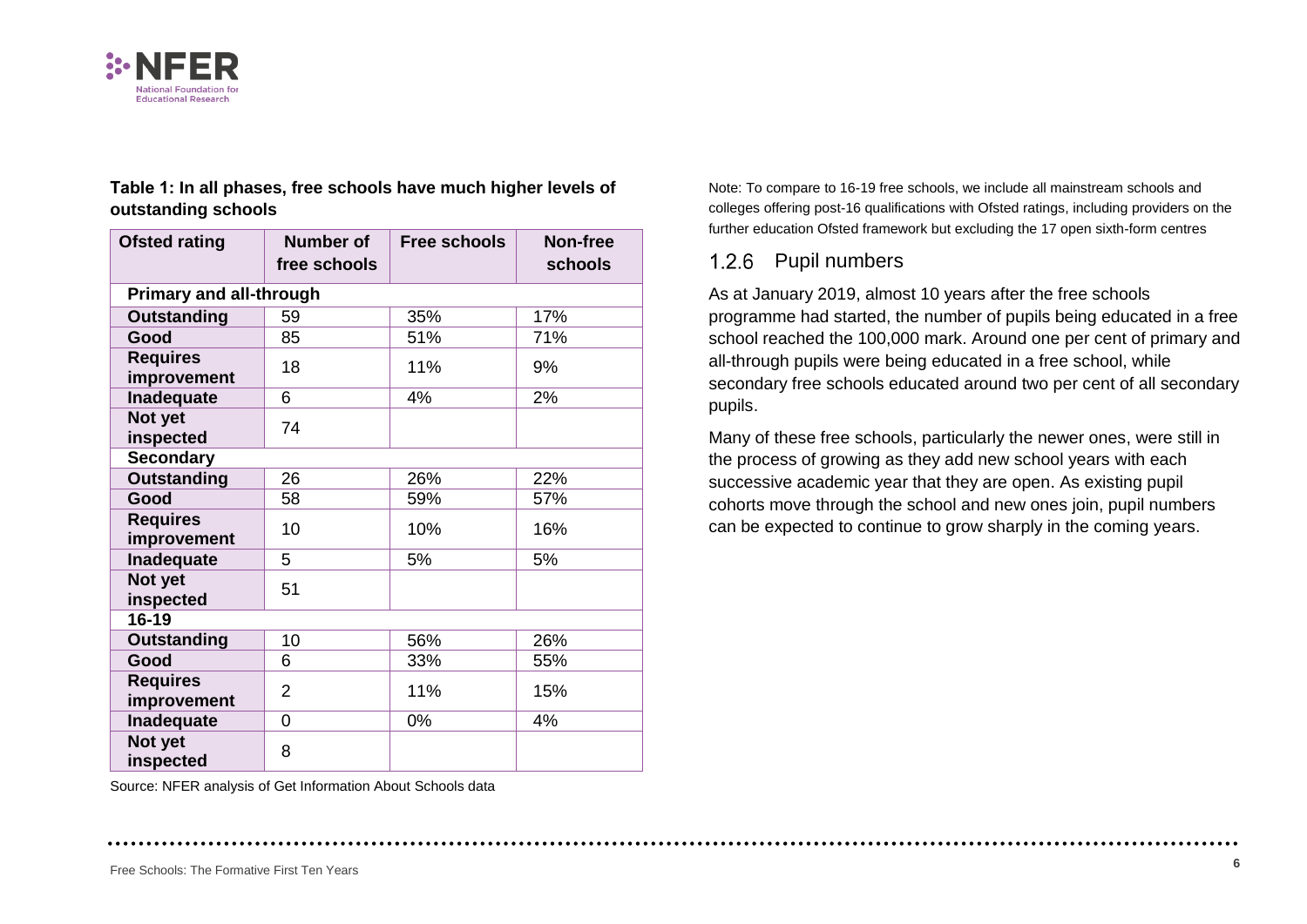**Table 1: In all phases, free schools have much higher levels of outstanding schools**

| Ofsted rating | Number of free schools | Free schools | Non-free schools |
|---|---|---|---|
| **Primary and all-through** | | | |
| **Outstanding** | 59 | 35% | 17% |
| **Good** | 85 | 51% | 71% |
| **Requires improvement** | 18 | 11% | 9% |
| **Inadequate** | 6 | 4% | 2% |
| **Not yet inspected** | 74 | | |
| **Secondary** | | | |
| **Outstanding** | 26 | 26% | 22% |
| **Good** | 58 | 59% | 57% |
| **Requires improvement** | 10 | 10% | 16% |
| **Inadequate** | 5 | 5% | 5% |
| **Not yet inspected** | 51 | | |
| **16-19** | | | |
| **Outstanding** | 10 | 56% | 26% |
| **Good** | 6 | 33% | 55% |
| **Requires improvement** | 2 | 11% | 15% |
| **Inadequate** | 0 | 0% | 4% |
| **Not yet inspected** | 8 | | |

Source: NFER analysis of Get Information About Schools data

Note: To compare to 16-19 free schools, we include all mainstream schools and colleges offering post-16 qualifications with Ofsted ratings, including providers on the further education Ofsted framework but excluding the 17 open sixth-form centres

### 1.2.6 Pupil numbers

As at January 2019, almost 10 years after the free schools programme had started, the number of pupils being educated in a free school reached the 100,000 mark. Around one per cent of primary and all-through pupils were being educated in a free school, while secondary free schools educated around two per cent of all secondary pupils.

Many of these free schools, particularly the newer ones, were still in the process of growing as they add new school years with each successive academic year that they are open. As existing pupil cohorts move through the school and new ones join, pupil numbers can be expected to continue to grow sharply in the coming years.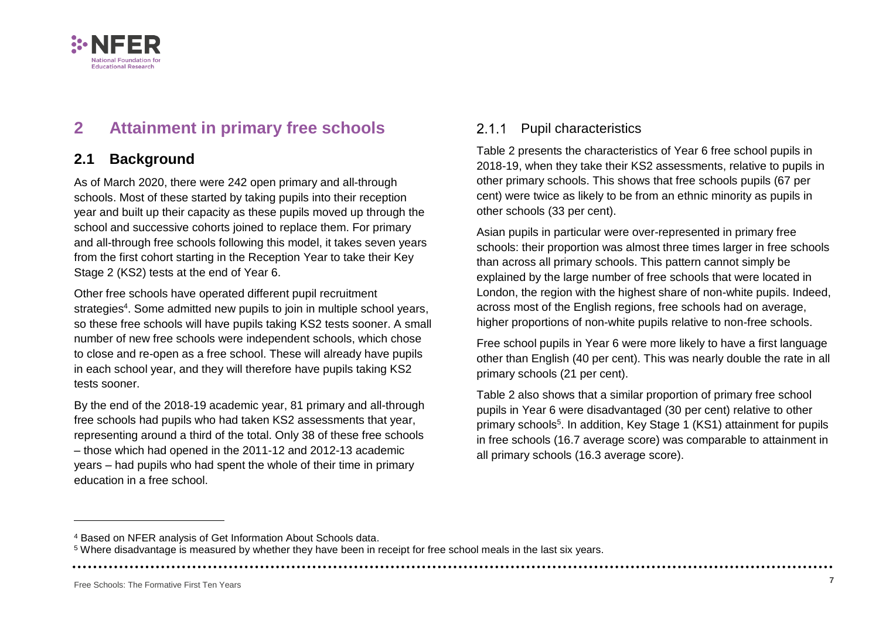# 2 Attainment in primary free schools

## 2.1 Background

As of March 2020, there were 242 open primary and all-through schools. Most of these started by taking pupils into their reception year and built up their capacity as these pupils moved up through the school and successive cohorts joined to replace them. For primary and all-through free schools following this model, it takes seven years from the first cohort starting in the Reception Year to take their Key Stage 2 (KS2) tests at the end of Year 6.

Other free schools have operated different pupil recruitment strategies[4]. Some admitted new pupils to join in multiple school years, so these free schools will have pupils taking KS2 tests sooner. A small number of new free schools were independent schools, which chose to close and re-open as a free school. These will already have pupils in each school year, and they will therefore have pupils taking KS2 tests sooner.

By the end of the 2018-19 academic year, 81 primary and all-through free schools had pupils who had taken KS2 assessments that year, representing around a third of the total. Only 38 of these free schools – those which had opened in the 2011-12 and 2012-13 academic years – had pupils who had spent the whole of their time in primary education in a free school.

### 2.1.1 Pupil characteristics

Table 2 presents the characteristics of Year 6 free school pupils in 2018-19, when they take their KS2 assessments, relative to pupils in other primary schools. This shows that free schools pupils (67 per cent) were twice as likely to be from an ethnic minority as pupils in other schools (33 per cent).

Asian pupils in particular were over-represented in primary free schools: their proportion was almost three times larger in free schools than across all primary schools. This pattern cannot simply be explained by the large number of free schools that were located in London, the region with the highest share of non-white pupils. Indeed, across most of the English regions, free schools had on average, higher proportions of non-white pupils relative to non-free schools.

Free school pupils in Year 6 were more likely to have a first language other than English (40 per cent). This was nearly double the rate in all primary schools (21 per cent).

Table 2 also shows that a similar proportion of primary free school pupils in Year 6 were disadvantaged (30 per cent) relative to other primary schools[5]. In addition, Key Stage 1 (KS1) attainment for pupils in free schools (16.7 average score) was comparable to attainment in all primary schools (16.3 average score).

---

[4] Based on NFER analysis of Get Information About Schools data.

[5] Where disadvantage is measured by whether they have been in receipt for free school meals in the last six years.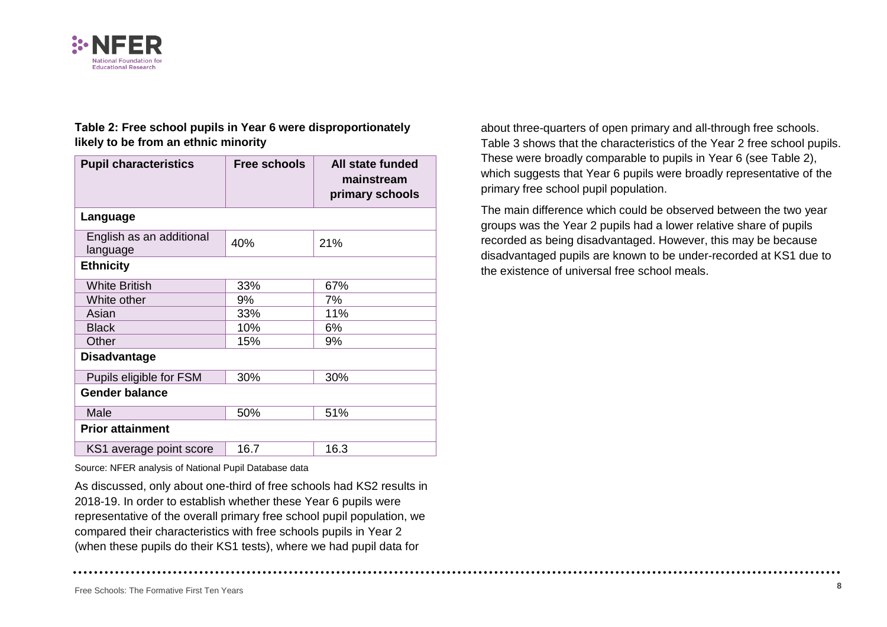**Table 2: Free school pupils in Year 6 were disproportionately likely to be from an ethnic minority**

| Pupil characteristics | Free schools | All state funded mainstream primary schools |
|---|---|---|
| **Language** | | |
| English as an additional language | 40% | 21% |
| **Ethnicity** | | |
| White British | 33% | 67% |
| White other | 9% | 7% |
| Asian | 33% | 11% |
| Black | 10% | 6% |
| Other | 15% | 9% |
| **Disadvantage** | | |
| Pupils eligible for FSM | 30% | 30% |
| **Gender balance** | | |
| Male | 50% | 51% |
| **Prior attainment** | | |
| KS1 average point score | 16.7 | 16.3 |

Source: NFER analysis of National Pupil Database data

As discussed, only about one-third of free schools had KS2 results in 2018-19. In order to establish whether these Year 6 pupils were representative of the overall primary free school pupil population, we compared their characteristics with free schools pupils in Year 2 (when these pupils do their KS1 tests), where we had pupil data for about three-quarters of open primary and all-through free schools. Table 3 shows that the characteristics of the Year 2 free school pupils. These were broadly comparable to pupils in Year 6 (see Table 2), which suggests that Year 6 pupils were broadly representative of the primary free school pupil population.

The main difference which could be observed between the two year groups was the Year 2 pupils had a lower relative share of pupils recorded as being disadvantaged. However, this may be because disadvantaged pupils are known to be under-recorded at KS1 due to the existence of universal free school meals.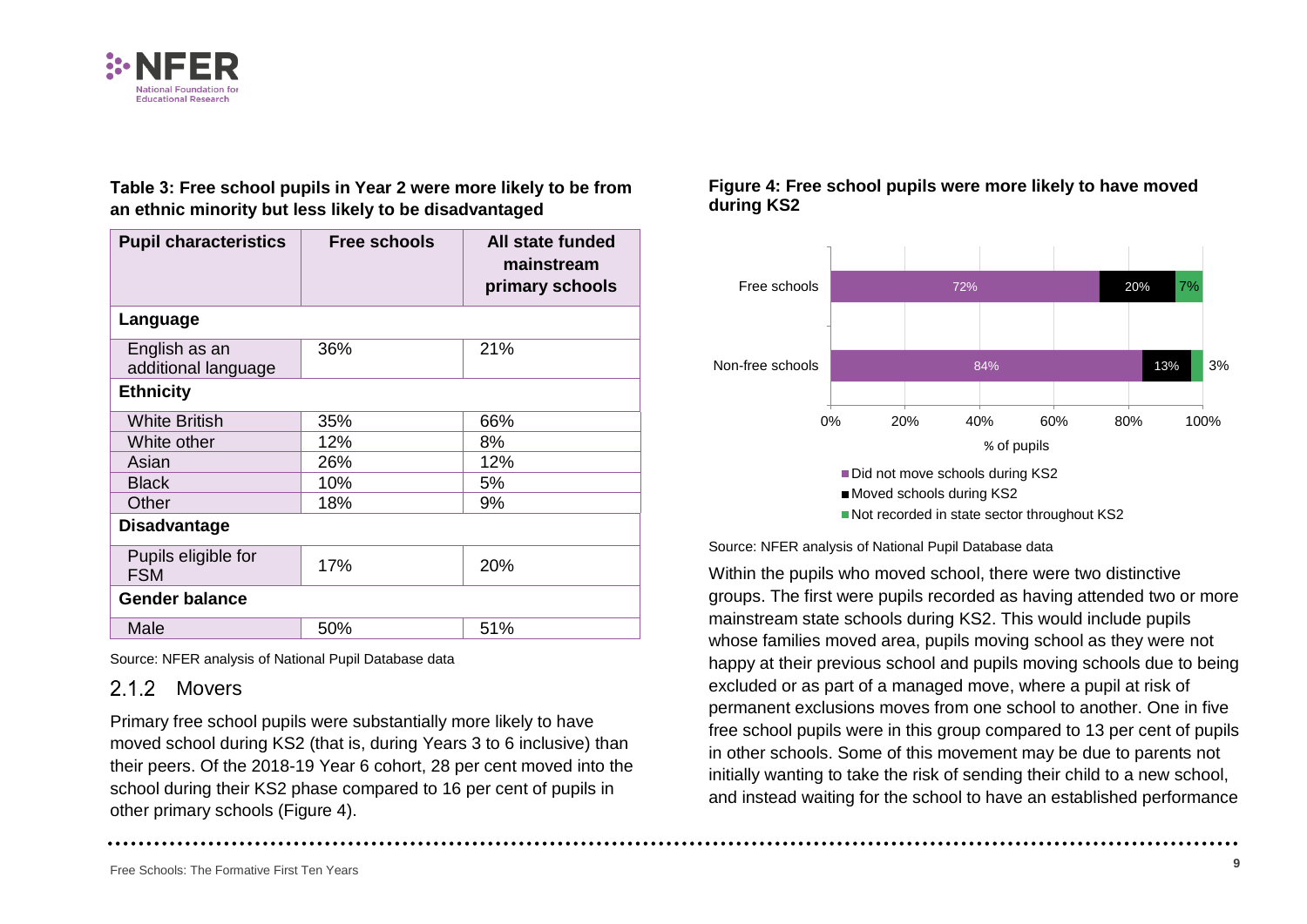**Table 3: Free school pupils in Year 2 were more likely to be from an ethnic minority but less likely to be disadvantaged**

| Pupil characteristics | Free schools | All state funded mainstream primary schools |
|---|---|---|
| **Language** | | |
| English as an additional language | 36% | 21% |
| **Ethnicity** | | |
| White British | 35% | 66% |
| White other | 12% | 8% |
| Asian | 26% | 12% |
| Black | 10% | 5% |
| Other | 18% | 9% |
| **Disadvantage** | | |
| Pupils eligible for FSM | 17% | 20% |
| **Gender balance** | | |
| Male | 50% | 51% |

Source: NFER analysis of National Pupil Database data

### 2.1.2 Movers

Primary free school pupils were substantially more likely to have moved school during KS2 (that is, during Years 3 to 6 inclusive) than their peers. Of the 2018-19 Year 6 cohort, 28 per cent moved into the school during their KS2 phase compared to 16 per cent of pupils in other primary schools (Figure 4).

**Figure 4: Free school pupils were more likely to have moved during KS2**

| | Did not move schools during KS2 | Moved schools during KS2 | Not recorded in state sector throughout KS2 |
|---|---|---|---|
| Free schools | 72% | 20% | 7% |
| Non-free schools | 84% | 13% | 3% |

Source: NFER analysis of National Pupil Database data

Within the pupils who moved school, there were two distinctive groups. The first were pupils recorded as having attended two or more mainstream state schools during KS2. This would include pupils whose families moved area, pupils moving school as they were not happy at their previous school and pupils moving schools due to being excluded or as part of a managed move, where a pupil at risk of permanent exclusions moves from one school to another. One in five free school pupils were in this group compared to 13 per cent of pupils in other schools. Some of this movement may be due to parents not initially wanting to take the risk of sending their child to a new school, and instead waiting for the school to have an established performance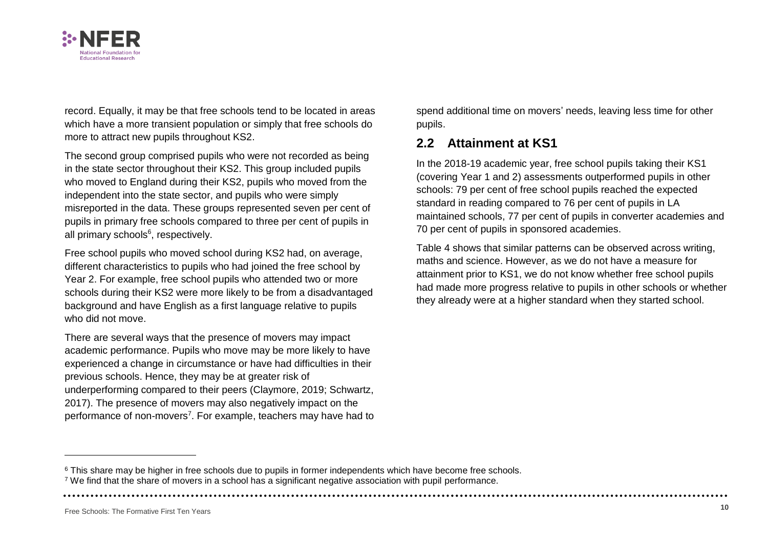record. Equally, it may be that free schools tend to be located in areas which have a more transient population or simply that free schools do more to attract new pupils throughout KS2.

The second group comprised pupils who were not recorded as being in the state sector throughout their KS2. This group included pupils who moved to England during their KS2, pupils who moved from the independent into the state sector, and pupils who were simply misreported in the data. These groups represented seven per cent of pupils in primary free schools compared to three per cent of pupils in all primary schools[6], respectively.

Free school pupils who moved school during KS2 had, on average, different characteristics to pupils who had joined the free school by Year 2. For example, free school pupils who attended two or more schools during their KS2 were more likely to be from a disadvantaged background and have English as a first language relative to pupils who did not move.

There are several ways that the presence of movers may impact academic performance. Pupils who move may be more likely to have experienced a change in circumstance or have had difficulties in their previous schools. Hence, they may be at greater risk of underperforming compared to their peers (Claymore, 2019; Schwartz, 2017). The presence of movers may also negatively impact on the performance of non-movers[7]. For example, teachers may have had to spend additional time on movers' needs, leaving less time for other pupils.

## 2.2 Attainment at KS1

In the 2018-19 academic year, free school pupils taking their KS1 (covering Year 1 and 2) assessments outperformed pupils in other schools: 79 per cent of free school pupils reached the expected standard in reading compared to 76 per cent of pupils in LA maintained schools, 77 per cent of pupils in converter academies and 70 per cent of pupils in sponsored academies.

Table 4 shows that similar patterns can be observed across writing, maths and science. However, as we do not have a measure for attainment prior to KS1, we do not know whether free school pupils had made more progress relative to pupils in other schools or whether they already were at a higher standard when they started school.

---

[6] This share may be higher in free schools due to pupils in former independents which have become free schools.

[7] We find that the share of movers in a school has a significant negative association with pupil performance.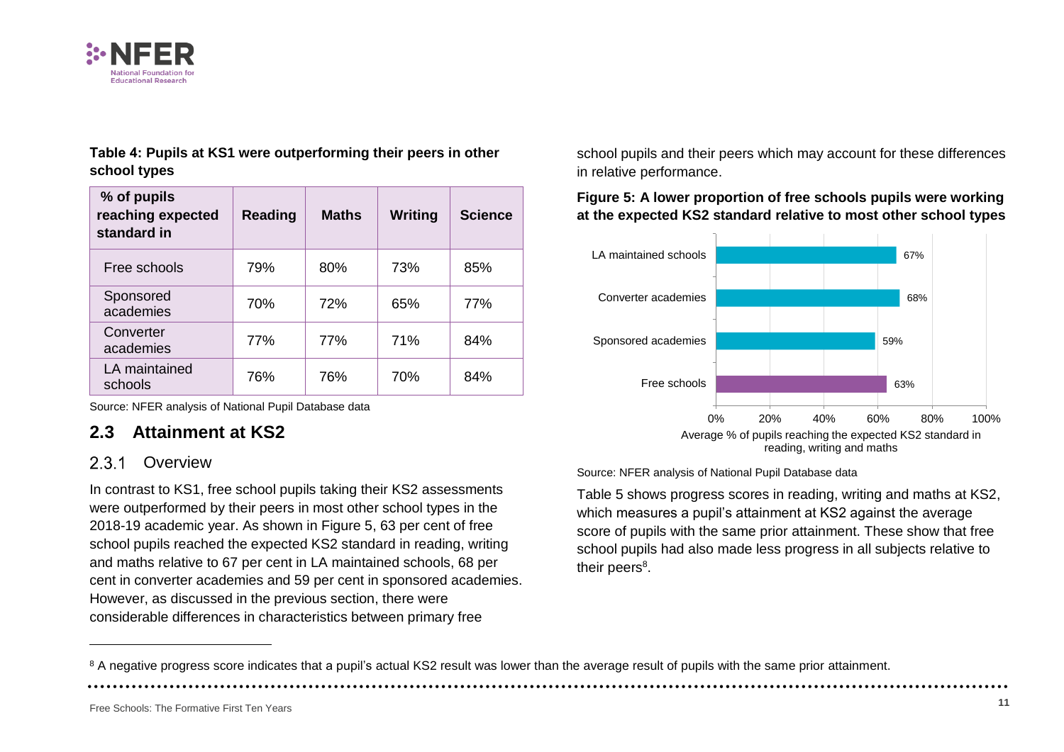**Table 4: Pupils at KS1 were outperforming their peers in other school types**

| % of pupils reaching expected standard in | Reading | Maths | Writing | Science |
|---|---|---|---|---|
| Free schools | 79% | 80% | 73% | 85% |
| Sponsored academies | 70% | 72% | 65% | 77% |
| Converter academies | 77% | 77% | 71% | 84% |
| LA maintained schools | 76% | 76% | 70% | 84% |

Source: NFER analysis of National Pupil Database data

## 2.3 Attainment at KS2

### 2.3.1 Overview

In contrast to KS1, free school pupils taking their KS2 assessments were outperformed by their peers in most other school types in the 2018-19 academic year. As shown in Figure 5, 63 per cent of free school pupils reached the expected KS2 standard in reading, writing and maths relative to 67 per cent in LA maintained schools, 68 per cent in converter academies and 59 per cent in sponsored academies. However, as discussed in the previous section, there were considerable differences in characteristics between primary free school pupils and their peers which may account for these differences in relative performance.

**Figure 5: A lower proportion of free schools pupils were working at the expected KS2 standard relative to most other school types**

| School type | Average % of pupils reaching the expected KS2 standard in reading, writing and maths |
|---|---|
| LA maintained schools | 67% |
| Converter academies | 68% |
| Sponsored academies | 59% |
| Free schools | 63% |

Source: NFER analysis of National Pupil Database data

Table 5 shows progress scores in reading, writing and maths at KS2, which measures a pupil's attainment at KS2 against the average score of pupils with the same prior attainment. These show that free school pupils had also made less progress in all subjects relative to their peers[8].

[8] A negative progress score indicates that a pupil's actual KS2 result was lower than the average result of pupils with the same prior attainment.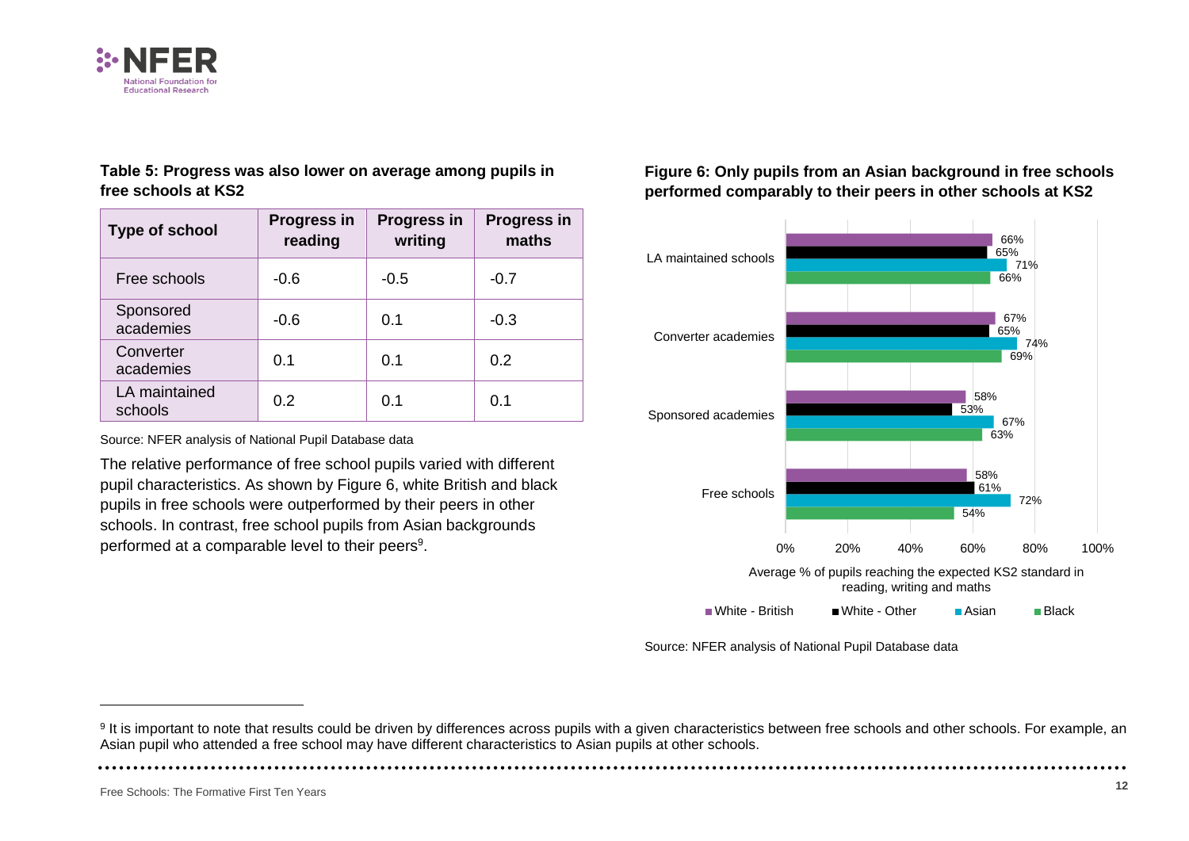**Table 5: Progress was also lower on average among pupils in free schools at KS2**

| Type of school | Progress in reading | Progress in writing | Progress in maths |
|---|---|---|---|
| Free schools | -0.6 | -0.5 | -0.7 |
| Sponsored academies | -0.6 | 0.1 | -0.3 |
| Converter academies | 0.1 | 0.1 | 0.2 |
| LA maintained schools | 0.2 | 0.1 | 0.1 |

Source: NFER analysis of National Pupil Database data

The relative performance of free school pupils varied with different pupil characteristics. As shown by Figure 6, white British and black pupils in free schools were outperformed by their peers in other schools. In contrast, free school pupils from Asian backgrounds performed at a comparable level to their peers[9].

**Figure 6: Only pupils from an Asian background in free schools performed comparably to their peers in other schools at KS2**

| | White - British | White - Other | Asian | Black |
|---|---|---|---|---|
| LA maintained schools | 66% | 65% | 71% | 66% |
| Converter academies | 67% | 65% | 74% | 69% |
| Sponsored academies | 58% | 53% | 67% | 63% |
| Free schools | 58% | 61% | 72% | 54% |

Average % of pupils reaching the expected KS2 standard in reading, writing and maths

Source: NFER analysis of National Pupil Database data

[9] It is important to note that results could be driven by differences across pupils with a given characteristics between free schools and other schools. For example, an Asian pupil who attended a free school may have different characteristics to Asian pupils at other schools.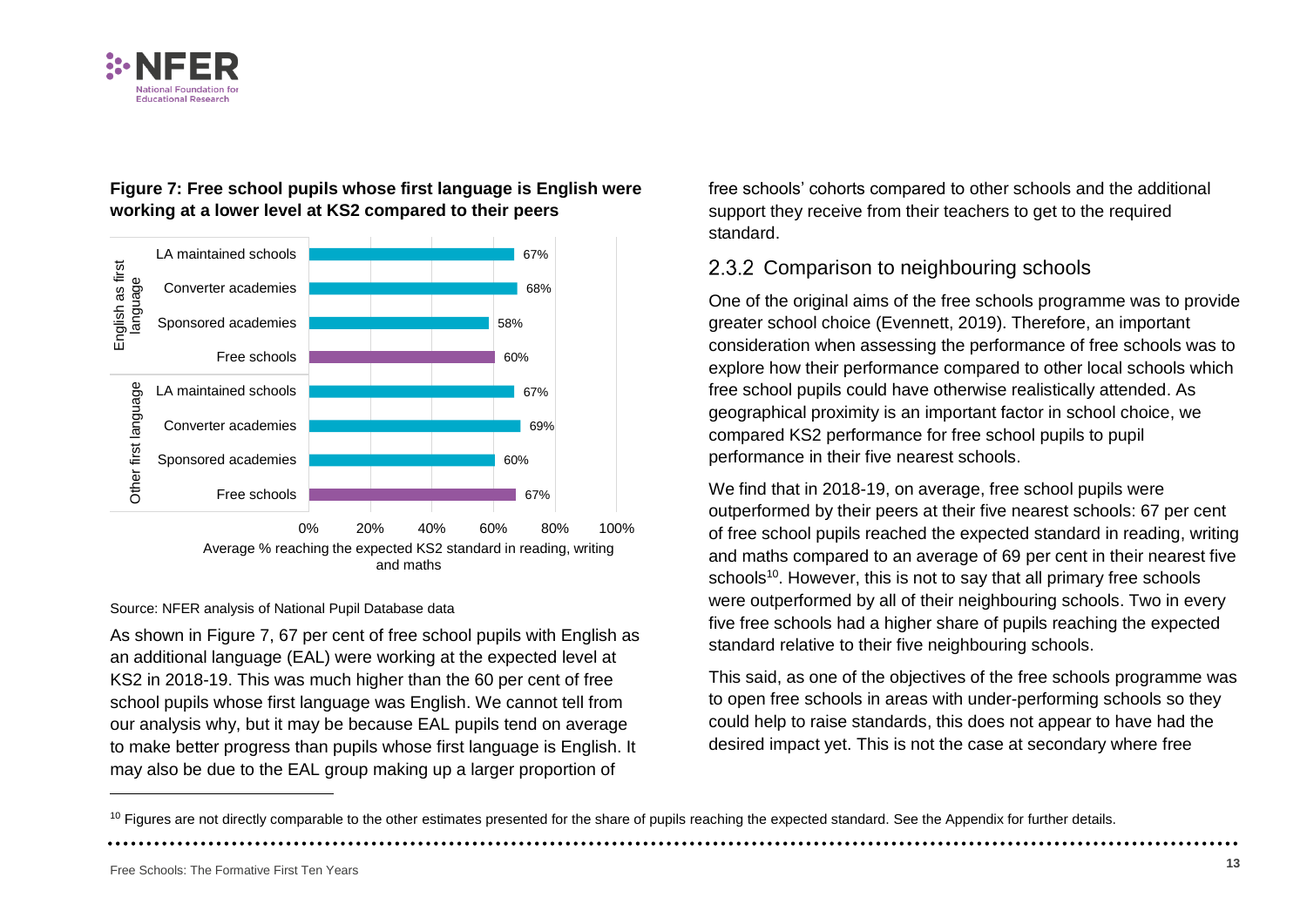**Figure 7: Free school pupils whose first language is English were working at a lower level at KS2 compared to their peers**

| | | Average % reaching the expected KS2 standard in reading, writing and maths |
|---|---|---|
| English as first language | LA maintained schools | 67% |
| | Converter academies | 68% |
| | Sponsored academies | 58% |
| | Free schools | 60% |
| Other first language | LA maintained schools | 67% |
| | Converter academies | 69% |
| | Sponsored academies | 60% |
| | Free schools | 67% |

Source: NFER analysis of National Pupil Database data

As shown in Figure 7, 67 per cent of free school pupils with English as an additional language (EAL) were working at the expected level at KS2 in 2018-19. This was much higher than the 60 per cent of free school pupils whose first language was English. We cannot tell from our analysis why, but it may be because EAL pupils tend on average to make better progress than pupils whose first language is English. It may also be due to the EAL group making up a larger proportion of free schools' cohorts compared to other schools and the additional support they receive from their teachers to get to the required standard.

### 2.3.2 Comparison to neighbouring schools

One of the original aims of the free schools programme was to provide greater school choice (Evennett, 2019). Therefore, an important consideration when assessing the performance of free schools was to explore how their performance compared to other local schools which free school pupils could have otherwise realistically attended. As geographical proximity is an important factor in school choice, we compared KS2 performance for free school pupils to pupil performance in their five nearest schools.

We find that in 2018-19, on average, free school pupils were outperformed by their peers at their five nearest schools: 67 per cent of free school pupils reached the expected standard in reading, writing and maths compared to an average of 69 per cent in their nearest five schools[10]. However, this is not to say that all primary free schools were outperformed by all of their neighbouring schools. Two in every five free schools had a higher share of pupils reaching the expected standard relative to their five neighbouring schools.

This said, as one of the objectives of the free schools programme was to open free schools in areas with under-performing schools so they could help to raise standards, this does not appear to have had the desired impact yet. This is not the case at secondary where free

[10] Figures are not directly comparable to the other estimates presented for the share of pupils reaching the expected standard. See the Appendix for further details.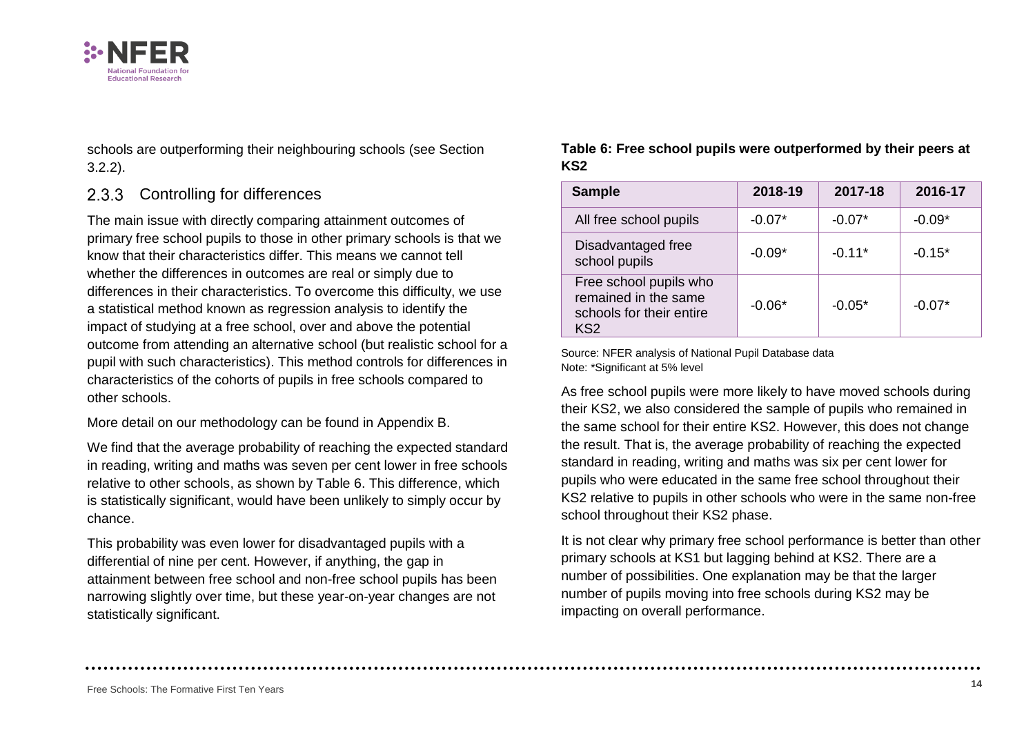schools are outperforming their neighbouring schools (see Section 3.2.2).

### 2.3.3 Controlling for differences

The main issue with directly comparing attainment outcomes of primary free school pupils to those in other primary schools is that we know that their characteristics differ. This means we cannot tell whether the differences in outcomes are real or simply due to differences in their characteristics. To overcome this difficulty, we use a statistical method known as regression analysis to identify the impact of studying at a free school, over and above the potential outcome from attending an alternative school (but realistic school for a pupil with such characteristics). This method controls for differences in characteristics of the cohorts of pupils in free schools compared to other schools.

More detail on our methodology can be found in Appendix B.

We find that the average probability of reaching the expected standard in reading, writing and maths was seven per cent lower in free schools relative to other schools, as shown by Table 6. This difference, which is statistically significant, would have been unlikely to simply occur by chance.

This probability was even lower for disadvantaged pupils with a differential of nine per cent. However, if anything, the gap in attainment between free school and non-free school pupils has been narrowing slightly over time, but these year-on-year changes are not statistically significant.

**Table 6: Free school pupils were outperformed by their peers at KS2**

| Sample | 2018-19 | 2017-18 | 2016-17 |
|---|---|---|---|
| All free school pupils | -0.07* | -0.07* | -0.09* |
| Disadvantaged free school pupils | -0.09* | -0.11* | -0.15* |
| Free school pupils who remained in the same schools for their entire KS2 | -0.06* | -0.05* | -0.07* |

Source: NFER analysis of National Pupil Database data
Note: *Significant at 5% level

As free school pupils were more likely to have moved schools during their KS2, we also considered the sample of pupils who remained in the same school for their entire KS2. However, this does not change the result. That is, the average probability of reaching the expected standard in reading, writing and maths was six per cent lower for pupils who were educated in the same free school throughout their KS2 relative to pupils in other schools who were in the same non-free school throughout their KS2 phase.

It is not clear why primary free school performance is better than other primary schools at KS1 but lagging behind at KS2. There are a number of possibilities. One explanation may be that the larger number of pupils moving into free schools during KS2 may be impacting on overall performance.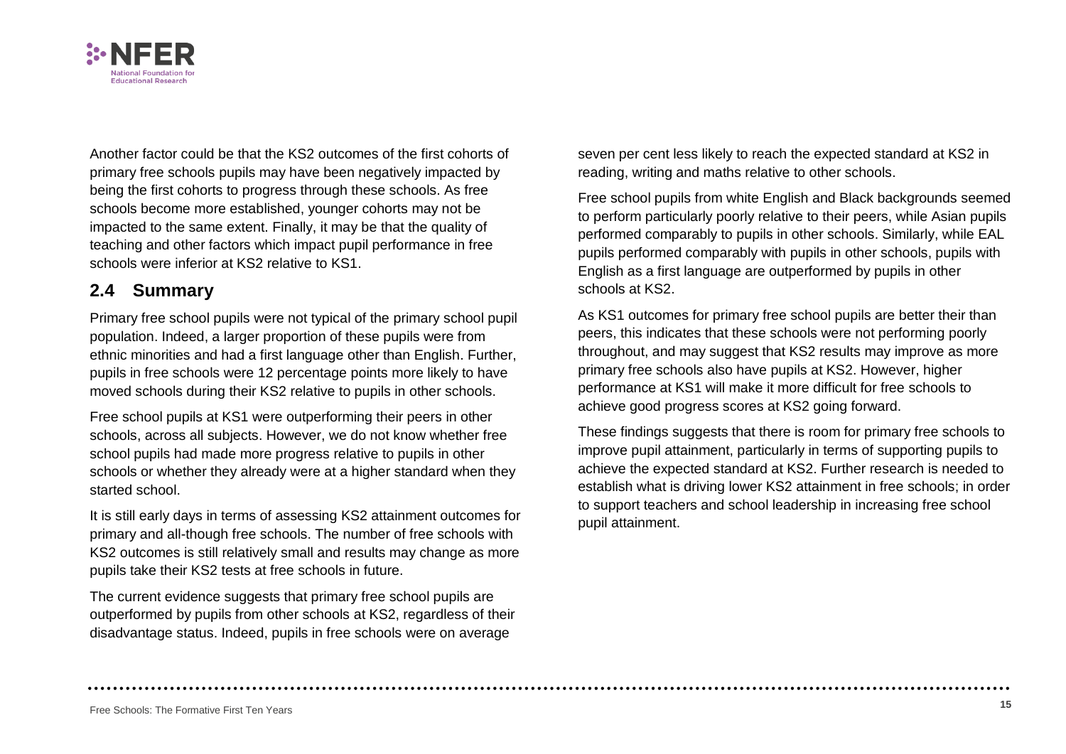Another factor could be that the KS2 outcomes of the first cohorts of primary free schools pupils may have been negatively impacted by being the first cohorts to progress through these schools. As free schools become more established, younger cohorts may not be impacted to the same extent. Finally, it may be that the quality of teaching and other factors which impact pupil performance in free schools were inferior at KS2 relative to KS1.

## 2.4 Summary

Primary free school pupils were not typical of the primary school pupil population. Indeed, a larger proportion of these pupils were from ethnic minorities and had a first language other than English. Further, pupils in free schools were 12 percentage points more likely to have moved schools during their KS2 relative to pupils in other schools.

Free school pupils at KS1 were outperforming their peers in other schools, across all subjects. However, we do not know whether free school pupils had made more progress relative to pupils in other schools or whether they already were at a higher standard when they started school.

It is still early days in terms of assessing KS2 attainment outcomes for primary and all-though free schools. The number of free schools with KS2 outcomes is still relatively small and results may change as more pupils take their KS2 tests at free schools in future.

The current evidence suggests that primary free school pupils are outperformed by pupils from other schools at KS2, regardless of their disadvantage status. Indeed, pupils in free schools were on average seven per cent less likely to reach the expected standard at KS2 in reading, writing and maths relative to other schools.

Free school pupils from white English and Black backgrounds seemed to perform particularly poorly relative to their peers, while Asian pupils performed comparably to pupils in other schools. Similarly, while EAL pupils performed comparably with pupils in other schools, pupils with English as a first language are outperformed by pupils in other schools at KS2.

As KS1 outcomes for primary free school pupils are better their than peers, this indicates that these schools were not performing poorly throughout, and may suggest that KS2 results may improve as more primary free schools also have pupils at KS2. However, higher performance at KS1 will make it more difficult for free schools to achieve good progress scores at KS2 going forward.

These findings suggests that there is room for primary free schools to improve pupil attainment, particularly in terms of supporting pupils to achieve the expected standard at KS2. Further research is needed to establish what is driving lower KS2 attainment in free schools; in order to support teachers and school leadership in increasing free school pupil attainment.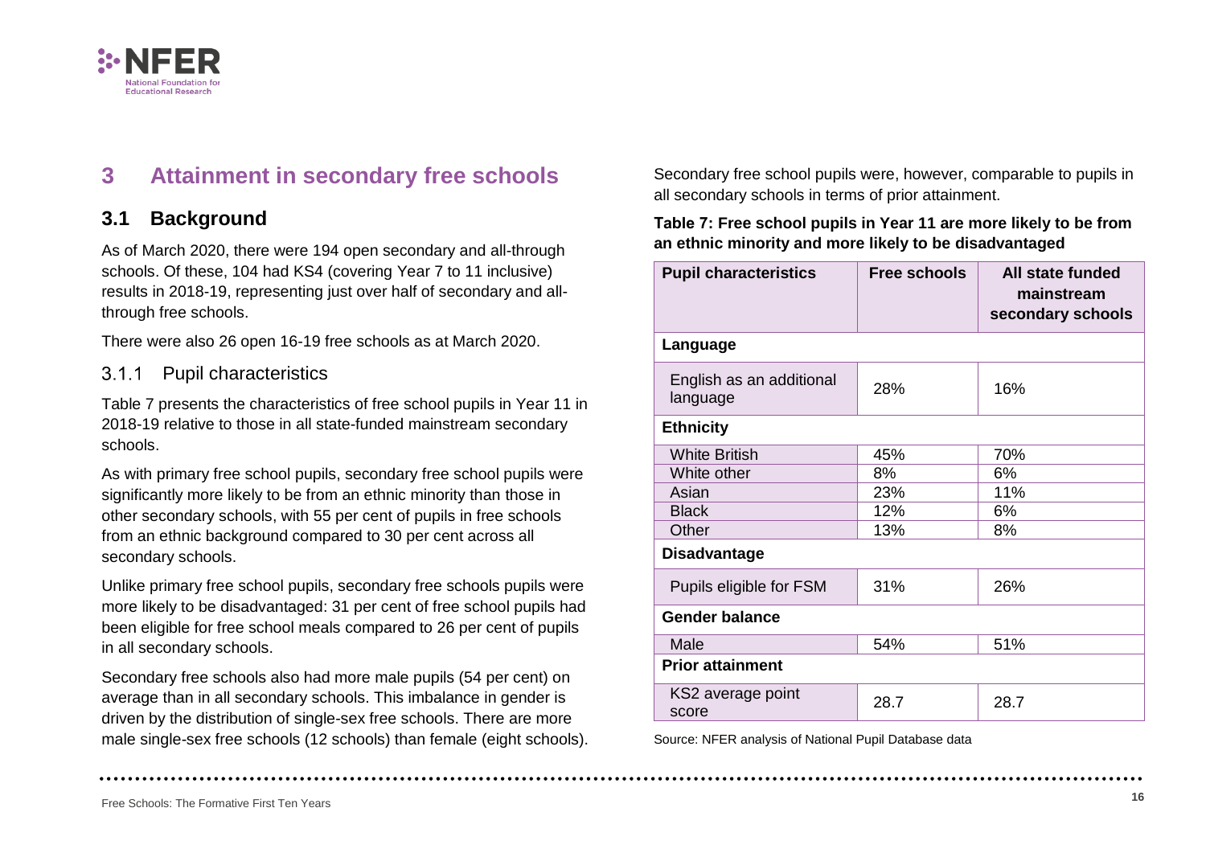# 3 Attainment in secondary free schools

## 3.1 Background

As of March 2020, there were 194 open secondary and all-through schools. Of these, 104 had KS4 (covering Year 7 to 11 inclusive) results in 2018-19, representing just over half of secondary and all-through free schools.

There were also 26 open 16-19 free schools as at March 2020.

### 3.1.1 Pupil characteristics

Table 7 presents the characteristics of free school pupils in Year 11 in 2018-19 relative to those in all state-funded mainstream secondary schools.

As with primary free school pupils, secondary free school pupils were significantly more likely to be from an ethnic minority than those in other secondary schools, with 55 per cent of pupils in free schools from an ethnic background compared to 30 per cent across all secondary schools.

Unlike primary free school pupils, secondary free schools pupils were more likely to be disadvantaged: 31 per cent of free school pupils had been eligible for free school meals compared to 26 per cent of pupils in all secondary schools.

Secondary free schools also had more male pupils (54 per cent) on average than in all secondary schools. This imbalance in gender is driven by the distribution of single-sex free schools. There are more male single-sex free schools (12 schools) than female (eight schools). Secondary free school pupils were, however, comparable to pupils in all secondary schools in terms of prior attainment.

**Table 7: Free school pupils in Year 11 are more likely to be from an ethnic minority and more likely to be disadvantaged**

| Pupil characteristics | Free schools | All state funded mainstream secondary schools |
|---|---|---|
| **Language** | | |
| English as an additional language | 28% | 16% |
| **Ethnicity** | | |
| White British | 45% | 70% |
| White other | 8% | 6% |
| Asian | 23% | 11% |
| Black | 12% | 6% |
| Other | 13% | 8% |
| **Disadvantage** | | |
| Pupils eligible for FSM | 31% | 26% |
| **Gender balance** | | |
| Male | 54% | 51% |
| **Prior attainment** | | |
| KS2 average point score | 28.7 | 28.7 |

Source: NFER analysis of National Pupil Database data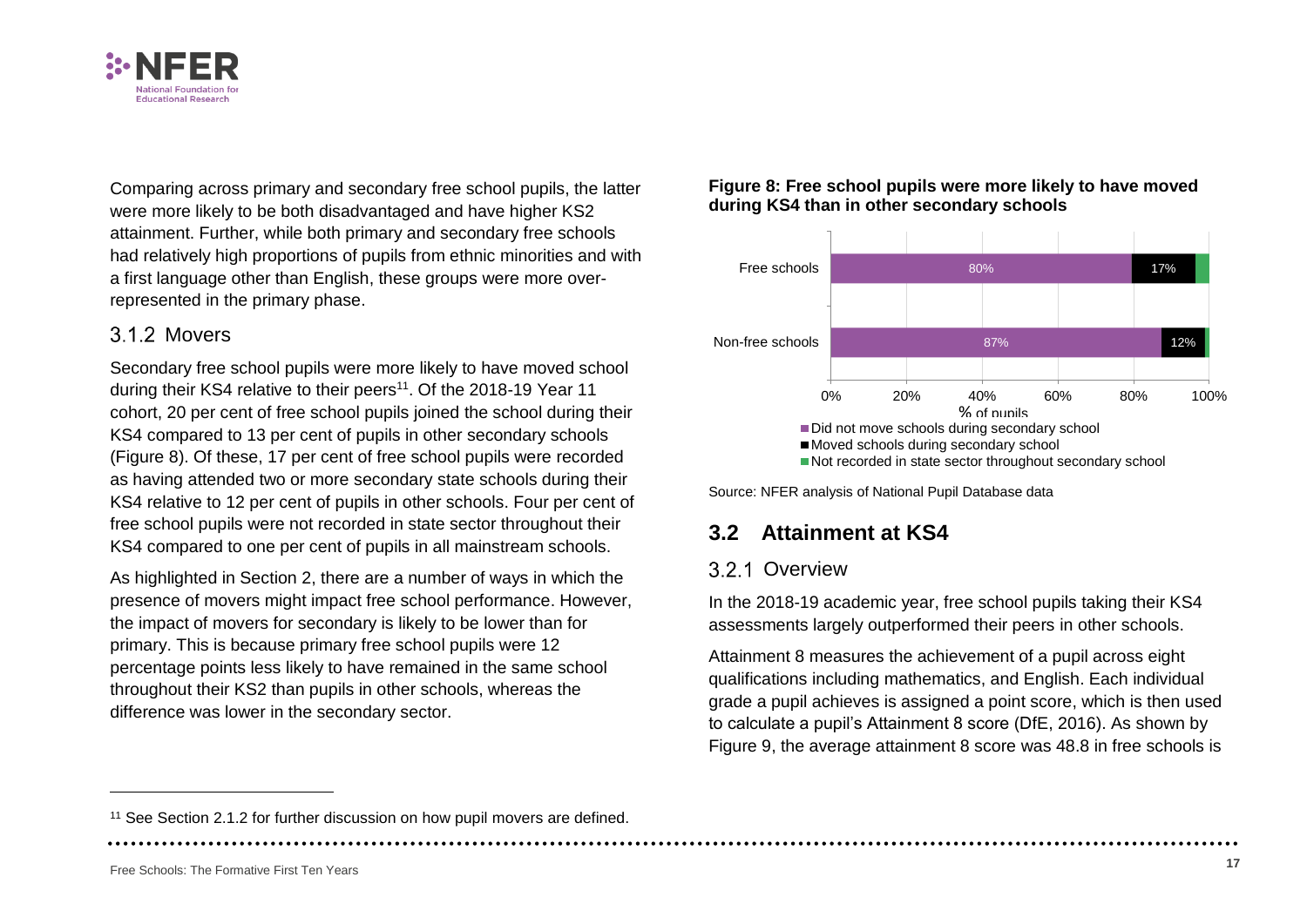Comparing across primary and secondary free school pupils, the latter were more likely to be both disadvantaged and have higher KS2 attainment. Further, while both primary and secondary free schools had relatively high proportions of pupils from ethnic minorities and with a first language other than English, these groups were more over-represented in the primary phase.

### 3.1.2 Movers

Secondary free school pupils were more likely to have moved school during their KS4 relative to their peers[11]. Of the 2018-19 Year 11 cohort, 20 per cent of free school pupils joined the school during their KS4 compared to 13 per cent of pupils in other secondary schools (Figure 8). Of these, 17 per cent of free school pupils were recorded as having attended two or more secondary state schools during their KS4 relative to 12 per cent of pupils in other schools. Four per cent of free school pupils were not recorded in state sector throughout their KS4 compared to one per cent of pupils in all mainstream schools.

As highlighted in Section 2, there are a number of ways in which the presence of movers might impact free school performance. However, the impact of movers for secondary is likely to be lower than for primary. This is because primary free school pupils were 12 percentage points less likely to have remained in the same school throughout their KS2 than pupils in other schools, whereas the difference was lower in the secondary sector.

**Figure 8: Free school pupils were more likely to have moved during KS4 than in other secondary schools**

| | Did not move schools during secondary school | Moved schools during secondary school | Not recorded in state sector throughout secondary school |
|---|---|---|---|
| Free schools | 80% | 17% | |
| Non-free schools | 87% | 12% | |

Source: NFER analysis of National Pupil Database data

## 3.2 Attainment at KS4

### 3.2.1 Overview

In the 2018-19 academic year, free school pupils taking their KS4 assessments largely outperformed their peers in other schools.

Attainment 8 measures the achievement of a pupil across eight qualifications including mathematics, and English. Each individual grade a pupil achieves is assigned a point score, which is then used to calculate a pupil's Attainment 8 score (DfE, 2016). As shown by Figure 9, the average attainment 8 score was 48.8 in free schools is

[11] See Section 2.1.2 for further discussion on how pupil movers are defined.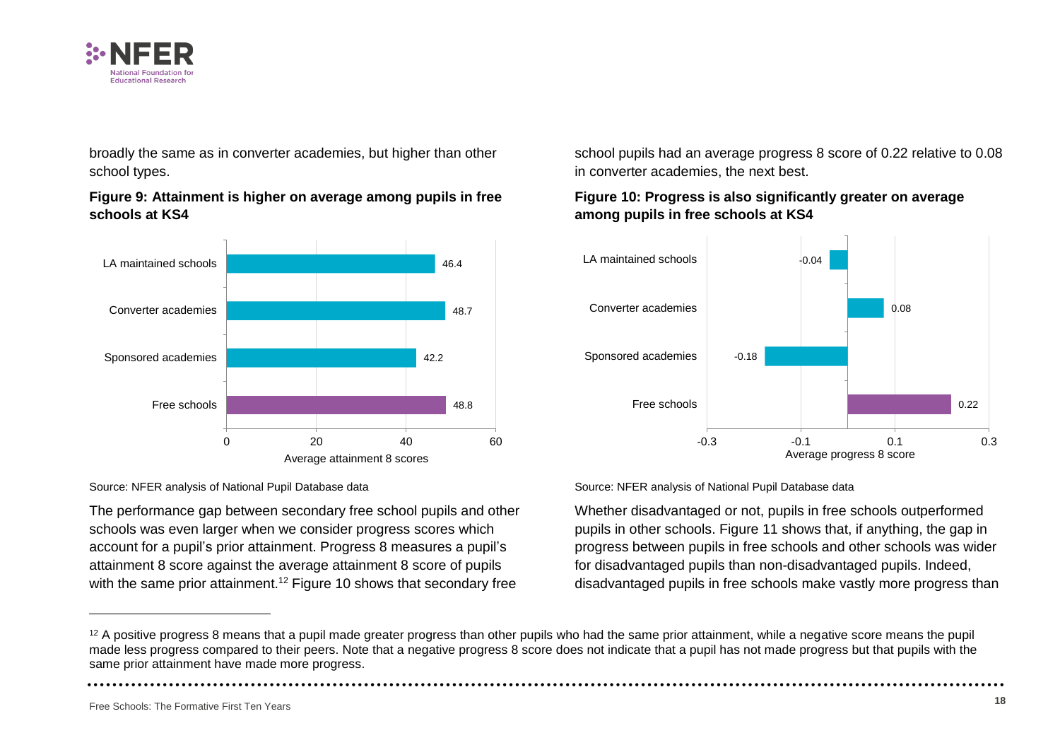broadly the same as in converter academies, but higher than other school types.

**Figure 9: Attainment is higher on average among pupils in free schools at KS4**

| School type | Average attainment 8 scores |
|---|---|
| LA maintained schools | 46.4 |
| Converter academies | 48.7 |
| Sponsored academies | 42.2 |
| Free schools | 48.8 |

Source: NFER analysis of National Pupil Database data

The performance gap between secondary free school pupils and other schools was even larger when we consider progress scores which account for a pupil's prior attainment. Progress 8 measures a pupil's attainment 8 score against the average attainment 8 score of pupils with the same prior attainment.[12] Figure 10 shows that secondary free school pupils had an average progress 8 score of 0.22 relative to 0.08 in converter academies, the next best.

**Figure 10: Progress is also significantly greater on average among pupils in free schools at KS4**

| School type | Average progress 8 score |
|---|---|
| LA maintained schools | -0.04 |
| Converter academies | 0.08 |
| Sponsored academies | -0.18 |
| Free schools | 0.22 |

Source: NFER analysis of National Pupil Database data

Whether disadvantaged or not, pupils in free schools outperformed pupils in other schools. Figure 11 shows that, if anything, the gap in progress between pupils in free schools and other schools was wider for disadvantaged pupils than non-disadvantaged pupils. Indeed, disadvantaged pupils in free schools make vastly more progress than

[12] A positive progress 8 means that a pupil made greater progress than other pupils who had the same prior attainment, while a negative score means the pupil made less progress compared to their peers. Note that a negative progress 8 score does not indicate that a pupil has not made progress but that pupils with the same prior attainment have made more progress.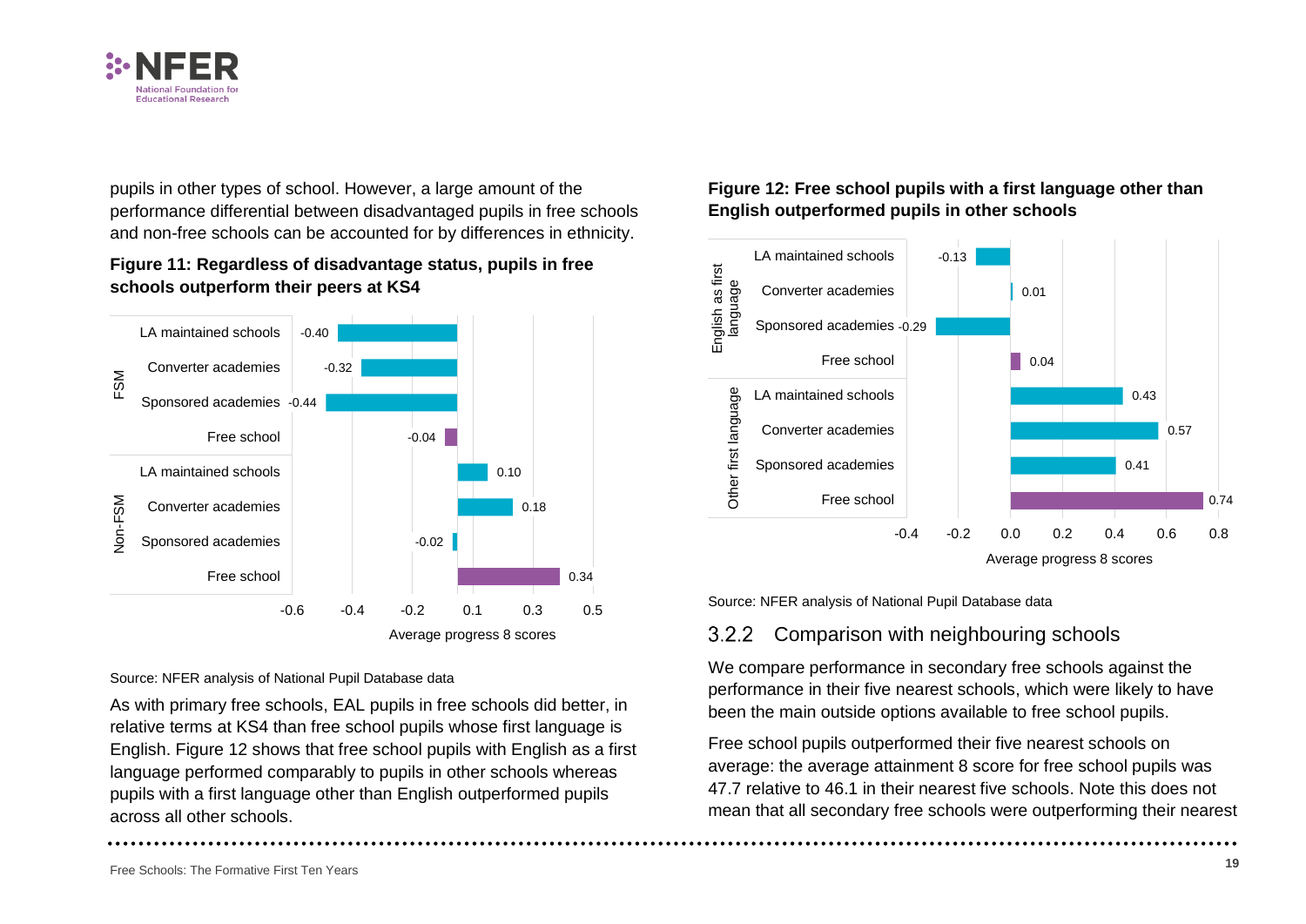pupils in other types of school. However, a large amount of the performance differential between disadvantaged pupils in free schools and non-free schools can be accounted for by differences in ethnicity.

**Figure 11: Regardless of disadvantage status, pupils in free schools outperform their peers at KS4**

| Group | School type | Average progress 8 scores |
|---|---|---|
| FSM | LA maintained schools | -0.40 |
| FSM | Converter academies | -0.32 |
| FSM | Sponsored academies | -0.44 |
| FSM | Free school | -0.04 |
| Non-FSM | LA maintained schools | 0.10 |
| Non-FSM | Converter academies | 0.18 |
| Non-FSM | Sponsored academies | -0.02 |
| Non-FSM | Free school | 0.34 |

Source: NFER analysis of National Pupil Database data

As with primary free schools, EAL pupils in free schools did better, in relative terms at KS4 than free school pupils whose first language is English. Figure 12 shows that free school pupils with English as a first language performed comparably to pupils in other schools whereas pupils with a first language other than English outperformed pupils across all other schools.

**Figure 12: Free school pupils with a first language other than English outperformed pupils in other schools**

| Group | School type | Average progress 8 scores |
|---|---|---|
| English as first language | LA maintained schools | -0.13 |
| English as first language | Converter academies | 0.01 |
| English as first language | Sponsored academies | -0.29 |
| English as first language | Free school | 0.04 |
| Other first language | LA maintained schools | 0.43 |
| Other first language | Converter academies | 0.57 |
| Other first language | Sponsored academies | 0.41 |
| Other first language | Free school | 0.74 |

Source: NFER analysis of National Pupil Database data

### 3.2.2 Comparison with neighbouring schools

We compare performance in secondary free schools against the performance in their five nearest schools, which were likely to have been the main outside options available to free school pupils.

Free school pupils outperformed their five nearest schools on average: the average attainment 8 score for free school pupils was 47.7 relative to 46.1 in their nearest five schools. Note this does not mean that all secondary free schools were outperforming their nearest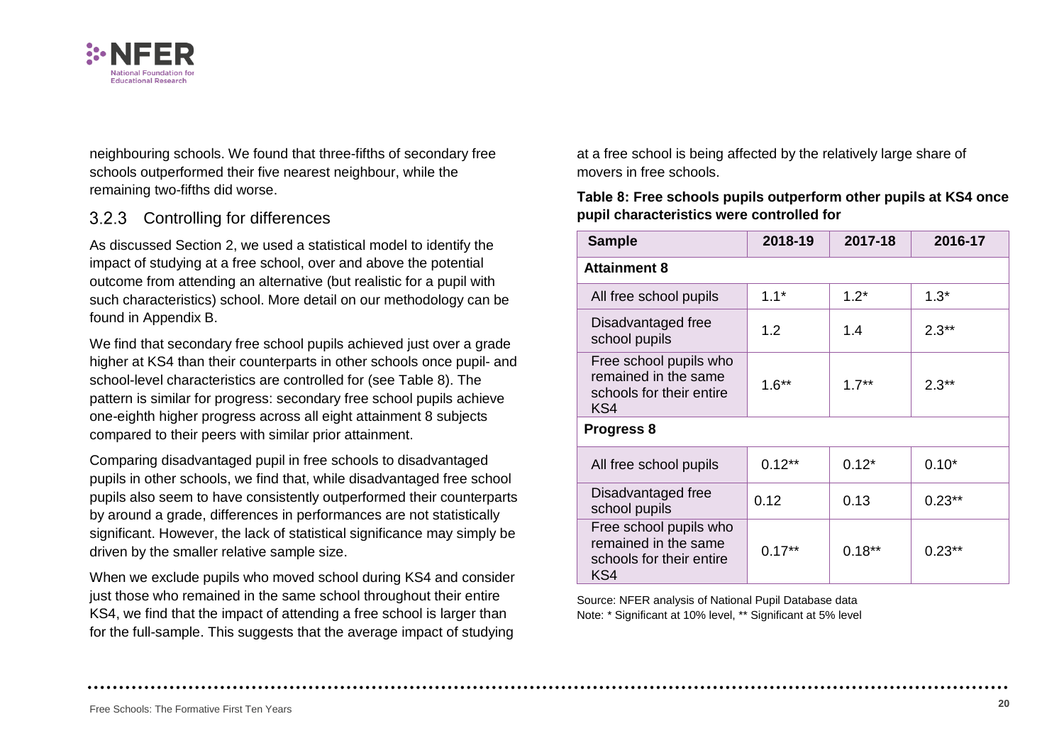neighbouring schools. We found that three-fifths of secondary free schools outperformed their five nearest neighbour, while the remaining two-fifths did worse.

### 3.2.3 Controlling for differences

As discussed Section 2, we used a statistical model to identify the impact of studying at a free school, over and above the potential outcome from attending an alternative (but realistic for a pupil with such characteristics) school. More detail on our methodology can be found in Appendix B.

We find that secondary free school pupils achieved just over a grade higher at KS4 than their counterparts in other schools once pupil- and school-level characteristics are controlled for (see Table 8). The pattern is similar for progress: secondary free school pupils achieve one-eighth higher progress across all eight attainment 8 subjects compared to their peers with similar prior attainment.

Comparing disadvantaged pupil in free schools to disadvantaged pupils in other schools, we find that, while disadvantaged free school pupils also seem to have consistently outperformed their counterparts by around a grade, differences in performances are not statistically significant. However, the lack of statistical significance may simply be driven by the smaller relative sample size.

When we exclude pupils who moved school during KS4 and consider just those who remained in the same school throughout their entire KS4, we find that the impact of attending a free school is larger than for the full-sample. This suggests that the average impact of studying at a free school is being affected by the relatively large share of movers in free schools.

**Table 8: Free schools pupils outperform other pupils at KS4 once pupil characteristics were controlled for**

| Sample | 2018-19 | 2017-18 | 2016-17 |
|---|---|---|---|
| **Attainment 8** | | | |
| All free school pupils | 1.1* | 1.2* | 1.3* |
| Disadvantaged free school pupils | 1.2 | 1.4 | 2.3** |
| Free school pupils who remained in the same schools for their entire KS4 | 1.6** | 1.7** | 2.3** |
| **Progress 8** | | | |
| All free school pupils | 0.12** | 0.12* | 0.10* |
| Disadvantaged free school pupils | 0.12 | 0.13 | 0.23** |
| Free school pupils who remained in the same schools for their entire KS4 | 0.17** | 0.18** | 0.23** |

Source: NFER analysis of National Pupil Database data
Note: * Significant at 10% level, ** Significant at 5% level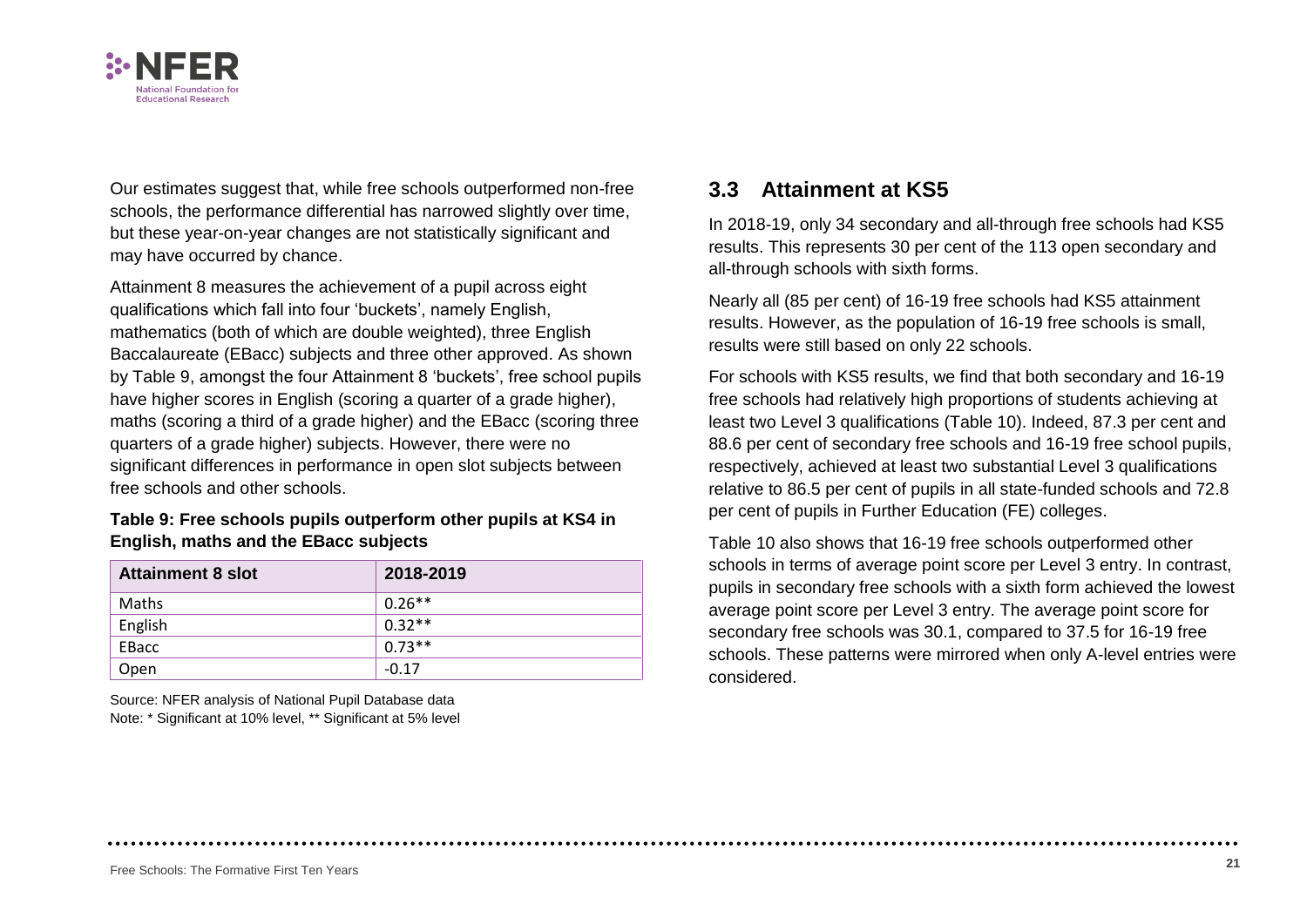Our estimates suggest that, while free schools outperformed non-free schools, the performance differential has narrowed slightly over time, but these year-on-year changes are not statistically significant and may have occurred by chance.

Attainment 8 measures the achievement of a pupil across eight qualifications which fall into four 'buckets', namely English, mathematics (both of which are double weighted), three English Baccalaureate (EBacc) subjects and three other approved. As shown by Table 9, amongst the four Attainment 8 'buckets', free school pupils have higher scores in English (scoring a quarter of a grade higher), maths (scoring a third of a grade higher) and the EBacc (scoring three quarters of a grade higher) subjects. However, there were no significant differences in performance in open slot subjects between free schools and other schools.

**Table 9: Free schools pupils outperform other pupils at KS4 in English, maths and the EBacc subjects**

| Attainment 8 slot | 2018-2019 |
|---|---|
| Maths | 0.26** |
| English | 0.32** |
| EBacc | 0.73** |
| Open | -0.17 |

Source: NFER analysis of National Pupil Database data
Note: * Significant at 10% level, ** Significant at 5% level

## 3.3 Attainment at KS5

In 2018-19, only 34 secondary and all-through free schools had KS5 results. This represents 30 per cent of the 113 open secondary and all-through schools with sixth forms.

Nearly all (85 per cent) of 16-19 free schools had KS5 attainment results. However, as the population of 16-19 free schools is small, results were still based on only 22 schools.

For schools with KS5 results, we find that both secondary and 16-19 free schools had relatively high proportions of students achieving at least two Level 3 qualifications (Table 10). Indeed, 87.3 per cent and 88.6 per cent of secondary free schools and 16-19 free school pupils, respectively, achieved at least two substantial Level 3 qualifications relative to 86.5 per cent of pupils in all state-funded schools and 72.8 per cent of pupils in Further Education (FE) colleges.

Table 10 also shows that 16-19 free schools outperformed other schools in terms of average point score per Level 3 entry. In contrast, pupils in secondary free schools with a sixth form achieved the lowest average point score per Level 3 entry. The average point score for secondary free schools was 30.1, compared to 37.5 for 16-19 free schools. These patterns were mirrored when only A-level entries were considered.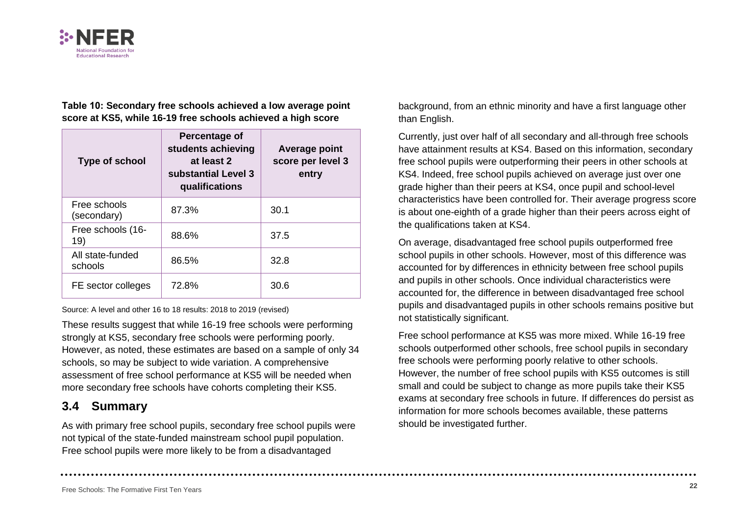**Table 10: Secondary free schools achieved a low average point score at KS5, while 16-19 free schools achieved a high score**

| Type of school | Percentage of students achieving at least 2 substantial Level 3 qualifications | Average point score per level 3 entry |
|---|---|---|
| Free schools (secondary) | 87.3% | 30.1 |
| Free schools (16-19) | 88.6% | 37.5 |
| All state-funded schools | 86.5% | 32.8 |
| FE sector colleges | 72.8% | 30.6 |

Source: A level and other 16 to 18 results: 2018 to 2019 (revised)

These results suggest that while 16-19 free schools were performing strongly at KS5, secondary free schools were performing poorly. However, as noted, these estimates are based on a sample of only 34 schools, so may be subject to wide variation. A comprehensive assessment of free school performance at KS5 will be needed when more secondary free schools have cohorts completing their KS5.

## 3.4 Summary

As with primary free school pupils, secondary free school pupils were not typical of the state-funded mainstream school pupil population. Free school pupils were more likely to be from a disadvantaged background, from an ethnic minority and have a first language other than English.

Currently, just over half of all secondary and all-through free schools have attainment results at KS4. Based on this information, secondary free school pupils were outperforming their peers in other schools at KS4. Indeed, free school pupils achieved on average just over one grade higher than their peers at KS4, once pupil and school-level characteristics have been controlled for. Their average progress score is about one-eighth of a grade higher than their peers across eight of the qualifications taken at KS4.

On average, disadvantaged free school pupils outperformed free school pupils in other schools. However, most of this difference was accounted for by differences in ethnicity between free school pupils and pupils in other schools. Once individual characteristics were accounted for, the difference in between disadvantaged free school pupils and disadvantaged pupils in other schools remains positive but not statistically significant.

Free school performance at KS5 was more mixed. While 16-19 free schools outperformed other schools, free school pupils in secondary free schools were performing poorly relative to other schools. However, the number of free school pupils with KS5 outcomes is still small and could be subject to change as more pupils take their KS5 exams at secondary free schools in future. If differences do persist as information for more schools becomes available, these patterns should be investigated further.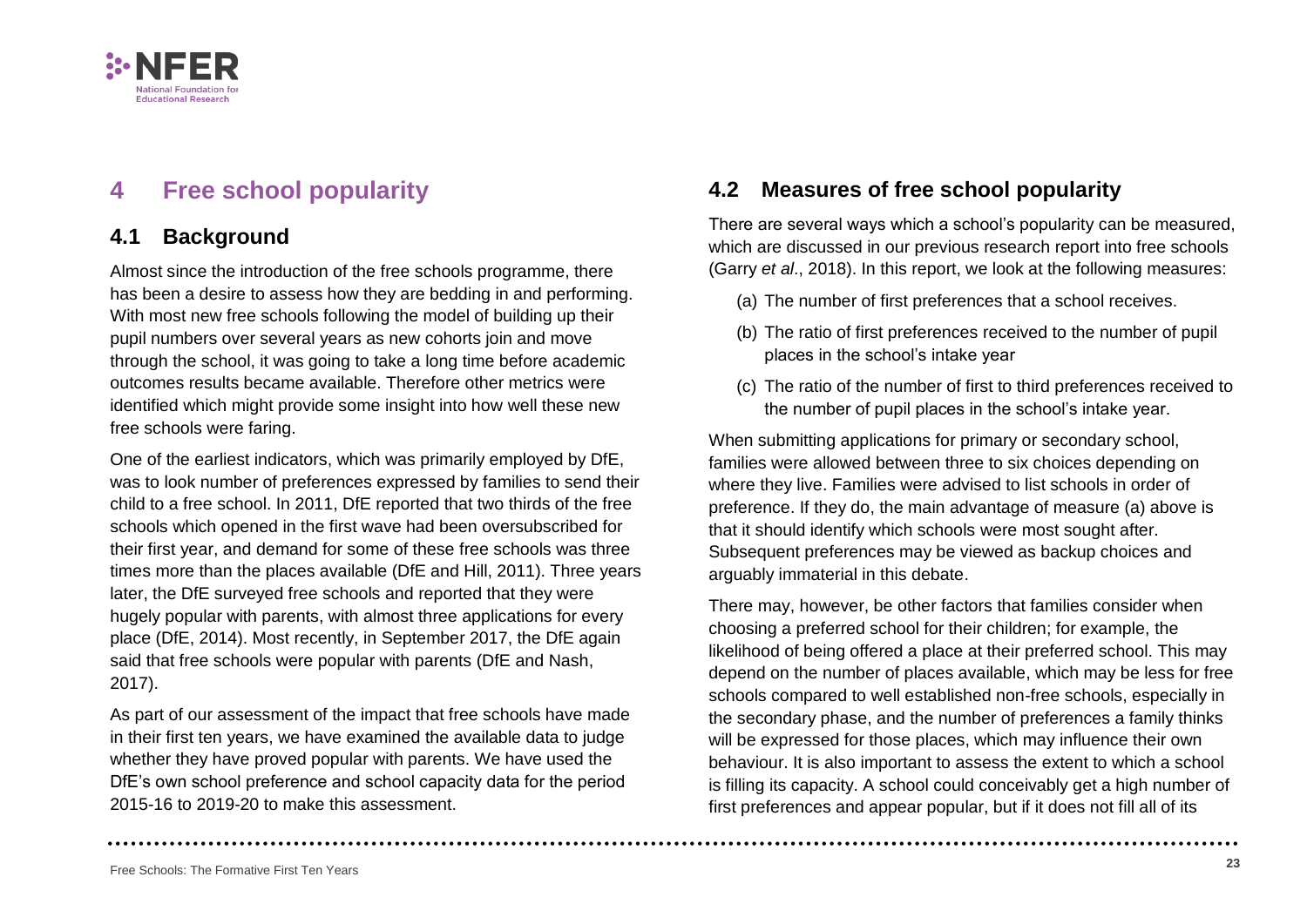# 4 Free school popularity

## 4.1 Background

Almost since the introduction of the free schools programme, there has been a desire to assess how they are bedding in and performing. With most new free schools following the model of building up their pupil numbers over several years as new cohorts join and move through the school, it was going to take a long time before academic outcomes results became available. Therefore other metrics were identified which might provide some insight into how well these new free schools were faring.

One of the earliest indicators, which was primarily employed by DfE, was to look number of preferences expressed by families to send their child to a free school. In 2011, DfE reported that two thirds of the free schools which opened in the first wave had been oversubscribed for their first year, and demand for some of these free schools was three times more than the places available (DfE and Hill, 2011). Three years later, the DfE surveyed free schools and reported that they were hugely popular with parents, with almost three applications for every place (DfE, 2014). Most recently, in September 2017, the DfE again said that free schools were popular with parents (DfE and Nash, 2017).

As part of our assessment of the impact that free schools have made in their first ten years, we have examined the available data to judge whether they have proved popular with parents. We have used the DfE's own school preference and school capacity data for the period 2015-16 to 2019-20 to make this assessment.

## 4.2 Measures of free school popularity

There are several ways which a school's popularity can be measured, which are discussed in our previous research report into free schools (Garry *et al*., 2018). In this report, we look at the following measures:

(a) The number of first preferences that a school receives.

(b) The ratio of first preferences received to the number of pupil places in the school's intake year

(c) The ratio of the number of first to third preferences received to the number of pupil places in the school's intake year.

When submitting applications for primary or secondary school, families were allowed between three to six choices depending on where they live. Families were advised to list schools in order of preference. If they do, the main advantage of measure (a) above is that it should identify which schools were most sought after. Subsequent preferences may be viewed as backup choices and arguably immaterial in this debate.

There may, however, be other factors that families consider when choosing a preferred school for their children; for example, the likelihood of being offered a place at their preferred school. This may depend on the number of places available, which may be less for free schools compared to well established non-free schools, especially in the secondary phase, and the number of preferences a family thinks will be expressed for those places, which may influence their own behaviour. It is also important to assess the extent to which a school is filling its capacity. A school could conceivably get a high number of first preferences and appear popular, but if it does not fill all of its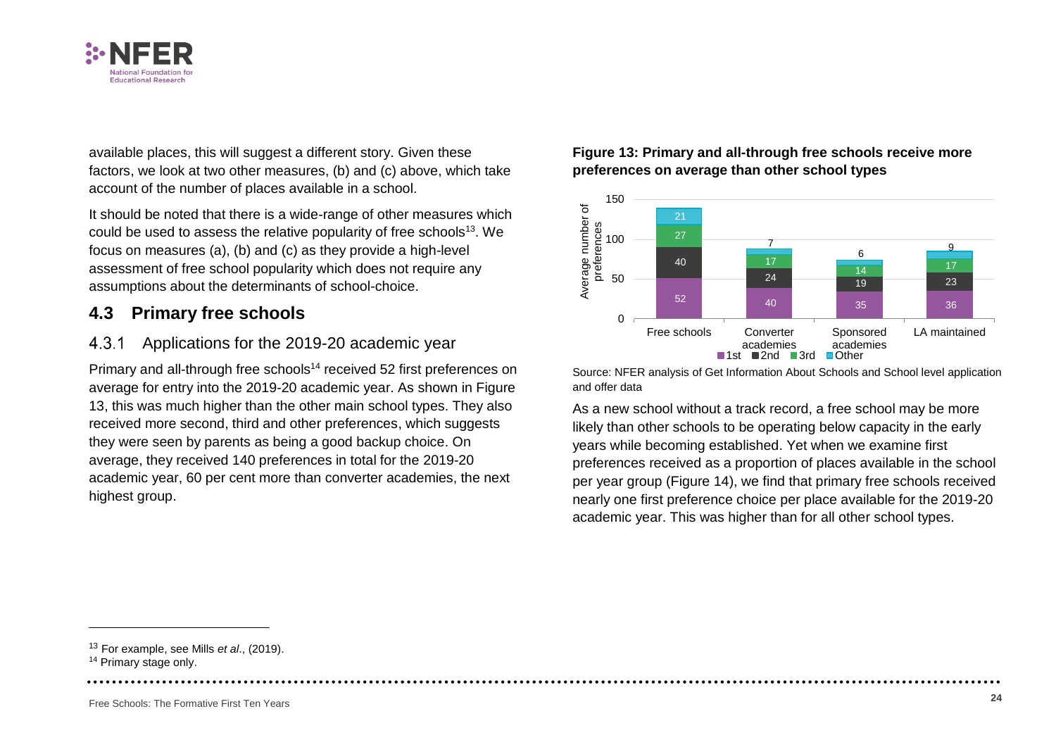available places, this will suggest a different story. Given these factors, we look at two other measures, (b) and (c) above, which take account of the number of places available in a school.

It should be noted that there is a wide-range of other measures which could be used to assess the relative popularity of free schools[13]. We focus on measures (a), (b) and (c) as they provide a high-level assessment of free school popularity which does not require any assumptions about the determinants of school-choice.

## 4.3 Primary free schools

### 4.3.1 Applications for the 2019-20 academic year

Primary and all-through free schools[14] received 52 first preferences on average for entry into the 2019-20 academic year. As shown in Figure 13, this was much higher than the other main school types. They also received more second, third and other preferences, which suggests they were seen by parents as being a good backup choice. On average, they received 140 preferences in total for the 2019-20 academic year, 60 per cent more than converter academies, the next highest group.

**Figure 13: Primary and all-through free schools receive more preferences on average than other school types**

Average number of preferences

| | 1st | 2nd | 3rd | Other |
|---|---|---|---|---|
| Free schools | 52 | 40 | 27 | 21 |
| Converter academies | 40 | 24 | 17 | 7 |
| Sponsored academies | 35 | 19 | 14 | 6 |
| LA maintained | 36 | 23 | 17 | 9 |

Source: NFER analysis of Get Information About Schools and School level application and offer data

As a new school without a track record, a free school may be more likely than other schools to be operating below capacity in the early years while becoming established. Yet when we examine first preferences received as a proportion of places available in the school per year group (Figure 14), we find that primary free schools received nearly one first preference choice per place available for the 2019-20 academic year. This was higher than for all other school types.

---

[13] For example, see Mills *et al*., (2019).

[14] Primary stage only.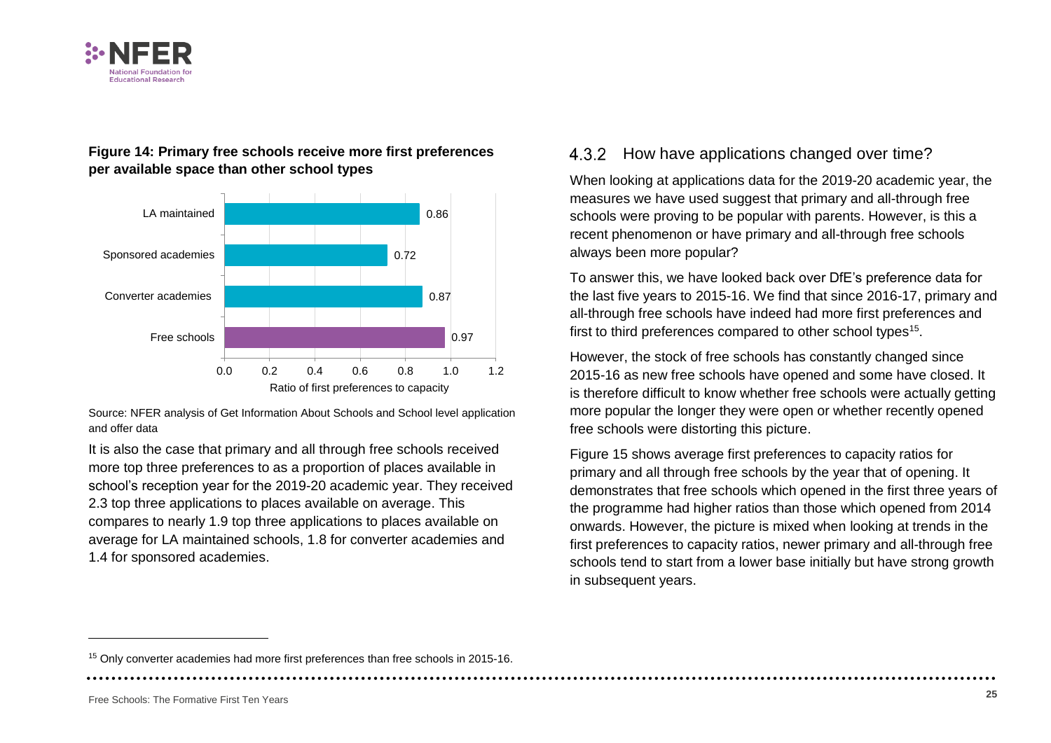**Figure 14: Primary free schools receive more first preferences per available space than other school types**

| School type | Ratio of first preferences to capacity |
| --- | --- |
| LA maintained | 0.86 |
| Sponsored academies | 0.72 |
| Converter academies | 0.87 |
| Free schools | 0.97 |

Source: NFER analysis of Get Information About Schools and School level application and offer data

It is also the case that primary and all through free schools received more top three preferences to as a proportion of places available in school's reception year for the 2019-20 academic year. They received 2.3 top three applications to places available on average. This compares to nearly 1.9 top three applications to places available on average for LA maintained schools, 1.8 for converter academies and 1.4 for sponsored academies.

### 4.3.2 How have applications changed over time?

When looking at applications data for the 2019-20 academic year, the measures we have used suggest that primary and all-through free schools were proving to be popular with parents. However, is this a recent phenomenon or have primary and all-through free schools always been more popular?

To answer this, we have looked back over DfE's preference data for the last five years to 2015-16. We find that since 2016-17, primary and all-through free schools have indeed had more first preferences and first to third preferences compared to other school types[15].

However, the stock of free schools has constantly changed since 2015-16 as new free schools have opened and some have closed. It is therefore difficult to know whether free schools were actually getting more popular the longer they were open or whether recently opened free schools were distorting this picture.

Figure 15 shows average first preferences to capacity ratios for primary and all through free schools by the year that of opening. It demonstrates that free schools which opened in the first three years of the programme had higher ratios than those which opened from 2014 onwards. However, the picture is mixed when looking at trends in the first preferences to capacity ratios, newer primary and all-through free schools tend to start from a lower base initially but have strong growth in subsequent years.

[15] Only converter academies had more first preferences than free schools in 2015-16.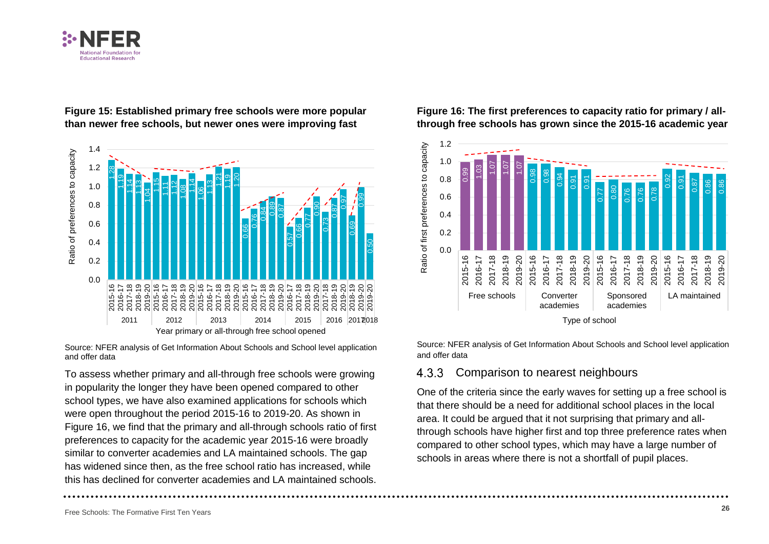**Figure 15: Established primary free schools were more popular than newer free schools, but newer ones were improving fast**

Source: NFER analysis of Get Information About Schools and School level application and offer data

To assess whether primary and all-through free schools were growing in popularity the longer they have been opened compared to other school types, we have also examined applications for schools which were open throughout the period 2015-16 to 2019-20. As shown in Figure 16, we find that the primary and all-through schools ratio of first preferences to capacity for the academic year 2015-16 were broadly similar to converter academies and LA maintained schools. The gap has widened since then, as the free school ratio has increased, while this has declined for converter academies and LA maintained schools.

**Figure 16: The first preferences to capacity ratio for primary / all-through free schools has grown since the 2015-16 academic year**

Source: NFER analysis of Get Information About Schools and School level application and offer data

### 4.3.3 Comparison to nearest neighbours

One of the criteria since the early waves for setting up a free school is that there should be a need for additional school places in the local area. It could be argued that it not surprising that primary and all-through schools have higher first and top three preference rates when compared to other school types, which may have a large number of schools in areas where there is not a shortfall of pupil places.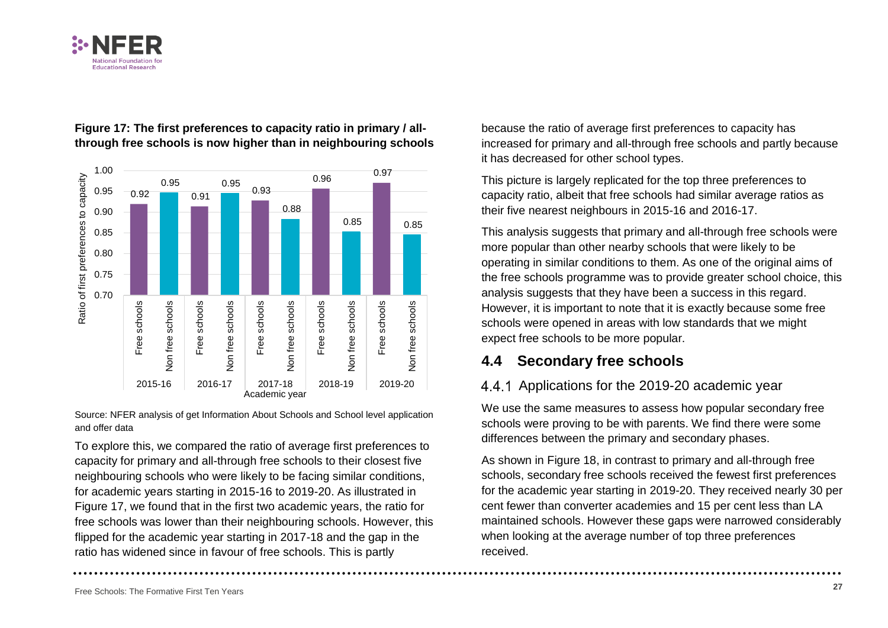**Figure 17: The first preferences to capacity ratio in primary / all-through free schools is now higher than in neighbouring schools**

| Academic year | Free schools | Non free schools |
|---|---|---|
| 2015-16 | 0.92 | 0.95 |
| 2016-17 | 0.91 | 0.95 |
| 2017-18 | 0.93 | 0.88 |
| 2018-19 | 0.96 | 0.85 |
| 2019-20 | 0.97 | 0.85 |

Source: NFER analysis of get Information About Schools and School level application and offer data

To explore this, we compared the ratio of average first preferences to capacity for primary and all-through free schools to their closest five neighbouring schools who were likely to be facing similar conditions, for academic years starting in 2015-16 to 2019-20. As illustrated in Figure 17, we found that in the first two academic years, the ratio for free schools was lower than their neighbouring schools. However, this flipped for the academic year starting in 2017-18 and the gap in the ratio has widened since in favour of free schools. This is partly because the ratio of average first preferences to capacity has increased for primary and all-through free schools and partly because it has decreased for other school types.

This picture is largely replicated for the top three preferences to capacity ratio, albeit that free schools had similar average ratios as their five nearest neighbours in 2015-16 and 2016-17.

This analysis suggests that primary and all-through free schools were more popular than other nearby schools that were likely to be operating in similar conditions to them. As one of the original aims of the free schools programme was to provide greater school choice, this analysis suggests that they have been a success in this regard. However, it is important to note that it is exactly because some free schools were opened in areas with low standards that we might expect free schools to be more popular.

## 4.4 Secondary free schools

### 4.4.1 Applications for the 2019-20 academic year

We use the same measures to assess how popular secondary free schools were proving to be with parents. We find there were some differences between the primary and secondary phases.

As shown in Figure 18, in contrast to primary and all-through free schools, secondary free schools received the fewest first preferences for the academic year starting in 2019-20. They received nearly 30 per cent fewer than converter academies and 15 per cent less than LA maintained schools. However these gaps were narrowed considerably when looking at the average number of top three preferences received.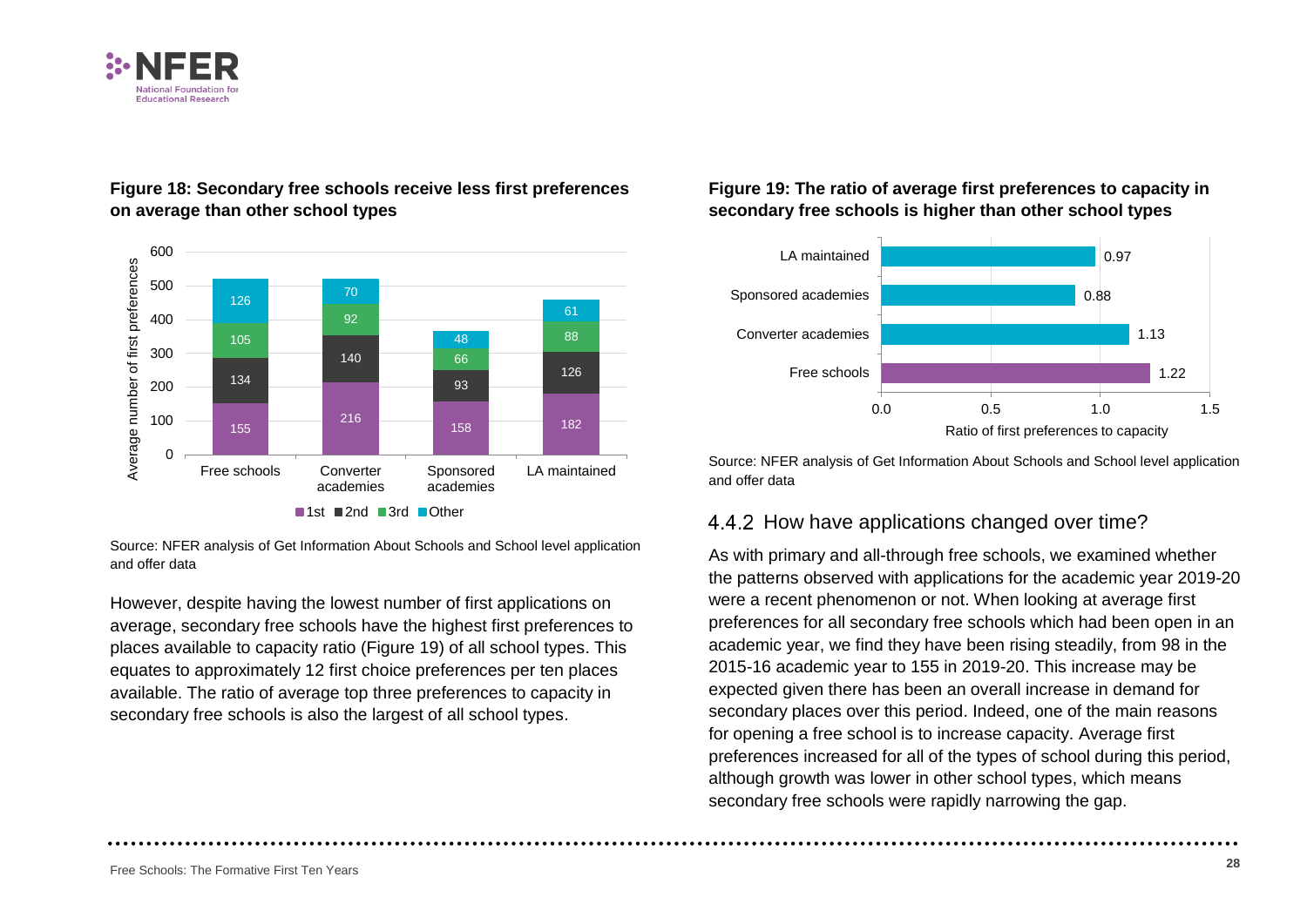**Figure 18: Secondary free schools receive less first preferences on average than other school types**

| | Free schools | Converter academies | Sponsored academies | LA maintained |
|---|---|---|---|---|
| 1st | 155 | 216 | 158 | 182 |
| 2nd | 134 | 140 | 93 | 126 |
| 3rd | 105 | 92 | 66 | 88 |
| Other | 126 | 70 | 48 | 61 |

Source: NFER analysis of Get Information About Schools and School level application and offer data

However, despite having the lowest number of first applications on average, secondary free schools have the highest first preferences to places available to capacity ratio (Figure 19) of all school types. This equates to approximately 12 first choice preferences per ten places available. The ratio of average top three preferences to capacity in secondary free schools is also the largest of all school types.

**Figure 19: The ratio of average first preferences to capacity in secondary free schools is higher than other school types**

| School type | Ratio of first preferences to capacity |
|---|---|
| LA maintained | 0.97 |
| Sponsored academies | 0.88 |
| Converter academies | 1.13 |
| Free schools | 1.22 |

Source: NFER analysis of Get Information About Schools and School level application and offer data

### 4.4.2 How have applications changed over time?

As with primary and all-through free schools, we examined whether the patterns observed with applications for the academic year 2019-20 were a recent phenomenon or not. When looking at average first preferences for all secondary free schools which had been open in an academic year, we find they have been rising steadily, from 98 in the 2015-16 academic year to 155 in 2019-20. This increase may be expected given there has been an overall increase in demand for secondary places over this period. Indeed, one of the main reasons for opening a free school is to increase capacity. Average first preferences increased for all of the types of school during this period, although growth was lower in other school types, which means secondary free schools were rapidly narrowing the gap.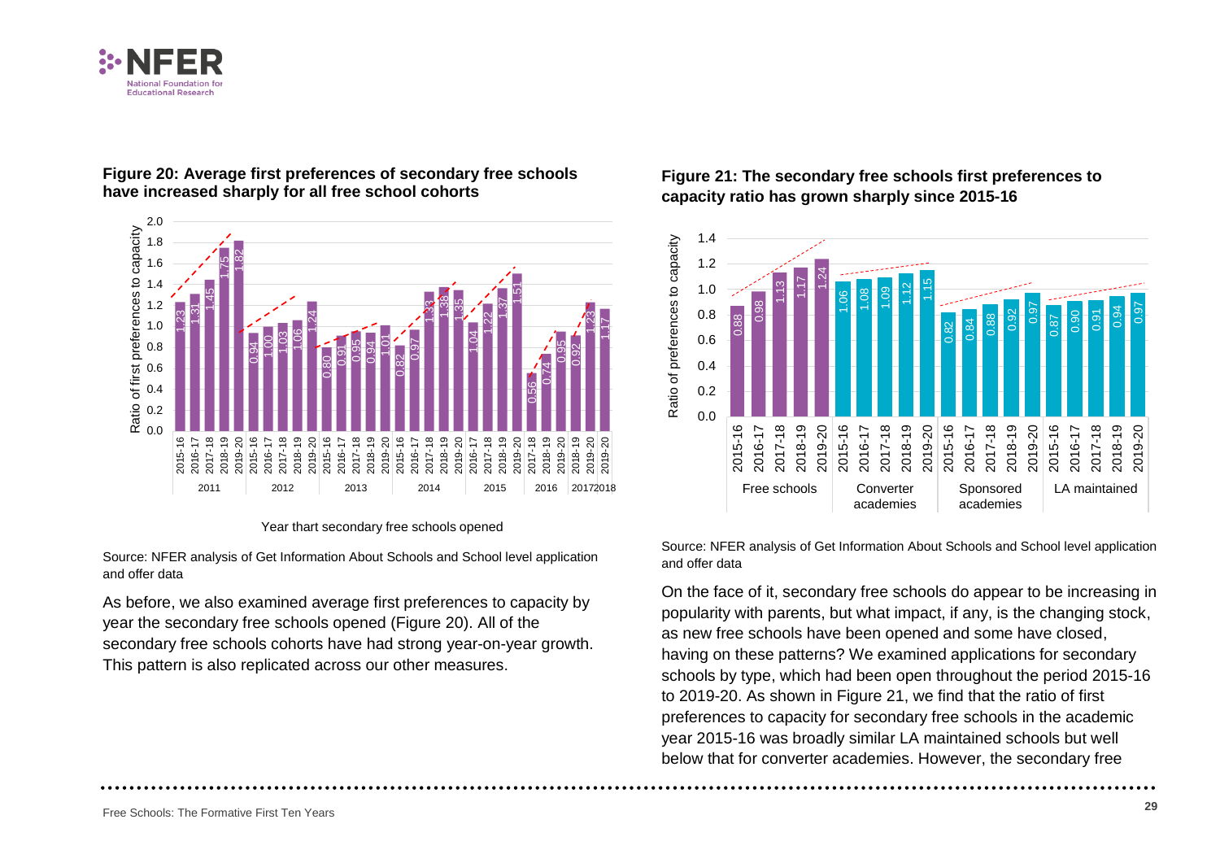**Figure 20: Average first preferences of secondary free schools have increased sharply for all free school cohorts**

| Year opened | Academic year | Ratio of first preferences to capacity |
|---|---|---|
| 2011 | 2015-16 | 1.23 |
| 2011 | 2016-17 | 1.31 |
| 2011 | 2017-18 | 1.45 |
| 2011 | 2018-19 | 1.75 |
| 2011 | 2019-20 | 1.82 |
| 2012 | 2015-16 | 0.94 |
| 2012 | 2016-17 | 1.00 |
| 2012 | 2017-18 | 1.03 |
| 2012 | 2018-19 | 1.06 |
| 2012 | 2019-20 | 1.24 |
| 2013 | 2015-16 | 0.80 |
| 2013 | 2016-17 | 0.91 |
| 2013 | 2017-18 | 0.95 |
| 2013 | 2018-19 | 0.94 |
| 2013 | 2019-20 | 1.01 |
| 2014 | 2015-16 | 0.82 |
| 2014 | 2016-17 | 0.97 |
| 2014 | 2017-18 | 1.33 |
| 2014 | 2018-19 | 1.38 |
| 2014 | 2019-20 | 1.35 |
| 2015 | 2016-17 | 1.04 |
| 2015 | 2017-18 | 1.22 |
| 2015 | 2018-19 | 1.37 |
| 2015 | 2019-20 | 1.51 |
| 2016 | 2017-18 | 0.56 |
| 2016 | 2018-19 | 0.74 |
| 2016 | 2019-20 | 0.95 |
| 2017 | 2018-19 | 0.92 |
| 2017 | 2019-20 | 1.23 |
| 2018 | 2019-20 | 1.17 |

Year thart secondary free schools opened

Source: NFER analysis of Get Information About Schools and School level application and offer data

As before, we also examined average first preferences to capacity by year the secondary free schools opened (Figure 20). All of the secondary free schools cohorts have had strong year-on-year growth. This pattern is also replicated across our other measures.

**Figure 21: The secondary free schools first preferences to capacity ratio has grown sharply since 2015-16**

| School type | 2015-16 | 2016-17 | 2017-18 | 2018-19 | 2019-20 |
|---|---|---|---|---|---|
| Free schools | 0.88 | 0.98 | 1.13 | 1.17 | 1.24 |
| Converter academies | 1.06 | 1.08 | 1.09 | 1.12 | 1.15 |
| Sponsored academies | 0.82 | 0.84 | 0.88 | 0.92 | 0.97 |
| LA maintained | 0.87 | 0.90 | 0.91 | 0.94 | 0.97 |

Source: NFER analysis of Get Information About Schools and School level application and offer data

On the face of it, secondary free schools do appear to be increasing in popularity with parents, but what impact, if any, is the changing stock, as new free schools have been opened and some have closed, having on these patterns? We examined applications for secondary schools by type, which had been open throughout the period 2015-16 to 2019-20. As shown in Figure 21, we find that the ratio of first preferences to capacity for secondary free schools in the academic year 2015-16 was broadly similar LA maintained schools but well below that for converter academies. However, the secondary free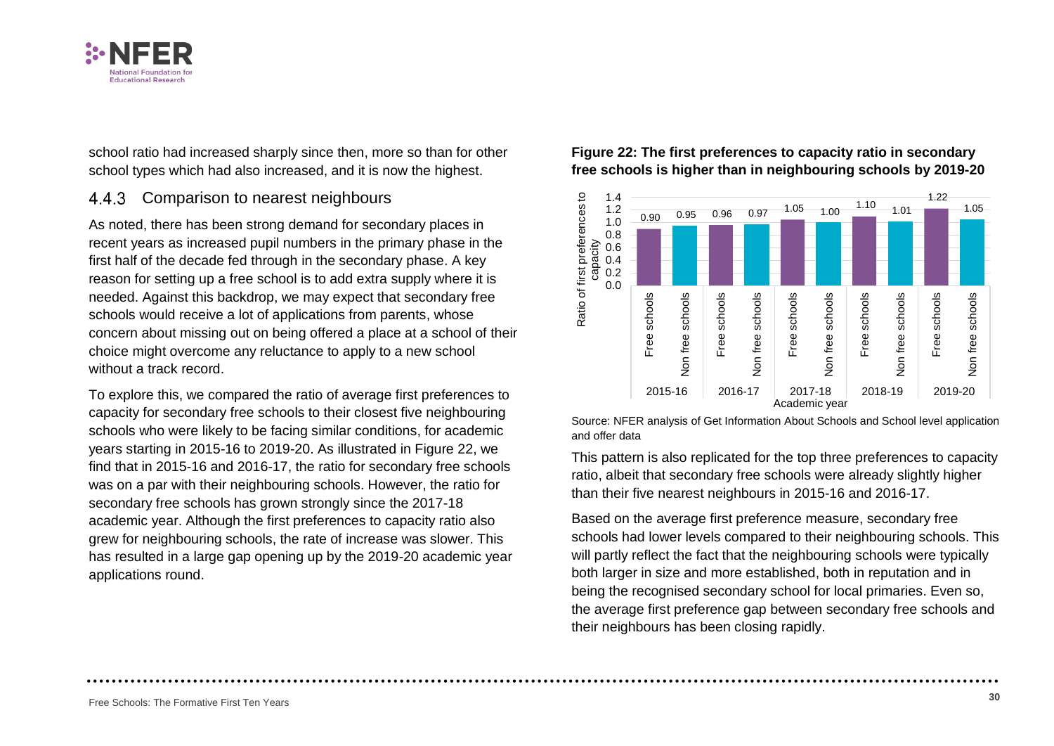school ratio had increased sharply since then, more so than for other school types which had also increased, and it is now the highest.

### 4.4.3 Comparison to nearest neighbours

As noted, there has been strong demand for secondary places in recent years as increased pupil numbers in the primary phase in the first half of the decade fed through in the secondary phase. A key reason for setting up a free school is to add extra supply where it is needed. Against this backdrop, we may expect that secondary free schools would receive a lot of applications from parents, whose concern about missing out on being offered a place at a school of their choice might overcome any reluctance to apply to a new school without a track record.

To explore this, we compared the ratio of average first preferences to capacity for secondary free schools to their closest five neighbouring schools who were likely to be facing similar conditions, for academic years starting in 2015-16 to 2019-20. As illustrated in Figure 22, we find that in 2015-16 and 2016-17, the ratio for secondary free schools was on a par with their neighbouring schools. However, the ratio for secondary free schools has grown strongly since the 2017-18 academic year. Although the first preferences to capacity ratio also grew for neighbouring schools, the rate of increase was slower. This has resulted in a large gap opening up by the 2019-20 academic year applications round.

**Figure 22: The first preferences to capacity ratio in secondary free schools is higher than in neighbouring schools by 2019-20**

| Academic year | Free schools | Non free schools |
|---|---|---|
| 2015-16 | 0.90 | 0.95 |
| 2016-17 | 0.96 | 0.97 |
| 2017-18 | 1.05 | 1.00 |
| 2018-19 | 1.10 | 1.01 |
| 2019-20 | 1.22 | 1.05 |

Source: NFER analysis of Get Information About Schools and School level application and offer data

This pattern is also replicated for the top three preferences to capacity ratio, albeit that secondary free schools were already slightly higher than their five nearest neighbours in 2015-16 and 2016-17.

Based on the average first preference measure, secondary free schools had lower levels compared to their neighbouring schools. This will partly reflect the fact that the neighbouring schools were typically both larger in size and more established, both in reputation and in being the recognised secondary school for local primaries. Even so, the average first preference gap between secondary free schools and their neighbours has been closing rapidly.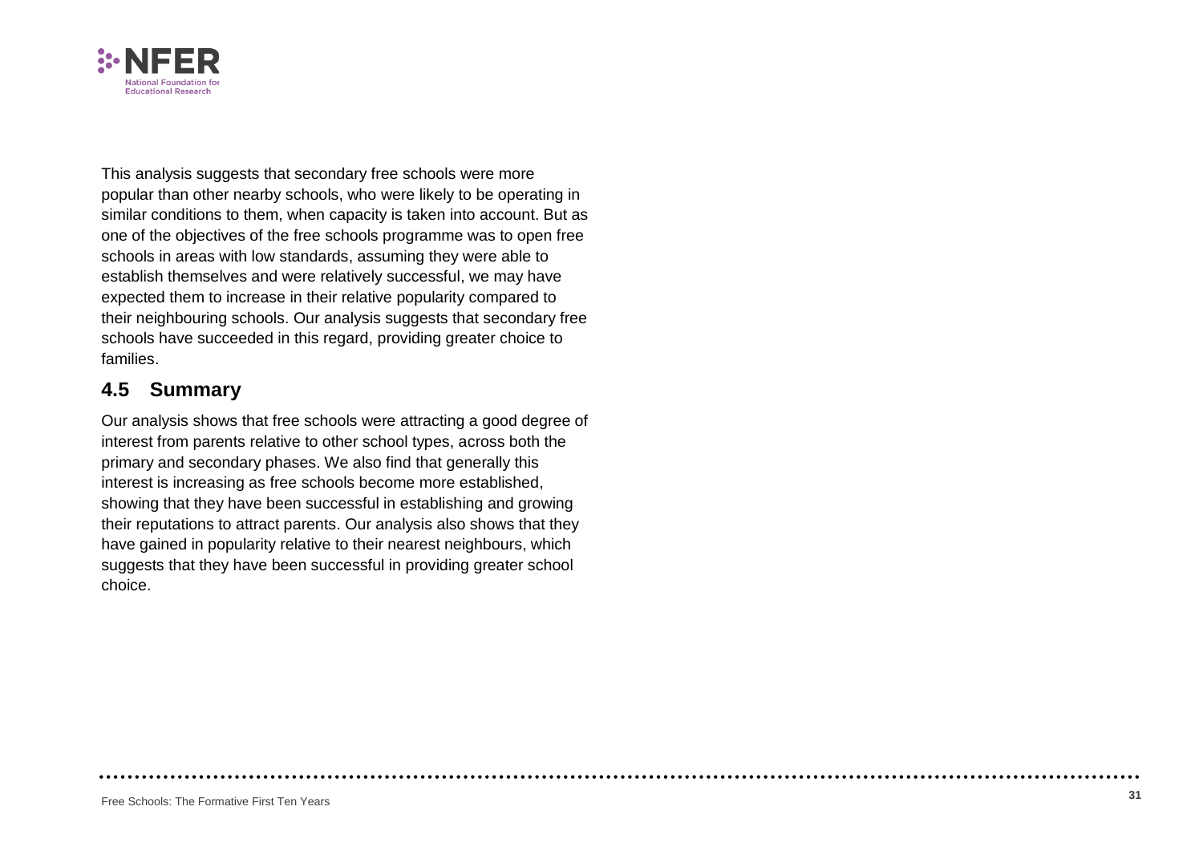This analysis suggests that secondary free schools were more popular than other nearby schools, who were likely to be operating in similar conditions to them, when capacity is taken into account. But as one of the objectives of the free schools programme was to open free schools in areas with low standards, assuming they were able to establish themselves and were relatively successful, we may have expected them to increase in their relative popularity compared to their neighbouring schools. Our analysis suggests that secondary free schools have succeeded in this regard, providing greater choice to families.

## 4.5 Summary

Our analysis shows that free schools were attracting a good degree of interest from parents relative to other school types, across both the primary and secondary phases. We also find that generally this interest is increasing as free schools become more established, showing that they have been successful in establishing and growing their reputations to attract parents. Our analysis also shows that they have gained in popularity relative to their nearest neighbours, which suggests that they have been successful in providing greater school choice.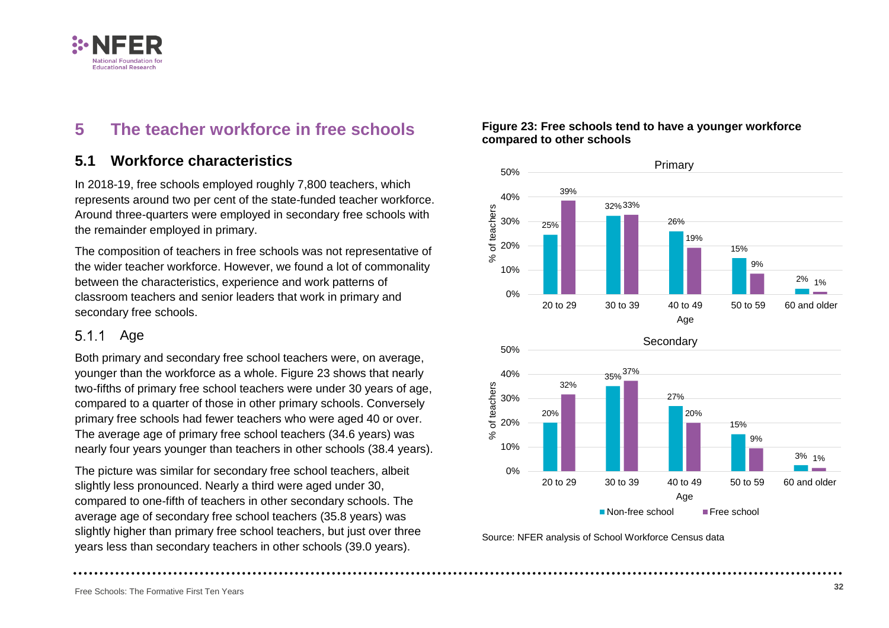# 5 The teacher workforce in free schools

## 5.1 Workforce characteristics

In 2018-19, free schools employed roughly 7,800 teachers, which represents around two per cent of the state-funded teacher workforce. Around three-quarters were employed in secondary free schools with the remainder employed in primary.

The composition of teachers in free schools was not representative of the wider teacher workforce. However, we found a lot of commonality between the characteristics, experience and work patterns of classroom teachers and senior leaders that work in primary and secondary free schools.

### 5.1.1 Age

Both primary and secondary free school teachers were, on average, younger than the workforce as a whole. Figure 23 shows that nearly two-fifths of primary free school teachers were under 30 years of age, compared to a quarter of those in other primary schools. Conversely primary free schools had fewer teachers who were aged 40 or over. The average age of primary free school teachers (34.6 years) was nearly four years younger than teachers in other schools (38.4 years).

The picture was similar for secondary free school teachers, albeit slightly less pronounced. Nearly a third were aged under 30, compared to one-fifth of teachers in other secondary schools. The average age of secondary free school teachers (35.8 years) was slightly higher than primary free school teachers, but just over three years less than secondary teachers in other schools (39.0 years).

**Figure 23: Free schools tend to have a younger workforce compared to other schools**

**Primary** (% of teachers)

| Age | Non-free school | Free school |
|---|---|---|
| 20 to 29 | 25% | 39% |
| 30 to 39 | 32% | 33% |
| 40 to 49 | 26% | 19% |
| 50 to 59 | 15% | 9% |
| 60 and older | 2% | 1% |

**Secondary** (% of teachers)

| Age | Non-free school | Free school |
|---|---|---|
| 20 to 29 | 20% | 32% |
| 30 to 39 | 35% | 37% |
| 40 to 49 | 27% | 20% |
| 50 to 59 | 15% | 9% |
| 60 and older | 3% | 1% |

Source: NFER analysis of School Workforce Census data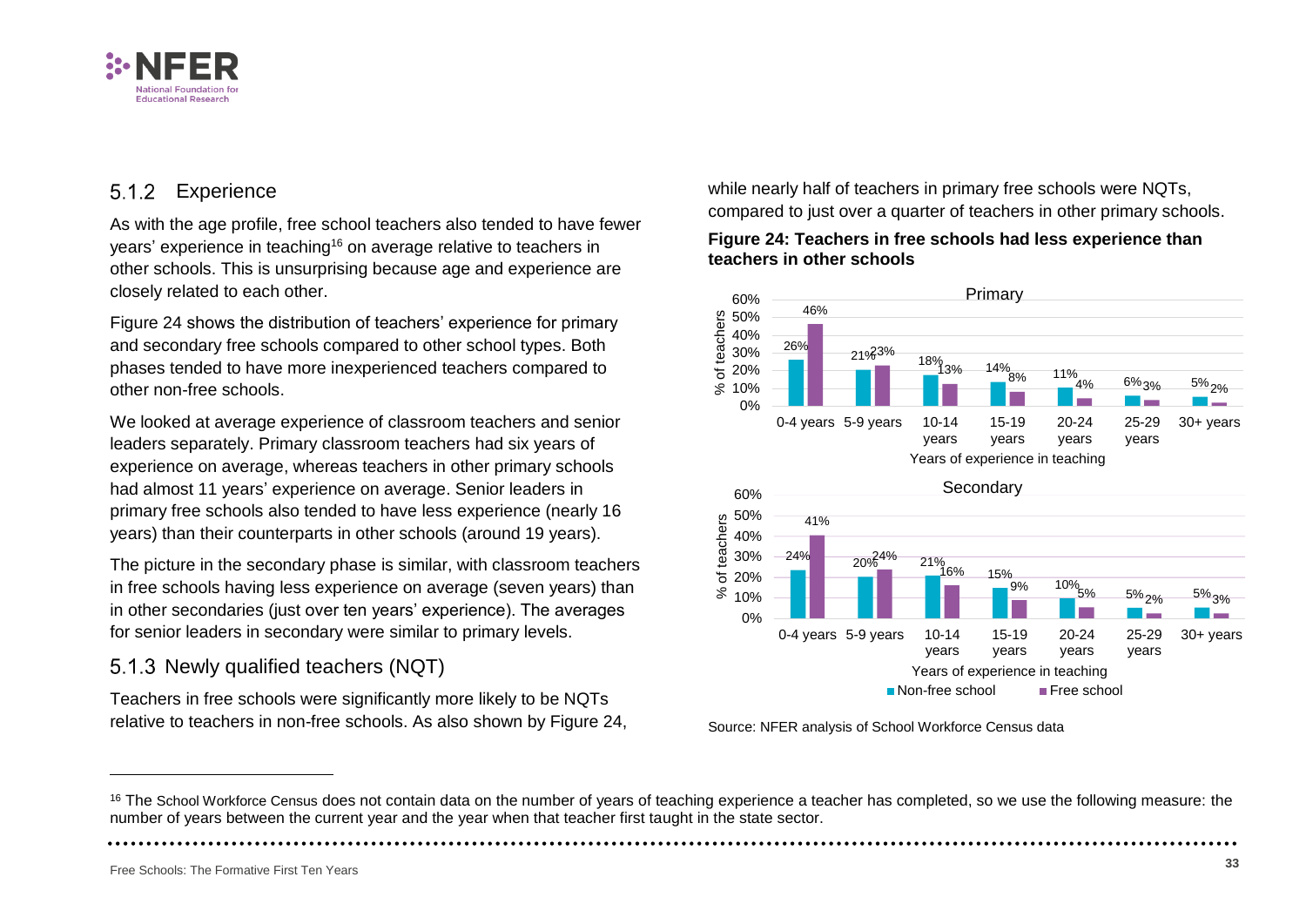### 5.1.2 Experience

As with the age profile, free school teachers also tended to have fewer years' experience in teaching[16] on average relative to teachers in other schools. This is unsurprising because age and experience are closely related to each other.

Figure 24 shows the distribution of teachers' experience for primary and secondary free schools compared to other school types. Both phases tended to have more inexperienced teachers compared to other non-free schools.

We looked at average experience of classroom teachers and senior leaders separately. Primary classroom teachers had six years of experience on average, whereas teachers in other primary schools had almost 11 years' experience on average. Senior leaders in primary free schools also tended to have less experience (nearly 16 years) than their counterparts in other schools (around 19 years).

The picture in the secondary phase is similar, with classroom teachers in free schools having less experience on average (seven years) than in other secondaries (just over ten years' experience). The averages for senior leaders in secondary were similar to primary levels.

### 5.1.3 Newly qualified teachers (NQT)

Teachers in free schools were significantly more likely to be NQTs relative to teachers in non-free schools. As also shown by Figure 24, while nearly half of teachers in primary free schools were NQTs, compared to just over a quarter of teachers in other primary schools.

**Figure 24: Teachers in free schools had less experience than teachers in other schools**

Primary (% of teachers)

| Years of experience in teaching | Non-free school | Free school |
|---|---|---|
| 0-4 years | 26% | 46% |
| 5-9 years | 21% | 23% |
| 10-14 years | 18% | 13% |
| 15-19 years | 14% | 8% |
| 20-24 years | 11% | 4% |
| 25-29 years | 6% | 3% |
| 30+ years | 5% | 2% |

Secondary (% of teachers)

| Years of experience in teaching | Non-free school | Free school |
|---|---|---|
| 0-4 years | 24% | 41% |
| 5-9 years | 20% | 24% |
| 10-14 years | 21% | 16% |
| 15-19 years | 15% | 9% |
| 20-24 years | 10% | 5% |
| 25-29 years | 5% | 2% |
| 30+ years | 5% | 3% |

Source: NFER analysis of School Workforce Census data

[16] The School Workforce Census does not contain data on the number of years of teaching experience a teacher has completed, so we use the following measure: the number of years between the current year and the year when that teacher first taught in the state sector.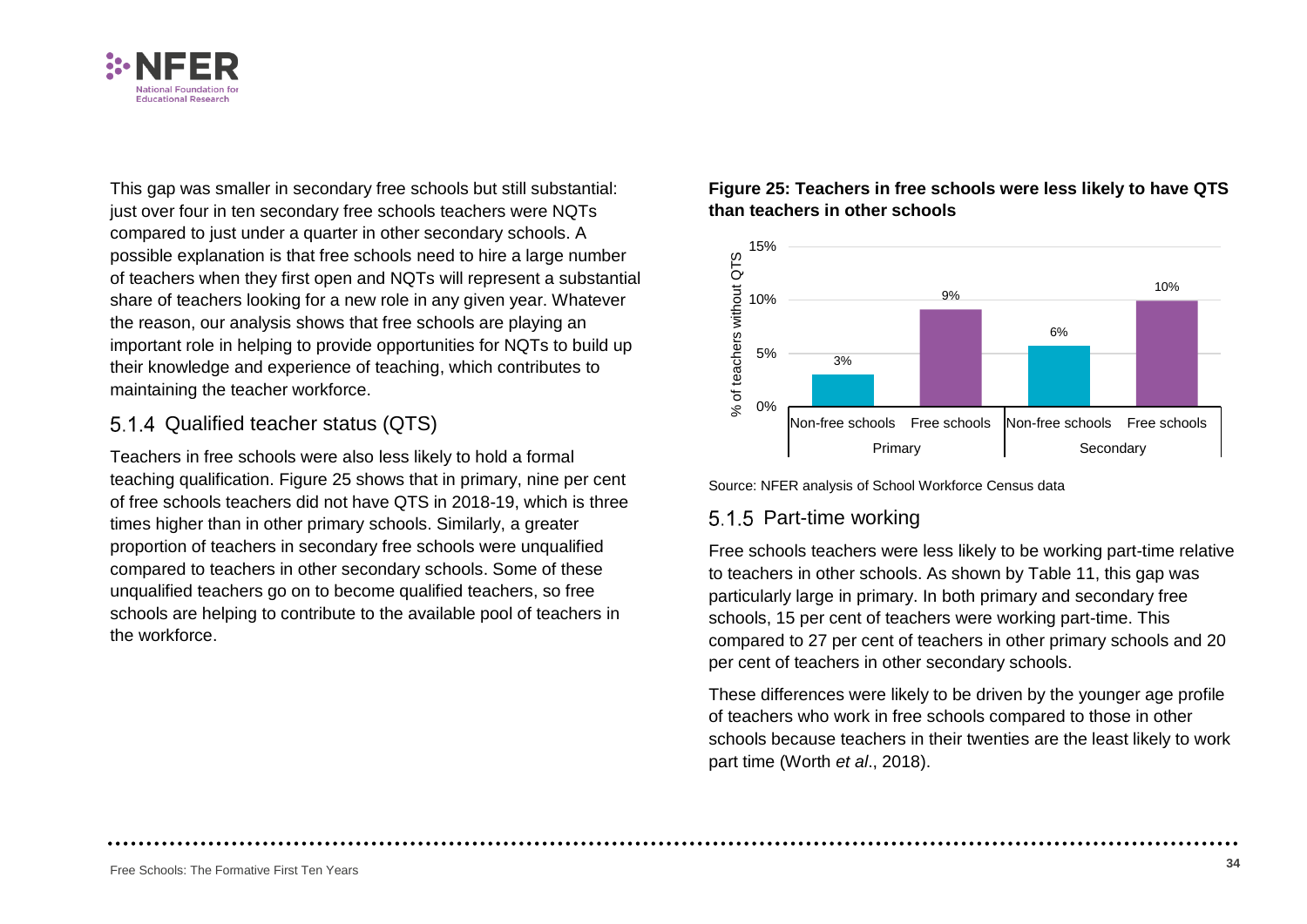This gap was smaller in secondary free schools but still substantial: just over four in ten secondary free schools teachers were NQTs compared to just under a quarter in other secondary schools. A possible explanation is that free schools need to hire a large number of teachers when they first open and NQTs will represent a substantial share of teachers looking for a new role in any given year. Whatever the reason, our analysis shows that free schools are playing an important role in helping to provide opportunities for NQTs to build up their knowledge and experience of teaching, which contributes to maintaining the teacher workforce.

### 5.1.4 Qualified teacher status (QTS)

Teachers in free schools were also less likely to hold a formal teaching qualification. Figure 25 shows that in primary, nine per cent of free schools teachers did not have QTS in 2018-19, which is three times higher than in other primary schools. Similarly, a greater proportion of teachers in secondary free schools were unqualified compared to teachers in other secondary schools. Some of these unqualified teachers go on to become qualified teachers, so free schools are helping to contribute to the available pool of teachers in the workforce.

**Figure 25: Teachers in free schools were less likely to have QTS than teachers in other schools**

| | % of teachers without QTS |
|---|---|
| Primary – Non-free schools | 3% |
| Primary – Free schools | 9% |
| Secondary – Non-free schools | 6% |
| Secondary – Free schools | 10% |

Source: NFER analysis of School Workforce Census data

### 5.1.5 Part-time working

Free schools teachers were less likely to be working part-time relative to teachers in other schools. As shown by Table 11, this gap was particularly large in primary. In both primary and secondary free schools, 15 per cent of teachers were working part-time. This compared to 27 per cent of teachers in other primary schools and 20 per cent of teachers in other secondary schools.

These differences were likely to be driven by the younger age profile of teachers who work in free schools compared to those in other schools because teachers in their twenties are the least likely to work part time (Worth *et al*., 2018).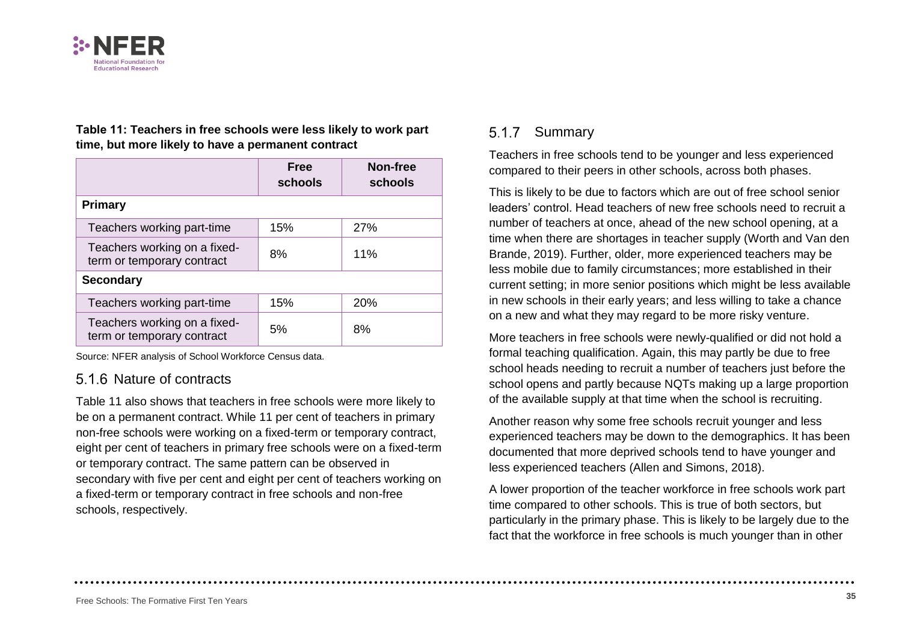**Table 11: Teachers in free schools were less likely to work part time, but more likely to have a permanent contract**

| | Free schools | Non-free schools |
|---|---|---|
| **Primary** | | |
| Teachers working part-time | 15% | 27% |
| Teachers working on a fixed-term or temporary contract | 8% | 11% |
| **Secondary** | | |
| Teachers working part-time | 15% | 20% |
| Teachers working on a fixed-term or temporary contract | 5% | 8% |

Source: NFER analysis of School Workforce Census data.

### 5.1.6 Nature of contracts

Table 11 also shows that teachers in free schools were more likely to be on a permanent contract. While 11 per cent of teachers in primary non-free schools were working on a fixed-term or temporary contract, eight per cent of teachers in primary free schools were on a fixed-term or temporary contract. The same pattern can be observed in secondary with five per cent and eight per cent of teachers working on a fixed-term or temporary contract in free schools and non-free schools, respectively.

### 5.1.7 Summary

Teachers in free schools tend to be younger and less experienced compared to their peers in other schools, across both phases.

This is likely to be due to factors which are out of free school senior leaders' control. Head teachers of new free schools need to recruit a number of teachers at once, ahead of the new school opening, at a time when there are shortages in teacher supply (Worth and Van den Brande, 2019). Further, older, more experienced teachers may be less mobile due to family circumstances; more established in their current setting; in more senior positions which might be less available in new schools in their early years; and less willing to take a chance on a new and what they may regard to be more risky venture.

More teachers in free schools were newly-qualified or did not hold a formal teaching qualification. Again, this may partly be due to free school heads needing to recruit a number of teachers just before the school opens and partly because NQTs making up a large proportion of the available supply at that time when the school is recruiting.

Another reason why some free schools recruit younger and less experienced teachers may be down to the demographics. It has been documented that more deprived schools tend to have younger and less experienced teachers (Allen and Simons, 2018).

A lower proportion of the teacher workforce in free schools work part time compared to other schools. This is true of both sectors, but particularly in the primary phase. This is likely to be largely due to the fact that the workforce in free schools is much younger than in other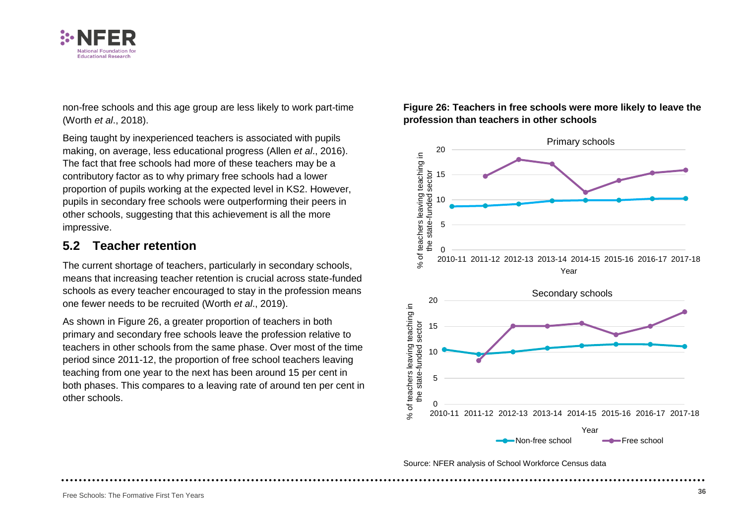non-free schools and this age group are less likely to work part-time (Worth *et al*., 2018).

Being taught by inexperienced teachers is associated with pupils making, on average, less educational progress (Allen *et al*., 2016). The fact that free schools had more of these teachers may be a contributory factor as to why primary free schools had a lower proportion of pupils working at the expected level in KS2. However, pupils in secondary free schools were outperforming their peers in other schools, suggesting that this achievement is all the more impressive.

## 5.2 Teacher retention

The current shortage of teachers, particularly in secondary schools, means that increasing teacher retention is crucial across state-funded schools as every teacher encouraged to stay in the profession means one fewer needs to be recruited (Worth *et al*., 2019).

As shown in Figure 26, a greater proportion of teachers in both primary and secondary free schools leave the profession relative to teachers in other schools from the same phase. Over most of the time period since 2011-12, the proportion of free school teachers leaving teaching from one year to the next has been around 15 per cent in both phases. This compares to a leaving rate of around ten per cent in other schools.

**Figure 26: Teachers in free schools were more likely to leave the profession than teachers in other schools**

Source: NFER analysis of School Workforce Census data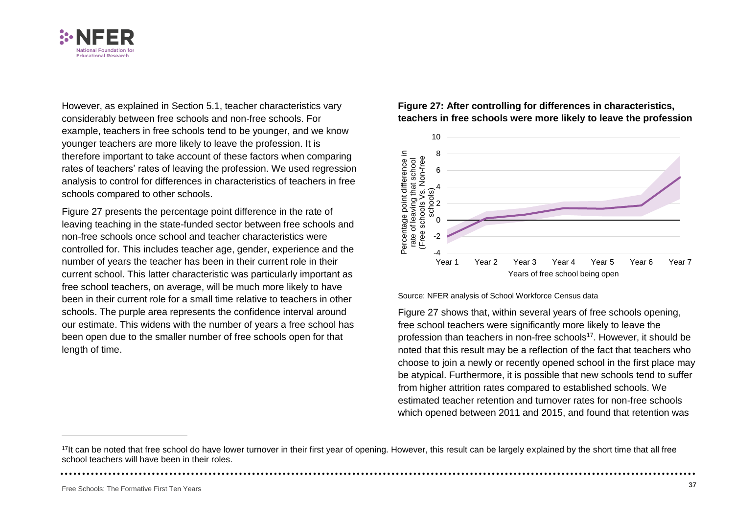However, as explained in Section 5.1, teacher characteristics vary considerably between free schools and non-free schools. For example, teachers in free schools tend to be younger, and we know younger teachers are more likely to leave the profession. It is therefore important to take account of these factors when comparing rates of teachers' rates of leaving the profession. We used regression analysis to control for differences in characteristics of teachers in free schools compared to other schools.

Figure 27 presents the percentage point difference in the rate of leaving teaching in the state-funded sector between free schools and non-free schools once school and teacher characteristics were controlled for. This includes teacher age, gender, experience and the number of years the teacher has been in their current role in their current school. This latter characteristic was particularly important as free school teachers, on average, will be much more likely to have been in their current role for a small time relative to teachers in other schools. The purple area represents the confidence interval around our estimate. This widens with the number of years a free school has been open due to the smaller number of free schools open for that length of time.

**Figure 27: After controlling for differences in characteristics, teachers in free schools were more likely to leave the profession**

Source: NFER analysis of School Workforce Census data

Figure 27 shows that, within several years of free schools opening, free school teachers were significantly more likely to leave the profession than teachers in non-free schools[17]. However, it should be noted that this result may be a reflection of the fact that teachers who choose to join a newly or recently opened school in the first place may be atypical. Furthermore, it is possible that new schools tend to suffer from higher attrition rates compared to established schools. We estimated teacher retention and turnover rates for non-free schools which opened between 2011 and 2015, and found that retention was

[17] It can be noted that free school do have lower turnover in their first year of opening. However, this result can be largely explained by the short time that all free school teachers will have been in their roles.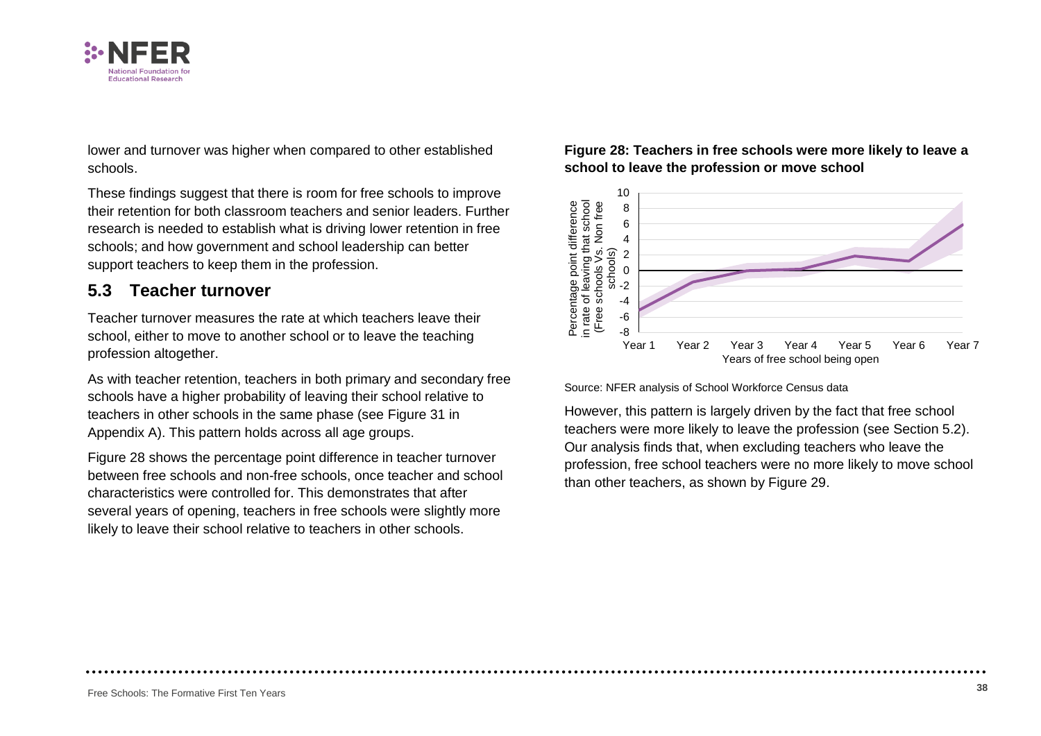lower and turnover was higher when compared to other established schools.

These findings suggest that there is room for free schools to improve their retention for both classroom teachers and senior leaders. Further research is needed to establish what is driving lower retention in free schools; and how government and school leadership can better support teachers to keep them in the profession.

## 5.3 Teacher turnover

Teacher turnover measures the rate at which teachers leave their school, either to move to another school or to leave the teaching profession altogether.

As with teacher retention, teachers in both primary and secondary free schools have a higher probability of leaving their school relative to teachers in other schools in the same phase (see Figure 31 in Appendix A). This pattern holds across all age groups.

Figure 28 shows the percentage point difference in teacher turnover between free schools and non-free schools, once teacher and school characteristics were controlled for. This demonstrates that after several years of opening, teachers in free schools were slightly more likely to leave their school relative to teachers in other schools.

**Figure 28: Teachers in free schools were more likely to leave a school to leave the profession or move school**

Source: NFER analysis of School Workforce Census data

However, this pattern is largely driven by the fact that free school teachers were more likely to leave the profession (see Section 5.2). Our analysis finds that, when excluding teachers who leave the profession, free school teachers were no more likely to move school than other teachers, as shown by Figure 29.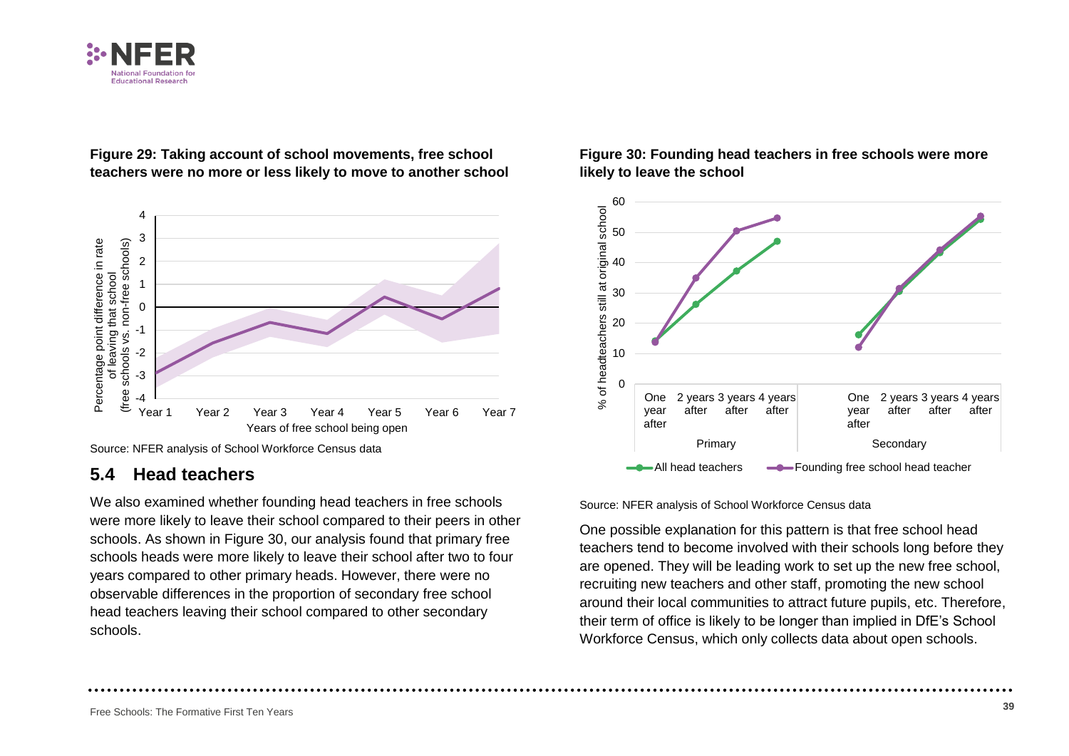**Figure 29: Taking account of school movements, free school teachers were no more or less likely to move to another school**

Source: NFER analysis of School Workforce Census data

## 5.4 Head teachers

We also examined whether founding head teachers in free schools were more likely to leave their school compared to their peers in other schools. As shown in Figure 30, our analysis found that primary free schools heads were more likely to leave their school after two to four years compared to other primary heads. However, there were no observable differences in the proportion of secondary free school head teachers leaving their school compared to other secondary schools.

**Figure 30: Founding head teachers in free schools were more likely to leave the school**

Source: NFER analysis of School Workforce Census data

One possible explanation for this pattern is that free school head teachers tend to become involved with their schools long before they are opened. They will be leading work to set up the new free school, recruiting new teachers and other staff, promoting the new school around their local communities to attract future pupils, etc. Therefore, their term of office is likely to be longer than implied in DfE's School Workforce Census, which only collects data about open schools.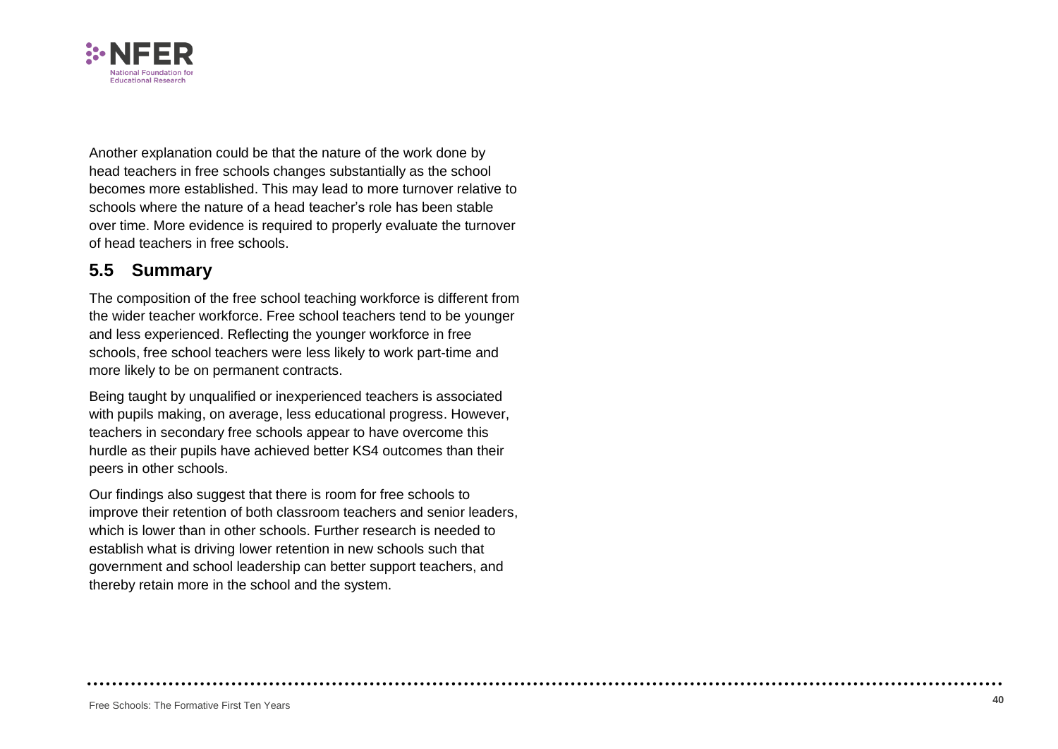Another explanation could be that the nature of the work done by head teachers in free schools changes substantially as the school becomes more established. This may lead to more turnover relative to schools where the nature of a head teacher's role has been stable over time. More evidence is required to properly evaluate the turnover of head teachers in free schools.

## 5.5 Summary

The composition of the free school teaching workforce is different from the wider teacher workforce. Free school teachers tend to be younger and less experienced. Reflecting the younger workforce in free schools, free school teachers were less likely to work part-time and more likely to be on permanent contracts.

Being taught by unqualified or inexperienced teachers is associated with pupils making, on average, less educational progress. However, teachers in secondary free schools appear to have overcome this hurdle as their pupils have achieved better KS4 outcomes than their peers in other schools.

Our findings also suggest that there is room for free schools to improve their retention of both classroom teachers and senior leaders, which is lower than in other schools. Further research is needed to establish what is driving lower retention in new schools such that government and school leadership can better support teachers, and thereby retain more in the school and the system.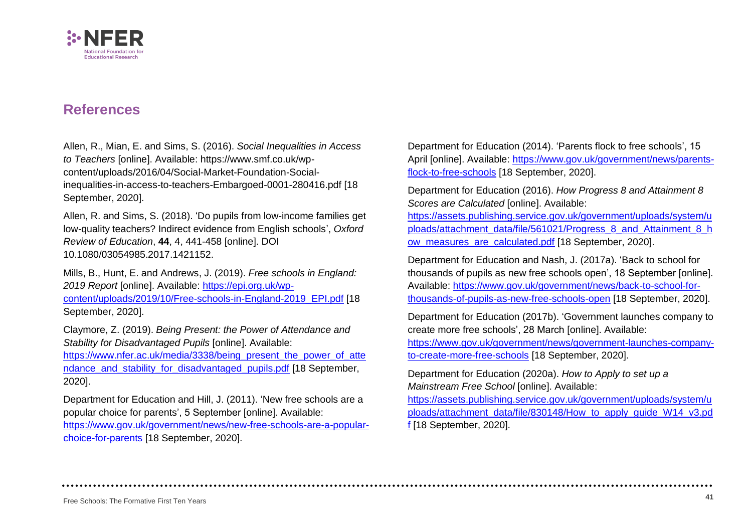## References

Allen, R., Mian, E. and Sims, S. (2016). *Social Inequalities in Access to Teachers* [online]. Available: https://www.smf.co.uk/wp-content/uploads/2016/04/Social-Market-Foundation-Social-inequalities-in-access-to-teachers-Embargoed-0001-280416.pdf [18 September, 2020].

Allen, R. and Sims, S. (2018). 'Do pupils from low-income families get low-quality teachers? Indirect evidence from English schools', *Oxford Review of Education*, **44**, 4, 441-458 [online]. DOI 10.1080/03054985.2017.1421152.

Mills, B., Hunt, E. and Andrews, J. (2019). *Free schools in England: 2019 Report* [online]. Available: https://epi.org.uk/wp-content/uploads/2019/10/Free-schools-in-England-2019_EPI.pdf [18 September, 2020].

Claymore, Z. (2019). *Being Present: the Power of Attendance and Stability for Disadvantaged Pupils* [online]. Available: https://www.nfer.ac.uk/media/3338/being_present_the_power_of_attendance_and_stability_for_disadvantaged_pupils.pdf [18 September, 2020].

Department for Education and Hill, J. (2011). 'New free schools are a popular choice for parents', 5 September [online]. Available: https://www.gov.uk/government/news/new-free-schools-are-a-popular-choice-for-parents [18 September, 2020].

Department for Education (2014). 'Parents flock to free schools', 15 April [online]. Available: https://www.gov.uk/government/news/parents-flock-to-free-schools [18 September, 2020].

Department for Education (2016). *How Progress 8 and Attainment 8 Scores are Calculated* [online]. Available: https://assets.publishing.service.gov.uk/government/uploads/system/uploads/attachment_data/file/561021/Progress_8_and_Attainment_8_how_measures_are_calculated.pdf [18 September, 2020].

Department for Education and Nash, J. (2017a). 'Back to school for thousands of pupils as new free schools open', 18 September [online]. Available: https://www.gov.uk/government/news/back-to-school-for-thousands-of-pupils-as-new-free-schools-open [18 September, 2020].

Department for Education (2017b). 'Government launches company to create more free schools', 28 March [online]. Available: https://www.gov.uk/government/news/government-launches-company-to-create-more-free-schools [18 September, 2020].

Department for Education (2020a). *How to Apply to set up a Mainstream Free School* [online]. Available: https://assets.publishing.service.gov.uk/government/uploads/system/uploads/attachment_data/file/830148/How_to_apply_guide_W14_v3.pdf [18 September, 2020].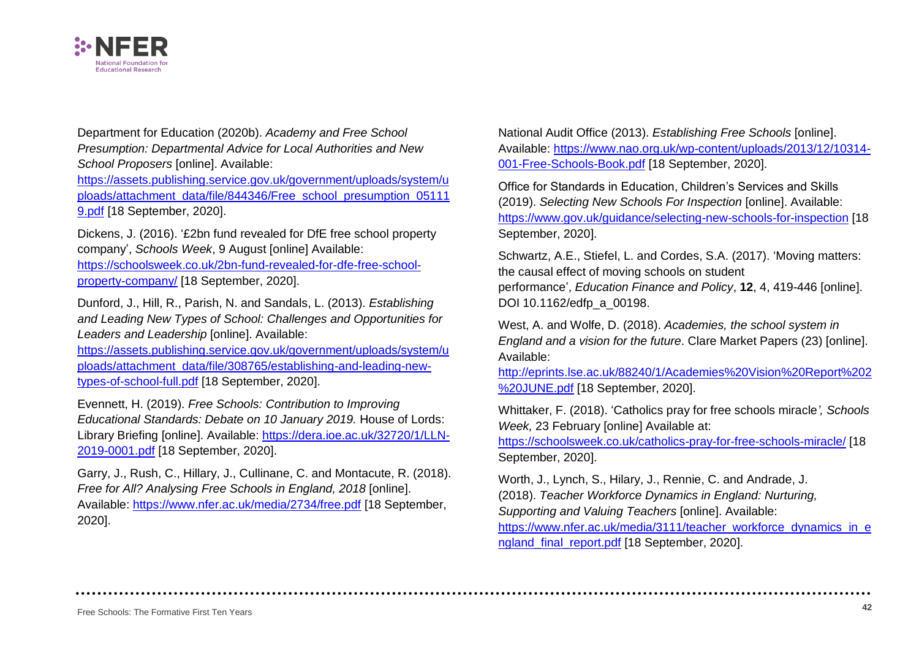Department for Education (2020b). *Academy and Free School Presumption: Departmental Advice for Local Authorities and New School Proposers* [online]. Available: https://assets.publishing.service.gov.uk/government/uploads/system/uploads/attachment_data/file/844346/Free_school_presumption_051119.pdf [18 September, 2020].

Dickens, J. (2016). '£2bn fund revealed for DfE free school property company', *Schools Week*, 9 August [online] Available: https://schoolsweek.co.uk/2bn-fund-revealed-for-dfe-free-school-property-company/ [18 September, 2020].

Dunford, J., Hill, R., Parish, N. and Sandals, L. (2013). *Establishing and Leading New Types of School: Challenges and Opportunities for Leaders and Leadership* [online]. Available: https://assets.publishing.service.gov.uk/government/uploads/system/uploads/attachment_data/file/308765/establishing-and-leading-new-types-of-school-full.pdf [18 September, 2020].

Evennett, H. (2019). *Free Schools: Contribution to Improving Educational Standards: Debate on 10 January 2019.* House of Lords: Library Briefing [online]. Available: https://dera.ioe.ac.uk/32720/1/LLN-2019-0001.pdf [18 September, 2020].

Garry, J., Rush, C., Hillary, J., Cullinane, C. and Montacute, R. (2018). *Free for All? Analysing Free Schools in England, 2018* [online]. Available: https://www.nfer.ac.uk/media/2734/free.pdf [18 September, 2020].

National Audit Office (2013). *Establishing Free Schools* [online]. Available: https://www.nao.org.uk/wp-content/uploads/2013/12/10314-001-Free-Schools-Book.pdf [18 September, 2020].

Office for Standards in Education, Children's Services and Skills (2019). *Selecting New Schools For Inspection* [online]. Available: https://www.gov.uk/guidance/selecting-new-schools-for-inspection [18 September, 2020].

Schwartz, A.E., Stiefel, L. and Cordes, S.A. (2017). 'Moving matters: the causal effect of moving schools on student performance', *Education Finance and Policy*, **12**, 4, 419-446 [online]. DOI 10.1162/edfp_a_00198.

West, A. and Wolfe, D. (2018). *Academies, the school system in England and a vision for the future*. Clare Market Papers (23) [online]. Available: http://eprints.lse.ac.uk/88240/1/Academies%20Vision%20Report%202%20JUNE.pdf [18 September, 2020].

Whittaker, F. (2018). 'Catholics pray for free schools miracle*', Schools Week,* 23 February [online] Available at: https://schoolsweek.co.uk/catholics-pray-for-free-schools-miracle/ [18 September, 2020].

Worth, J., Lynch, S., Hilary, J., Rennie, C. and Andrade, J. (2018). *Teacher Workforce Dynamics in England: Nurturing, Supporting and Valuing Teachers* [online]. Available: https://www.nfer.ac.uk/media/3111/teacher_workforce_dynamics_in_england_final_report.pdf [18 September, 2020].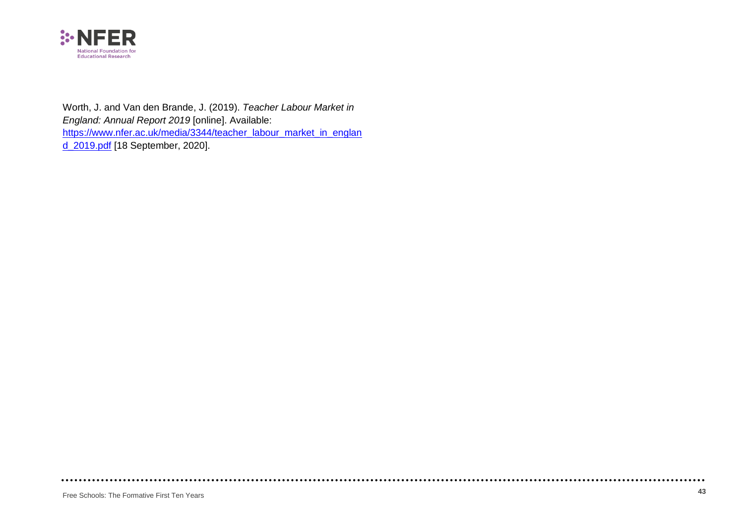Worth, J. and Van den Brande, J. (2019). *Teacher Labour Market in England: Annual Report 2019* [online]. Available: [https://www.nfer.ac.uk/media/3344/teacher_labour_market_in_england_2019.pdf](https://www.nfer.ac.uk/media/3344/teacher_labour_market_in_england_2019.pdf) [18 September, 2020].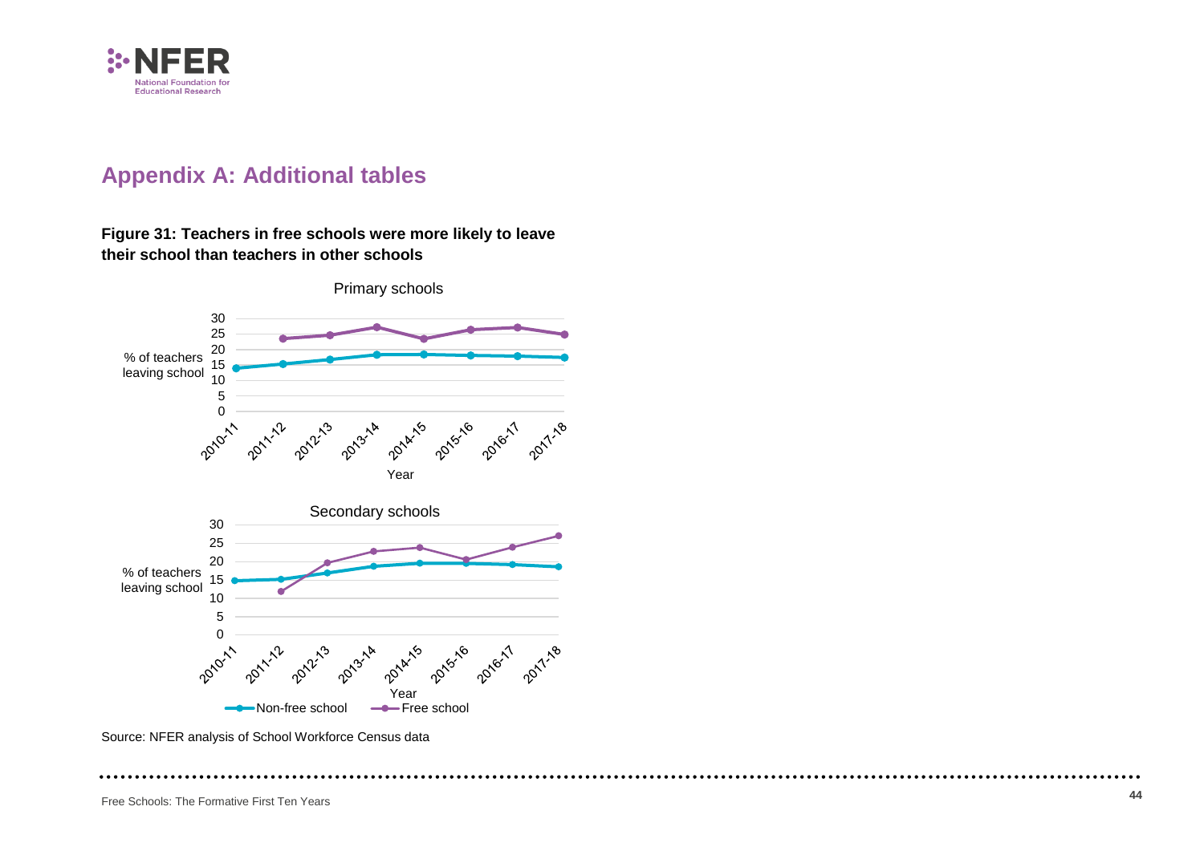## Appendix A: Additional tables

**Figure 31: Teachers in free schools were more likely to leave their school than teachers in other schools**

Source: NFER analysis of School Workforce Census data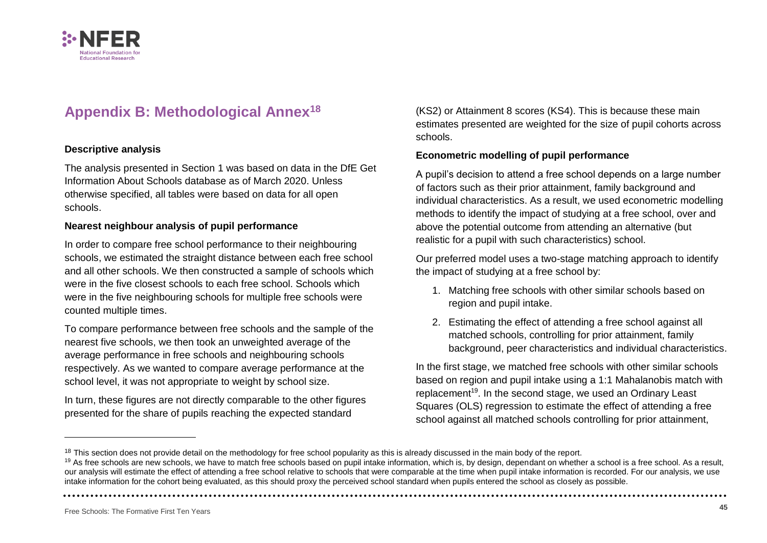## Appendix B: Methodological Annex[18]

**Descriptive analysis**

The analysis presented in Section 1 was based on data in the DfE Get Information About Schools database as of March 2020. Unless otherwise specified, all tables were based on data for all open schools.

**Nearest neighbour analysis of pupil performance**

In order to compare free school performance to their neighbouring schools, we estimated the straight distance between each free school and all other schools. We then constructed a sample of schools which were in the five closest schools to each free school. Schools which were in the five neighbouring schools for multiple free schools were counted multiple times.

To compare performance between free schools and the sample of the nearest five schools, we then took an unweighted average of the average performance in free schools and neighbouring schools respectively. As we wanted to compare average performance at the school level, it was not appropriate to weight by school size.

In turn, these figures are not directly comparable to the other figures presented for the share of pupils reaching the expected standard (KS2) or Attainment 8 scores (KS4). This is because these main estimates presented are weighted for the size of pupil cohorts across schools.

**Econometric modelling of pupil performance**

A pupil's decision to attend a free school depends on a large number of factors such as their prior attainment, family background and individual characteristics. As a result, we used econometric modelling methods to identify the impact of studying at a free school, over and above the potential outcome from attending an alternative (but realistic for a pupil with such characteristics) school.

Our preferred model uses a two-stage matching approach to identify the impact of studying at a free school by:

1. Matching free schools with other similar schools based on region and pupil intake.
2. Estimating the effect of attending a free school against all matched schools, controlling for prior attainment, family background, peer characteristics and individual characteristics.

In the first stage, we matched free schools with other similar schools based on region and pupil intake using a 1:1 Mahalanobis match with replacement[19]. In the second stage, we used an Ordinary Least Squares (OLS) regression to estimate the effect of attending a free school against all matched schools controlling for prior attainment,

---

[18] This section does not provide detail on the methodology for free school popularity as this is already discussed in the main body of the report.

[19] As free schools are new schools, we have to match free schools based on pupil intake information, which is, by design, dependant on whether a school is a free school. As a result, our analysis will estimate the effect of attending a free school relative to schools that were comparable at the time when pupil intake information is recorded. For our analysis, we use intake information for the cohort being evaluated, as this should proxy the perceived school standard when pupils entered the school as closely as possible.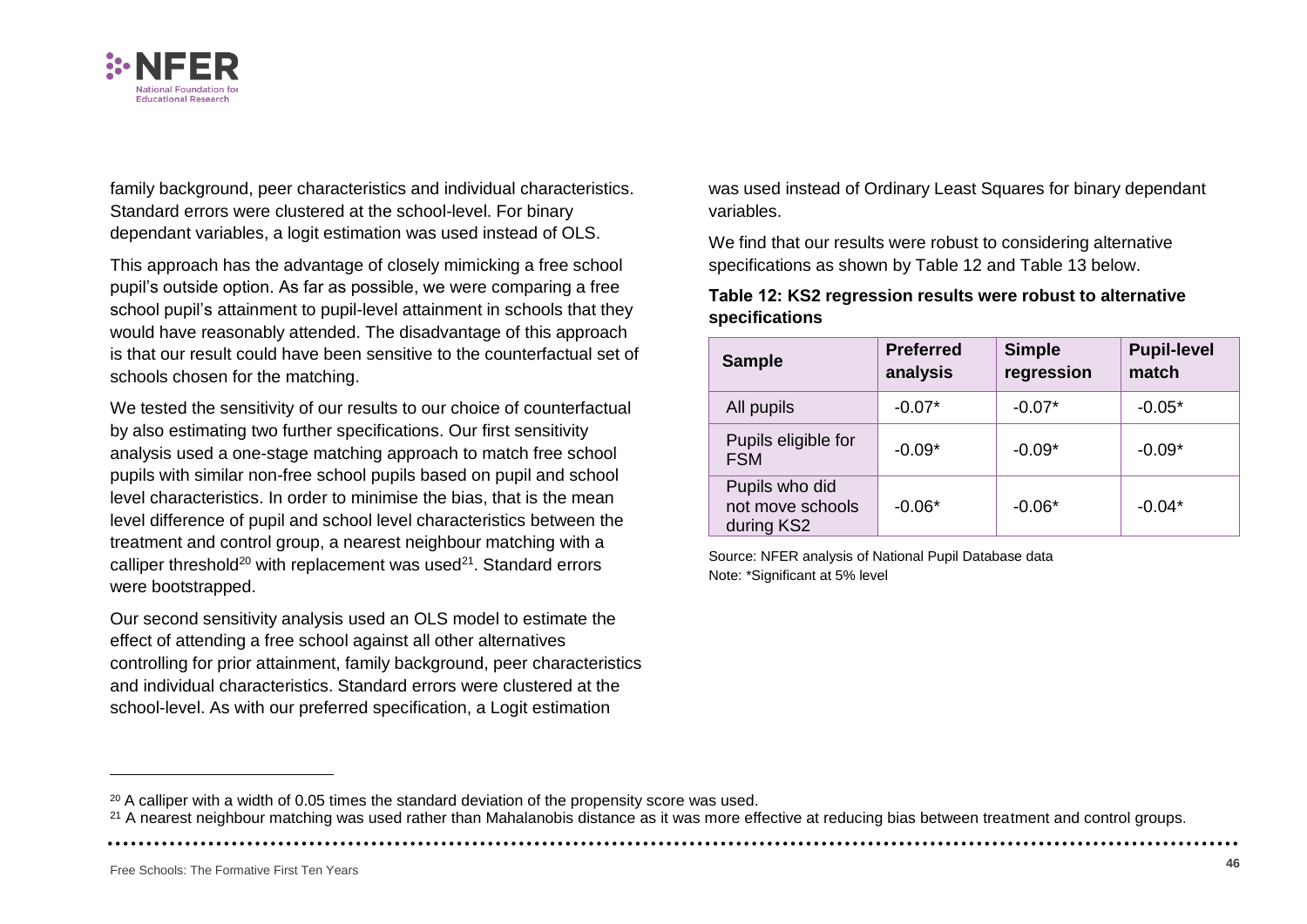family background, peer characteristics and individual characteristics. Standard errors were clustered at the school-level. For binary dependant variables, a logit estimation was used instead of OLS.

This approach has the advantage of closely mimicking a free school pupil's outside option. As far as possible, we were comparing a free school pupil's attainment to pupil-level attainment in schools that they would have reasonably attended. The disadvantage of this approach is that our result could have been sensitive to the counterfactual set of schools chosen for the matching.

We tested the sensitivity of our results to our choice of counterfactual by also estimating two further specifications. Our first sensitivity analysis used a one-stage matching approach to match free school pupils with similar non-free school pupils based on pupil and school level characteristics. In order to minimise the bias, that is the mean level difference of pupil and school level characteristics between the treatment and control group, a nearest neighbour matching with a calliper threshold[20] with replacement was used[21]. Standard errors were bootstrapped.

Our second sensitivity analysis used an OLS model to estimate the effect of attending a free school against all other alternatives controlling for prior attainment, family background, peer characteristics and individual characteristics. Standard errors were clustered at the school-level. As with our preferred specification, a Logit estimation was used instead of Ordinary Least Squares for binary dependant variables.

We find that our results were robust to considering alternative specifications as shown by Table 12 and Table 13 below.

**Table 12: KS2 regression results were robust to alternative specifications**

| Sample | Preferred analysis | Simple regression | Pupil-level match |
|---|---|---|---|
| All pupils | -0.07* | -0.07* | -0.05* |
| Pupils eligible for FSM | -0.09* | -0.09* | -0.09* |
| Pupils who did not move schools during KS2 | -0.06* | -0.06* | -0.04* |

Source: NFER analysis of National Pupil Database data
Note: *Significant at 5% level

[20] A calliper with a width of 0.05 times the standard deviation of the propensity score was used.

[21] A nearest neighbour matching was used rather than Mahalanobis distance as it was more effective at reducing bias between treatment and control groups.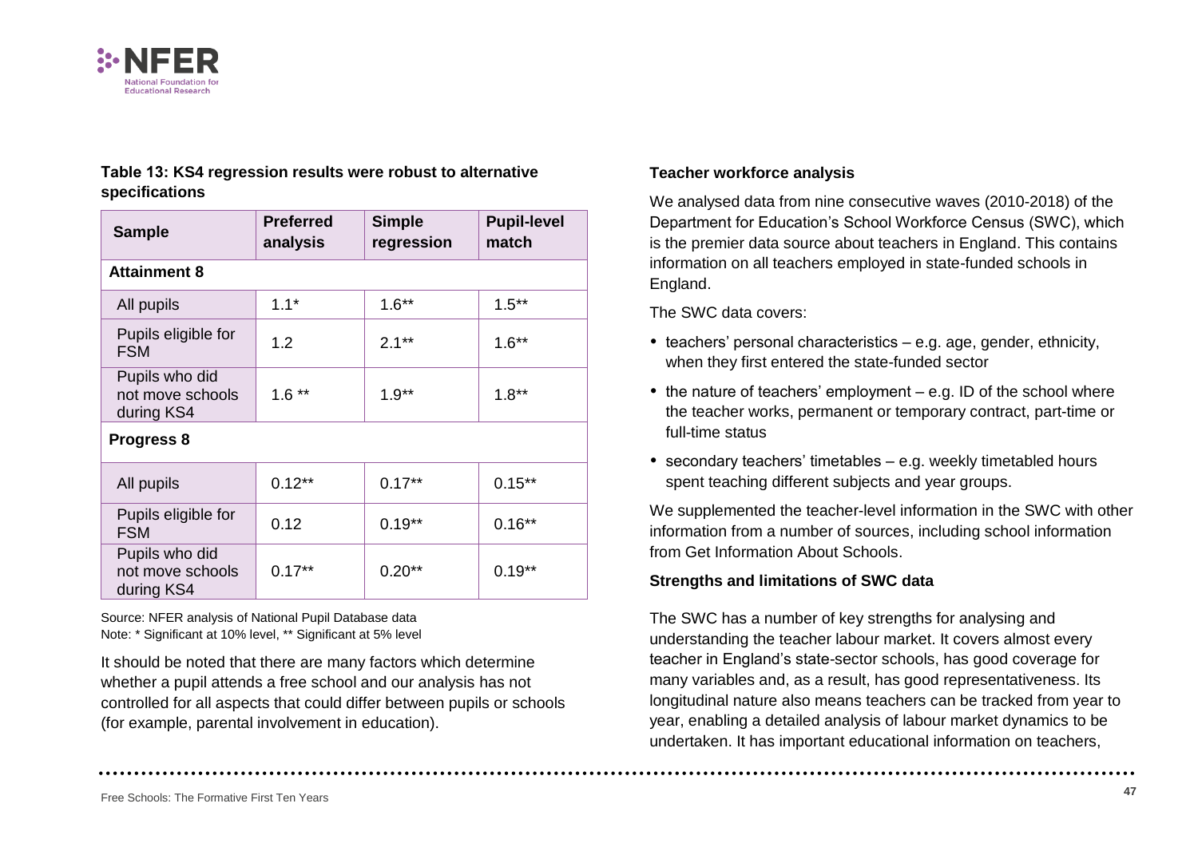**Table 13: KS4 regression results were robust to alternative specifications**

| Sample | Preferred analysis | Simple regression | Pupil-level match |
|---|---|---|---|
| **Attainment 8** | | | |
| All pupils | 1.1* | 1.6** | 1.5** |
| Pupils eligible for FSM | 1.2 | 2.1** | 1.6** |
| Pupils who did not move schools during KS4 | 1.6 ** | 1.9** | 1.8** |
| **Progress 8** | | | |
| All pupils | 0.12** | 0.17** | 0.15** |
| Pupils eligible for FSM | 0.12 | 0.19** | 0.16** |
| Pupils who did not move schools during KS4 | 0.17** | 0.20** | 0.19** |

Source: NFER analysis of National Pupil Database data
Note: * Significant at 10% level, ** Significant at 5% level

It should be noted that there are many factors which determine whether a pupil attends a free school and our analysis has not controlled for all aspects that could differ between pupils or schools (for example, parental involvement in education).

**Teacher workforce analysis**

We analysed data from nine consecutive waves (2010-2018) of the Department for Education's School Workforce Census (SWC), which is the premier data source about teachers in England. This contains information on all teachers employed in state-funded schools in England.

The SWC data covers:

- teachers' personal characteristics – e.g. age, gender, ethnicity, when they first entered the state-funded sector
- the nature of teachers' employment – e.g. ID of the school where the teacher works, permanent or temporary contract, part-time or full-time status
- secondary teachers' timetables – e.g. weekly timetabled hours spent teaching different subjects and year groups.

We supplemented the teacher-level information in the SWC with other information from a number of sources, including school information from Get Information About Schools.

**Strengths and limitations of SWC data**

The SWC has a number of key strengths for analysing and understanding the teacher labour market. It covers almost every teacher in England's state-sector schools, has good coverage for many variables and, as a result, has good representativeness. Its longitudinal nature also means teachers can be tracked from year to year, enabling a detailed analysis of labour market dynamics to be undertaken. It has important educational information on teachers,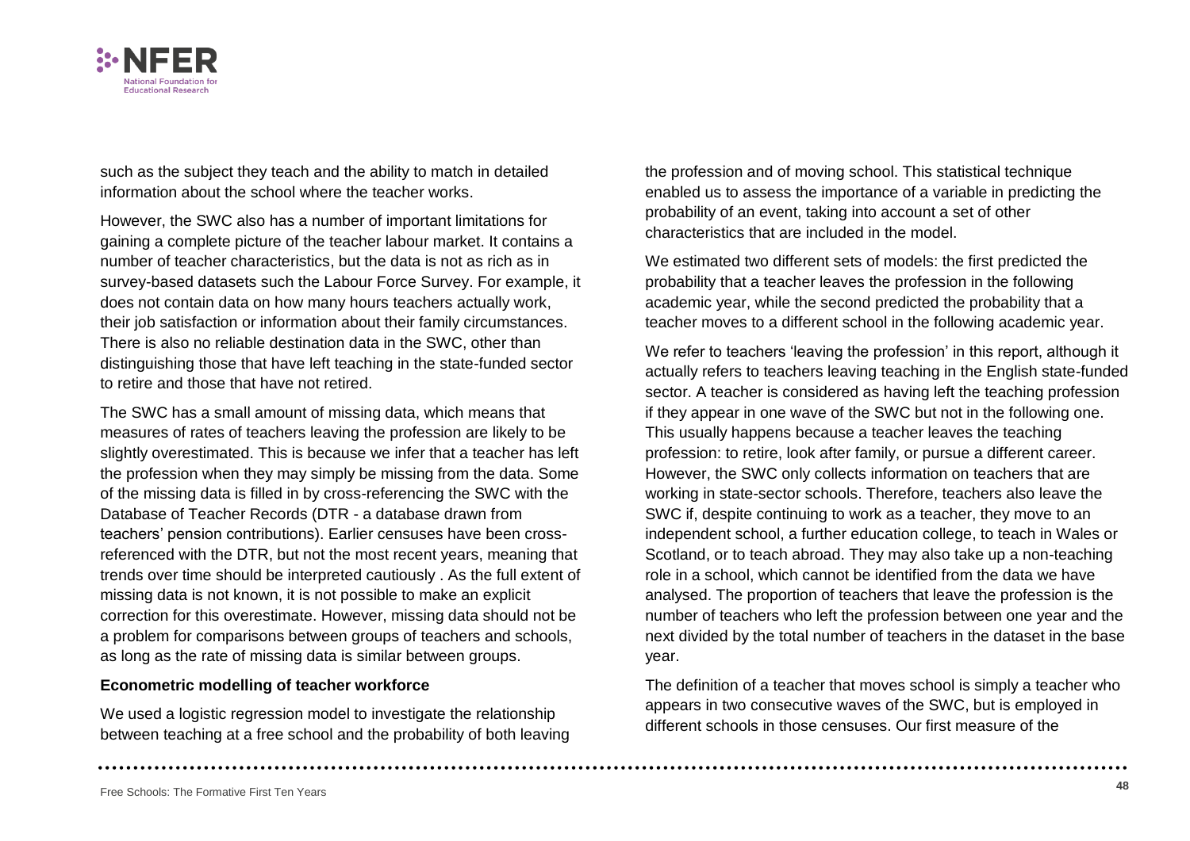such as the subject they teach and the ability to match in detailed information about the school where the teacher works.

However, the SWC also has a number of important limitations for gaining a complete picture of the teacher labour market. It contains a number of teacher characteristics, but the data is not as rich as in survey-based datasets such the Labour Force Survey. For example, it does not contain data on how many hours teachers actually work, their job satisfaction or information about their family circumstances. There is also no reliable destination data in the SWC, other than distinguishing those that have left teaching in the state-funded sector to retire and those that have not retired.

The SWC has a small amount of missing data, which means that measures of rates of teachers leaving the profession are likely to be slightly overestimated. This is because we infer that a teacher has left the profession when they may simply be missing from the data. Some of the missing data is filled in by cross-referencing the SWC with the Database of Teacher Records (DTR - a database drawn from teachers' pension contributions). Earlier censuses have been cross-referenced with the DTR, but not the most recent years, meaning that trends over time should be interpreted cautiously . As the full extent of missing data is not known, it is not possible to make an explicit correction for this overestimate. However, missing data should not be a problem for comparisons between groups of teachers and schools, as long as the rate of missing data is similar between groups.

**Econometric modelling of teacher workforce**

We used a logistic regression model to investigate the relationship between teaching at a free school and the probability of both leaving the profession and of moving school. This statistical technique enabled us to assess the importance of a variable in predicting the probability of an event, taking into account a set of other characteristics that are included in the model.

We estimated two different sets of models: the first predicted the probability that a teacher leaves the profession in the following academic year, while the second predicted the probability that a teacher moves to a different school in the following academic year.

We refer to teachers 'leaving the profession' in this report, although it actually refers to teachers leaving teaching in the English state-funded sector. A teacher is considered as having left the teaching profession if they appear in one wave of the SWC but not in the following one. This usually happens because a teacher leaves the teaching profession: to retire, look after family, or pursue a different career. However, the SWC only collects information on teachers that are working in state-sector schools. Therefore, teachers also leave the SWC if, despite continuing to work as a teacher, they move to an independent school, a further education college, to teach in Wales or Scotland, or to teach abroad. They may also take up a non-teaching role in a school, which cannot be identified from the data we have analysed. The proportion of teachers that leave the profession is the number of teachers who left the profession between one year and the next divided by the total number of teachers in the dataset in the base year.

The definition of a teacher that moves school is simply a teacher who appears in two consecutive waves of the SWC, but is employed in different schools in those censuses. Our first measure of the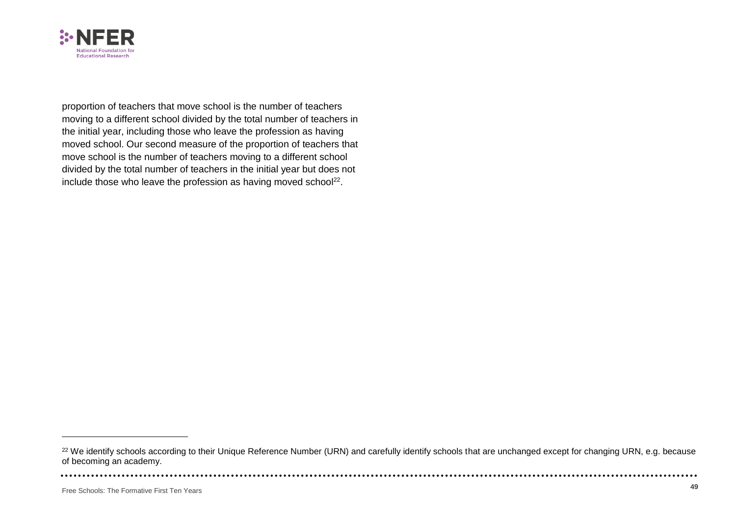proportion of teachers that move school is the number of teachers moving to a different school divided by the total number of teachers in the initial year, including those who leave the profession as having moved school. Our second measure of the proportion of teachers that move school is the number of teachers moving to a different school divided by the total number of teachers in the initial year but does not include those who leave the profession as having moved school[22].

---

[22] We identify schools according to their Unique Reference Number (URN) and carefully identify schools that are unchanged except for changing URN, e.g. because of becoming an academy.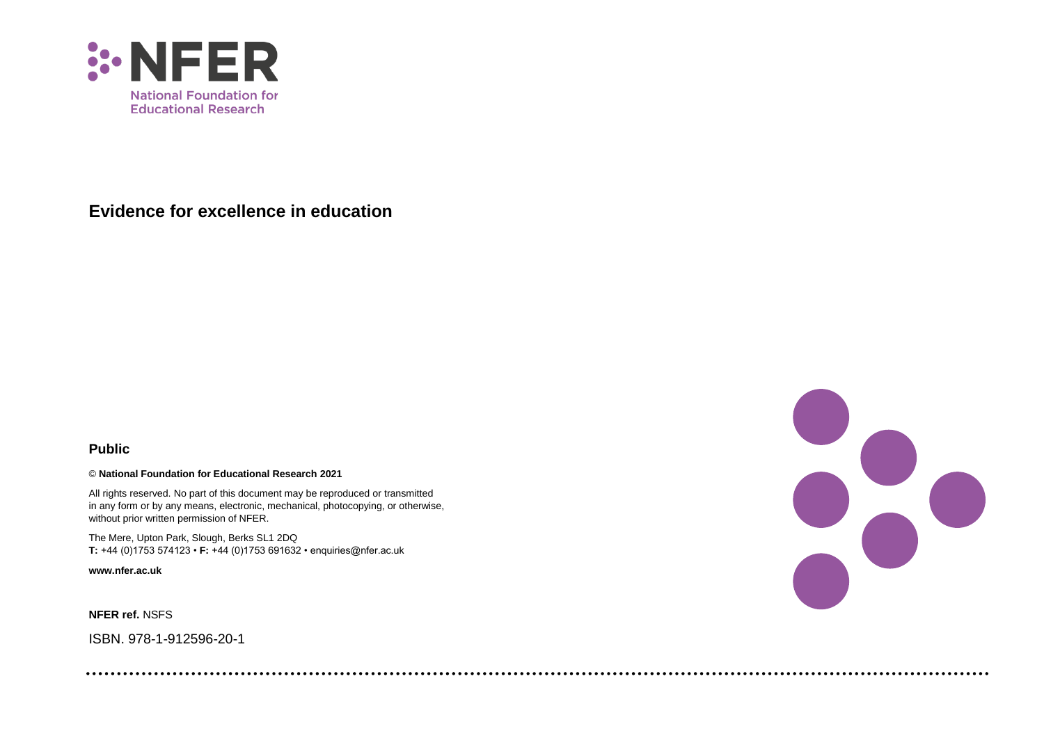NFER

National Foundation for Educational Research

## Evidence for excellence in education

**Public**

© **National Foundation for Educational Research 2021**

All rights reserved. No part of this document may be reproduced or transmitted in any form or by any means, electronic, mechanical, photocopying, or otherwise, without prior written permission of NFER.

The Mere, Upton Park, Slough, Berks SL1 2DQ
**T:** +44 (0)1753 574123 • **F:** +44 (0)1753 691632 • enquiries@nfer.ac.uk

**www.nfer.ac.uk**

**NFER ref.** NSFS

ISBN. 978-1-912596-20-1